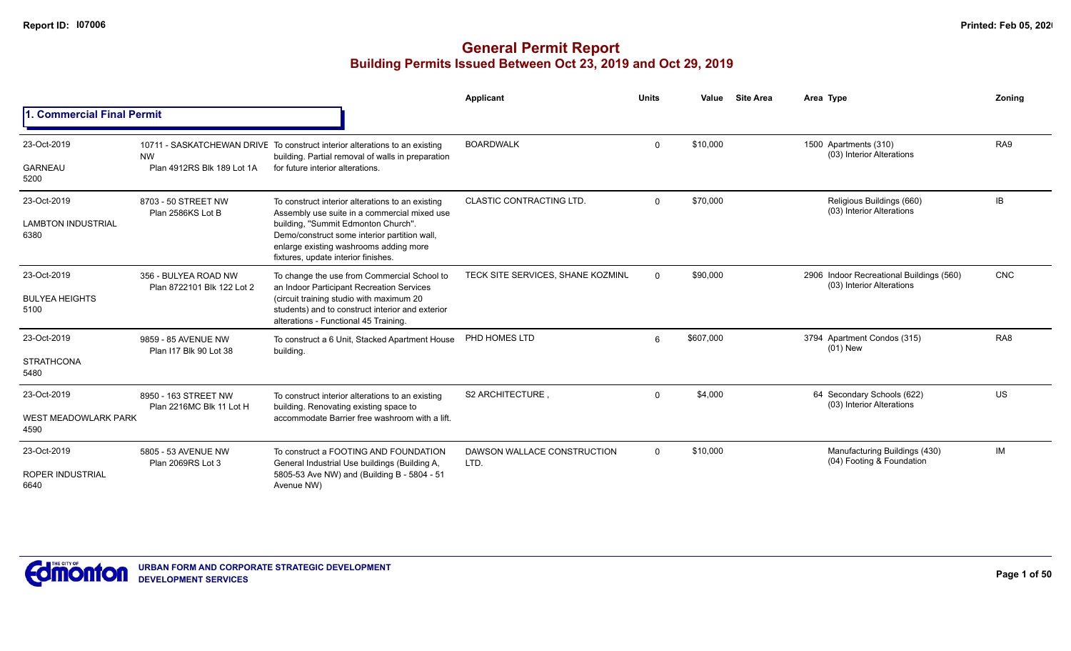# General Permit Report
## Building Permits Issued Between Oct 23, 2019 and Oct 29, 2019

### 1. Commercial Final Permit

| Date / Neighbourhood | Address / Legal | Description | Applicant | Units | Value | Site Area | Area | Type | Zoning |
|---|---|---|---|---|---|---|---|---|---|
| 23-Oct-2019<br>GARNEAU<br>5200 | 10711 - SASKATCHEWAN DRIVE NW<br>Plan 4912RS Blk 189 Lot 1A | To construct interior alterations to an existing building. Partial removal of walls in preparation for future interior alterations. | BOARDWALK | 0 | $10,000 | | 1500 | Apartments (310)<br>(03) Interior Alterations | RA9 |
| 23-Oct-2019<br>LAMBTON INDUSTRIAL<br>6380 | 8703 - 50 STREET NW<br>Plan 2586KS Lot B | To construct interior alterations to an existing Assembly use suite in a commercial mixed use building, "Summit Edmonton Church". Demo/construct some interior partition wall, enlarge existing washrooms adding more fixtures, update interior finishes. | CLASTIC CONTRACTING LTD. | 0 | $70,000 | | | Religious Buildings (660)<br>(03) Interior Alterations | IB |
| 23-Oct-2019<br>BULYEA HEIGHTS<br>5100 | 356 - BULYEA ROAD NW<br>Plan 8722101 Blk 122 Lot 2 | To change the use from Commercial School to an Indoor Participant Recreation Services (circuit training studio with maximum 20 students) and to construct interior and exterior alterations - Functional 45 Training. | TECK SITE SERVICES, SHANE KOZMINU | 0 | $90,000 | | 2906 | Indoor Recreational Buildings (560)<br>(03) Interior Alterations | CNC |
| 23-Oct-2019<br>STRATHCONA<br>5480 | 9859 - 85 AVENUE NW<br>Plan I17 Blk 90 Lot 38 | To construct a 6 Unit, Stacked Apartment House building. | PHD HOMES LTD | 6 | $607,000 | | 3794 | Apartment Condos (315)<br>(01) New | RA8 |
| 23-Oct-2019<br>WEST MEADOWLARK PARK<br>4590 | 8950 - 163 STREET NW<br>Plan 2216MC Blk 11 Lot H | To construct interior alterations to an existing building. Renovating existing space to accommodate Barrier free washroom with a lift. | S2 ARCHITECTURE , | 0 | $4,000 | | 64 | Secondary Schools (622)<br>(03) Interior Alterations | US |
| 23-Oct-2019<br>ROPER INDUSTRIAL<br>6640 | 5805 - 53 AVENUE NW<br>Plan 2069RS Lot 3 | To construct a FOOTING AND FOUNDATION General Industrial Use buildings (Building A, 5805-53 Ave NW) and (Building B - 5804 - 51 Avenue NW) | DAWSON WALLACE CONSTRUCTION LTD. | 0 | $10,000 | | | Manufacturing Buildings (430)<br>(04) Footing & Foundation | IM |

URBAN FORM AND CORPORATE STRATEGIC DEVELOPMENT
DEVELOPMENT SERVICES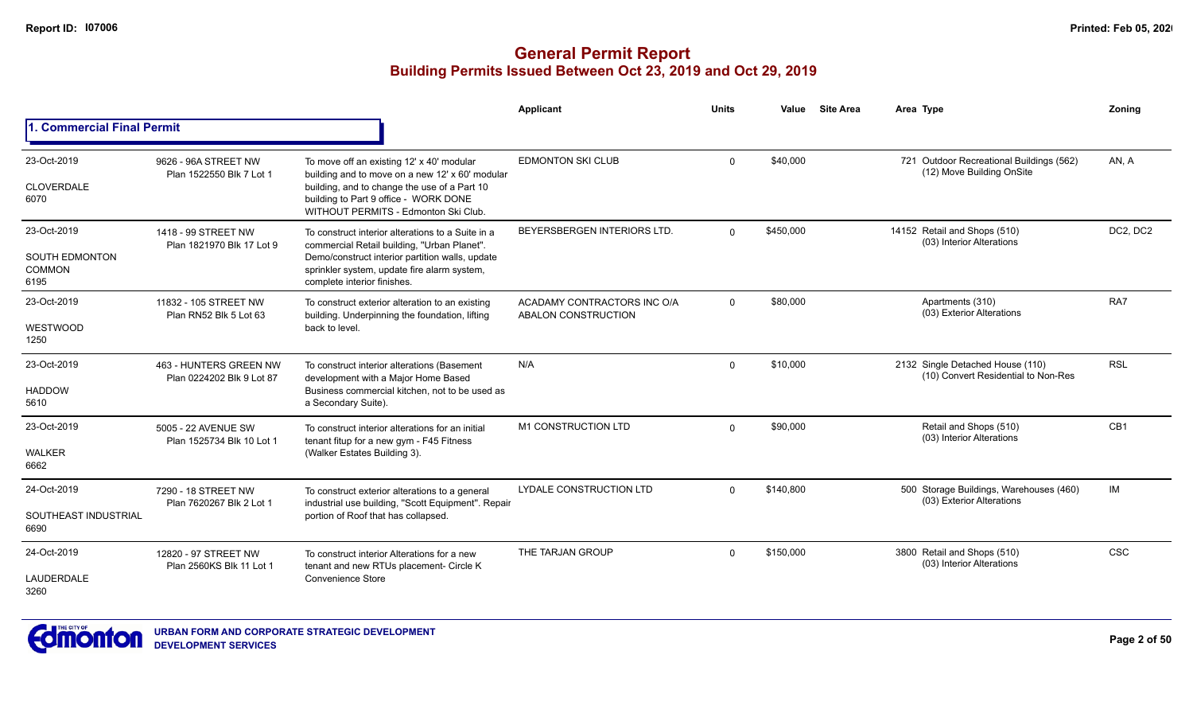# General Permit Report
## Building Permits Issued Between Oct 23, 2019 and Oct 29, 2019

### 1. Commercial Final Permit

| Date / Neighbourhood | Address / Legal | Description | Applicant | Units | Value | Site Area | Area | Type | Zoning |
|---|---|---|---|---|---|---|---|---|---|
| 23-Oct-2019<br>CLOVERDALE<br>6070 | 9626 - 96A STREET NW<br>Plan 1522550 Blk 7 Lot 1 | To move off an existing 12' x 40' modular building and to move on a new 12' x 60' modular building, and to change the use of a Part 10 building to Part 9 office - WORK DONE WITHOUT PERMITS - Edmonton Ski Club. | EDMONTON SKI CLUB | 0 | $40,000 | | 721 | Outdoor Recreational Buildings (562)<br>(12) Move Building OnSite | AN, A |
| 23-Oct-2019<br>SOUTH EDMONTON COMMON<br>6195 | 1418 - 99 STREET NW<br>Plan 1821970 Blk 17 Lot 9 | To construct interior alterations to a Suite in a commercial Retail building, "Urban Planet". Demo/construct interior partition walls, update sprinkler system, update fire alarm system, complete interior finishes. | BEYERSBERGEN INTERIORS LTD. | 0 | $450,000 | | 14152 | Retail and Shops (510)<br>(03) Interior Alterations | DC2, DC2 |
| 23-Oct-2019<br>WESTWOOD<br>1250 | 11832 - 105 STREET NW<br>Plan RN52 Blk 5 Lot 63 | To construct exterior alteration to an existing building. Underpinning the foundation, lifting back to level. | ACADAMY CONTRACTORS INC O/A ABALON CONSTRUCTION | 0 | $80,000 | | | Apartments (310)<br>(03) Exterior Alterations | RA7 |
| 23-Oct-2019<br>HADDOW<br>5610 | 463 - HUNTERS GREEN NW<br>Plan 0224202 Blk 9 Lot 87 | To construct interior alterations (Basement development with a Major Home Based Business commercial kitchen, not to be used as a Secondary Suite). | N/A | 0 | $10,000 | | 2132 | Single Detached House (110)<br>(10) Convert Residential to Non-Res | RSL |
| 23-Oct-2019<br>WALKER<br>6662 | 5005 - 22 AVENUE SW<br>Plan 1525734 Blk 10 Lot 1 | To construct interior alterations for an initial tenant fitup for a new gym - F45 Fitness (Walker Estates Building 3). | M1 CONSTRUCTION LTD | 0 | $90,000 | | | Retail and Shops (510)<br>(03) Interior Alterations | CB1 |
| 24-Oct-2019<br>SOUTHEAST INDUSTRIAL<br>6690 | 7290 - 18 STREET NW<br>Plan 7620267 Blk 2 Lot 1 | To construct exterior alterations to a general industrial use building, "Scott Equipment". Repair portion of Roof that has collapsed. | LYDALE CONSTRUCTION LTD | 0 | $140,800 | | 500 | Storage Buildings, Warehouses (460)<br>(03) Exterior Alterations | IM |
| 24-Oct-2019<br>LAUDERDALE<br>3260 | 12820 - 97 STREET NW<br>Plan 2560KS Blk 11 Lot 1 | To construct interior Alterations for a new tenant and new RTUs placement- Circle K Convenience Store | THE TARJAN GROUP | 0 | $150,000 | | 3800 | Retail and Shops (510)<br>(03) Interior Alterations | CSC |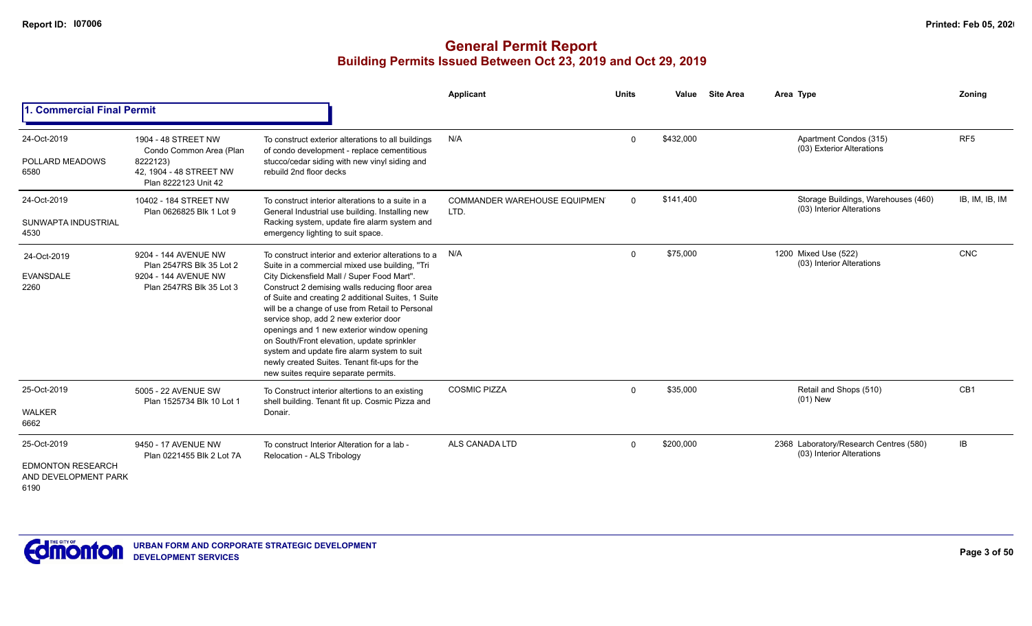# General Permit Report

## Building Permits Issued Between Oct 23, 2019 and Oct 29, 2019

### 1. Commercial Final Permit

| Date / Neighbourhood | Address / Legal | Description | Applicant | Units | Value | Site Area | Area | Type | Zoning |
|---|---|---|---|---|---|---|---|---|---|
| 24-Oct-2019 POLLARD MEADOWS 6580 | 1904 - 48 STREET NW Condo Common Area (Plan 8222123) 42, 1904 - 48 STREET NW Plan 8222123 Unit 42 | To construct exterior alterations to all buildings of condo development - replace cementitious stucco/cedar siding with new vinyl siding and rebuild 2nd floor decks | N/A | 0 | $432,000 | | | Apartment Condos (315) (03) Exterior Alterations | RF5 |
| 24-Oct-2019 SUNWAPTA INDUSTRIAL 4530 | 10402 - 184 STREET NW Plan 0626825 Blk 1 Lot 9 | To construct interior alterations to a suite in a General Industrial use building. Installing new Racking system, update fire alarm system and emergency lighting to suit space. | COMMANDER WAREHOUSE EQUIPMEN LTD. | 0 | $141,400 | | | Storage Buildings, Warehouses (460) (03) Interior Alterations | IB, IM, IB, IM |
| 24-Oct-2019 EVANSDALE 2260 | 9204 - 144 AVENUE NW Plan 2547RS Blk 35 Lot 2 9204 - 144 AVENUE NW Plan 2547RS Blk 35 Lot 3 | To construct interior and exterior alterations to a Suite in a commercial mixed use building, "Tri City Dickensfield Mall / Super Food Mart". Construct 2 demising walls reducing floor area of Suite and creating 2 additional Suites, 1 Suite will be a change of use from Retail to Personal service shop, add 2 new exterior door openings and 1 new exterior window opening on South/Front elevation, update sprinkler system and update fire alarm system to suit newly created Suites. Tenant fit-ups for the new suites require separate permits. | N/A | 0 | $75,000 | | 1200 | Mixed Use (522) (03) Interior Alterations | CNC |
| 25-Oct-2019 WALKER 6662 | 5005 - 22 AVENUE SW Plan 1525734 Blk 10 Lot 1 | To Construct interior altertions to an existing shell building. Tenant fit up. Cosmic Pizza and Donair. | COSMIC PIZZA | 0 | $35,000 | | | Retail and Shops (510) (01) New | CB1 |
| 25-Oct-2019 EDMONTON RESEARCH AND DEVELOPMENT PARK 6190 | 9450 - 17 AVENUE NW Plan 0221455 Blk 2 Lot 7A | To construct Interior Alteration for a lab - Relocation - ALS Tribology | ALS CANADA LTD | 0 | $200,000 | | 2368 | Laboratory/Research Centres (580) (03) Interior Alterations | IB |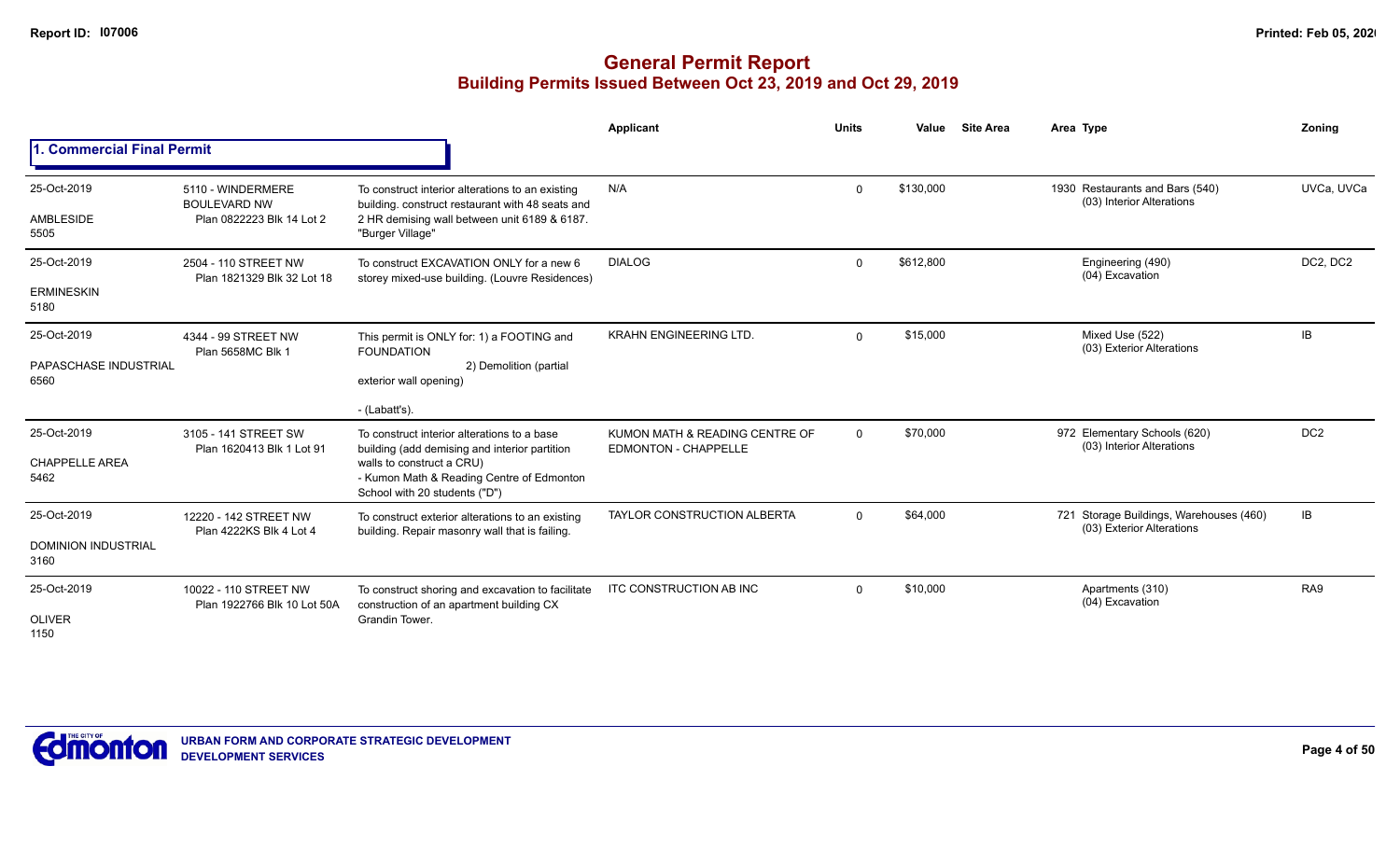# General Permit Report
## Building Permits Issued Between Oct 23, 2019 and Oct 29, 2019

### 1. Commercial Final Permit

| Date / Neighbourhood | Address / Legal | Description | Applicant | Units | Value | Site Area | Area Type | Zoning |
|---|---|---|---|---|---|---|---|---|
| 25-Oct-2019<br>AMBLESIDE<br>5505 | 5110 - WINDERMERE BOULEVARD NW<br>Plan 0822223 Blk 14 Lot 2 | To construct interior alterations to an existing building. construct restaurant with 48 seats and 2 HR demising wall between unit 6189 & 6187. "Burger Village" | N/A | 0 | $130,000 | | 1930 Restaurants and Bars (540)<br>(03) Interior Alterations | UVCa, UVCa |
| 25-Oct-2019<br>ERMINESKIN<br>5180 | 2504 - 110 STREET NW<br>Plan 1821329 Blk 32 Lot 18 | To construct EXCAVATION ONLY for a new 6 storey mixed-use building. (Louvre Residences) | DIALOG | 0 | $612,800 | | Engineering (490)<br>(04) Excavation | DC2, DC2 |
| 25-Oct-2019<br>PAPASCHASE INDUSTRIAL<br>6560 | 4344 - 99 STREET NW<br>Plan 5658MC Blk 1 | This permit is ONLY for: 1) a FOOTING and FOUNDATION<br>2) Demolition (partial exterior wall opening)<br>- (Labatt's). | KRAHN ENGINEERING LTD. | 0 | $15,000 | | Mixed Use (522)<br>(03) Exterior Alterations | IB |
| 25-Oct-2019<br>CHAPPELLE AREA<br>5462 | 3105 - 141 STREET SW<br>Plan 1620413 Blk 1 Lot 91 | To construct interior alterations to a base building (add demising and interior partition walls to construct a CRU)<br>- Kumon Math & Reading Centre of Edmonton School with 20 students ("D") | KUMON MATH & READING CENTRE OF EDMONTON - CHAPPELLE | 0 | $70,000 | | 972 Elementary Schools (620)<br>(03) Interior Alterations | DC2 |
| 25-Oct-2019<br>DOMINION INDUSTRIAL<br>3160 | 12220 - 142 STREET NW<br>Plan 4222KS Blk 4 Lot 4 | To construct exterior alterations to an existing building. Repair masonry wall that is failing. | TAYLOR CONSTRUCTION ALBERTA | 0 | $64,000 | | 721 Storage Buildings, Warehouses (460)<br>(03) Exterior Alterations | IB |
| 25-Oct-2019<br>OLIVER<br>1150 | 10022 - 110 STREET NW<br>Plan 1922766 Blk 10 Lot 50A | To construct shoring and excavation to facilitate construction of an apartment building CX Grandin Tower. | ITC CONSTRUCTION AB INC | 0 | $10,000 | | Apartments (310)<br>(04) Excavation | RA9 |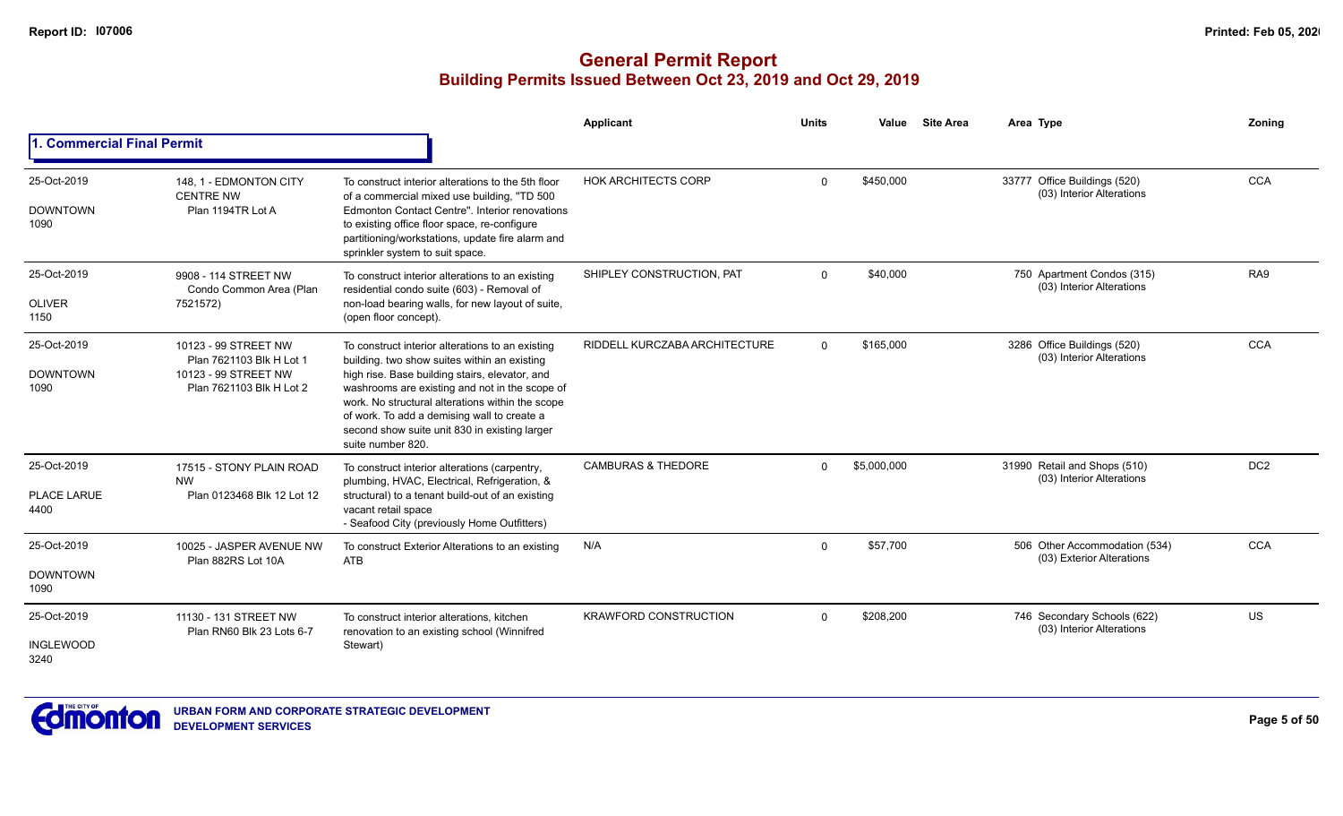# General Permit Report

## Building Permits Issued Between Oct 23, 2019 and Oct 29, 2019

### 1. Commercial Final Permit

| Date / Neighbourhood | Address / Legal | Description | Applicant | Units | Value | Site Area | Area Type | Zoning |
|---|---|---|---|---|---|---|---|---|
| 25-Oct-2019 DOWNTOWN 1090 | 148, 1 - EDMONTON CITY CENTRE NW Plan 1194TR Lot A | To construct interior alterations to the 5th floor of a commercial mixed use building, "TD 500 Edmonton Contact Centre". Interior renovations to existing office floor space, re-configure partitioning/workstations, update fire alarm and sprinkler system to suit space. | HOK ARCHITECTS CORP | 0 | $450,000 | | 33777 Office Buildings (520) (03) Interior Alterations | CCA |
| 25-Oct-2019 OLIVER 1150 | 9908 - 114 STREET NW Condo Common Area (Plan 7521572) | To construct interior alterations to an existing residential condo suite (603) - Removal of non-load bearing walls, for new layout of suite, (open floor concept). | SHIPLEY CONSTRUCTION, PAT | 0 | $40,000 | | 750 Apartment Condos (315) (03) Interior Alterations | RA9 |
| 25-Oct-2019 DOWNTOWN 1090 | 10123 - 99 STREET NW Plan 7621103 Blk H Lot 1 10123 - 99 STREET NW Plan 7621103 Blk H Lot 2 | To construct interior alterations to an existing building. two show suites within an existing high rise. Base building stairs, elevator, and washrooms are existing and not in the scope of work. No structural alterations within the scope of work. To add a demising wall to create a second show suite unit 830 in existing larger suite number 820. | RIDDELL KURCZABA ARCHITECTURE | 0 | $165,000 | | 3286 Office Buildings (520) (03) Interior Alterations | CCA |
| 25-Oct-2019 PLACE LARUE 4400 | 17515 - STONY PLAIN ROAD NW Plan 0123468 Blk 12 Lot 12 | To construct interior alterations (carpentry, plumbing, HVAC, Electrical, Refrigeration, & structural) to a tenant build-out of an existing vacant retail space - Seafood City (previously Home Outfitters) | CAMBURAS & THEDORE | 0 | $5,000,000 | | 31990 Retail and Shops (510) (03) Interior Alterations | DC2 |
| 25-Oct-2019 DOWNTOWN 1090 | 10025 - JASPER AVENUE NW Plan 882RS Lot 10A | To construct Exterior Alterations to an existing ATB | N/A | 0 | $57,700 | | 506 Other Accommodation (534) (03) Exterior Alterations | CCA |
| 25-Oct-2019 INGLEWOOD 3240 | 11130 - 131 STREET NW Plan RN60 Blk 23 Lots 6-7 | To construct interior alterations, kitchen renovation to an existing school (Winnifred Stewart) | KRAWFORD CONSTRUCTION | 0 | $208,200 | | 746 Secondary Schools (622) (03) Interior Alterations | US |

URBAN FORM AND CORPORATE STRATEGIC DEVELOPMENT
DEVELOPMENT SERVICES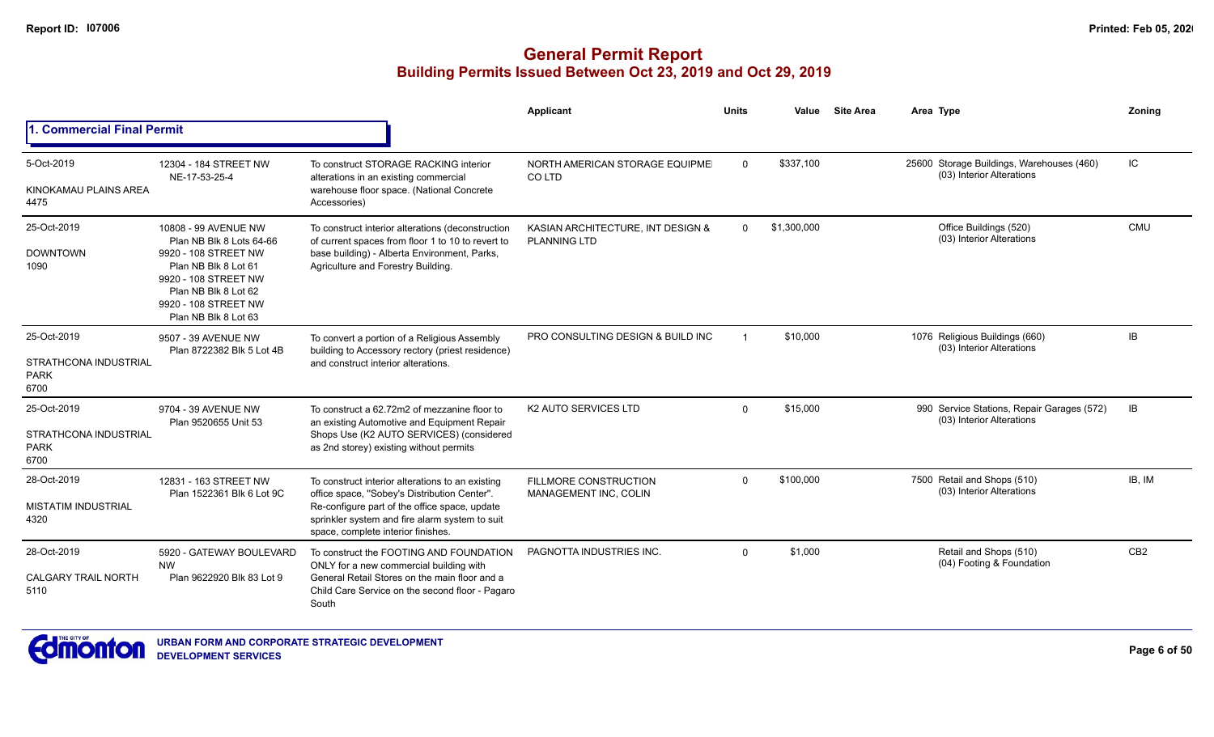## General Permit Report
### Building Permits Issued Between Oct 23, 2019 and Oct 29, 2019

**1. Commercial Final Permit**

| | | | Applicant | Units | Value | Site Area | Area | Type | Zoning |
|---|---|---|---|---|---|---|---|---|---|
| 5-Oct-2019<br>KINOKAMAU PLAINS AREA<br>4475 | 12304 - 184 STREET NW<br>NE-17-53-25-4 | To construct STORAGE RACKING interior alterations in an existing commercial warehouse floor space. (National Concrete Accessories) | NORTH AMERICAN STORAGE EQUIPME CO LTD | 0 | $337,100 | | 25600 | Storage Buildings, Warehouses (460)<br>(03) Interior Alterations | IC |
| 25-Oct-2019<br>DOWNTOWN<br>1090 | 10808 - 99 AVENUE NW<br>Plan NB Blk 8 Lots 64-66<br>9920 - 108 STREET NW<br>Plan NB Blk 8 Lot 61<br>9920 - 108 STREET NW<br>Plan NB Blk 8 Lot 62<br>9920 - 108 STREET NW<br>Plan NB Blk 8 Lot 63 | To construct interior alterations (deconstruction of current spaces from floor 1 to 10 to revert to base building) - Alberta Environment, Parks, Agriculture and Forestry Building. | KASIAN ARCHITECTURE, INT DESIGN & PLANNING LTD | 0 | $1,300,000 | | | Office Buildings (520)<br>(03) Interior Alterations | CMU |
| 25-Oct-2019<br>STRATHCONA INDUSTRIAL PARK<br>6700 | 9507 - 39 AVENUE NW<br>Plan 8722382 Blk 5 Lot 4B | To convert a portion of a Religious Assembly building to Accessory rectory (priest residence) and construct interior alterations. | PRO CONSULTING DESIGN & BUILD INC | 1 | $10,000 | | 1076 | Religious Buildings (660)<br>(03) Interior Alterations | IB |
| 25-Oct-2019<br>STRATHCONA INDUSTRIAL PARK<br>6700 | 9704 - 39 AVENUE NW<br>Plan 9520655 Unit 53 | To construct a 62.72m2 of mezzanine floor to an existing Automotive and Equipment Repair Shops Use (K2 AUTO SERVICES) (considered as 2nd storey) existing without permits | K2 AUTO SERVICES LTD | 0 | $15,000 | | 990 | Service Stations, Repair Garages (572)<br>(03) Interior Alterations | IB |
| 28-Oct-2019<br>MISTATIM INDUSTRIAL<br>4320 | 12831 - 163 STREET NW<br>Plan 1522361 Blk 6 Lot 9C | To construct interior alterations to an existing office space, "Sobey's Distribution Center". Re-configure part of the office space, update sprinkler system and fire alarm system to suit space, complete interior finishes. | FILLMORE CONSTRUCTION MANAGEMENT INC, COLIN | 0 | $100,000 | | 7500 | Retail and Shops (510)<br>(03) Interior Alterations | IB, IM |
| 28-Oct-2019<br>CALGARY TRAIL NORTH<br>5110 | 5920 - GATEWAY BOULEVARD NW<br>Plan 9622920 Blk 83 Lot 9 | To construct the FOOTING AND FOUNDATION ONLY for a new commercial building with General Retail Stores on the main floor and a Child Care Service on the second floor - Pagaro South | PAGNOTTA INDUSTRIES INC. | 0 | $1,000 | | | Retail and Shops (510)<br>(04) Footing & Foundation | CB2 |

URBAN FORM AND CORPORATE STRATEGIC DEVELOPMENT
DEVELOPMENT SERVICES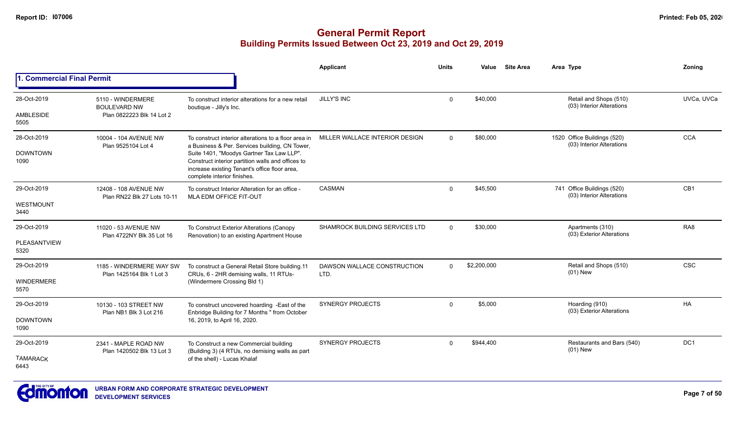# General Permit Report

## Building Permits Issued Between Oct 23, 2019 and Oct 29, 2019

### 1. Commercial Final Permit

| Date / Neighbourhood | Address / Legal | Description | Applicant | Units | Value | Site Area | Area | Type | Zoning |
|---|---|---|---|---|---|---|---|---|---|
| 28-Oct-2019<br>AMBLESIDE<br>5505 | 5110 - WINDERMERE BOULEVARD NW<br>Plan 0822223 Blk 14 Lot 2 | To construct interior alterations for a new retail boutique - Jilly's Inc. | JILLY'S INC | 0 | $40,000 | | | Retail and Shops (510)<br>(03) Interior Alterations | UVCa, UVCa |
| 28-Oct-2019<br>DOWNTOWN<br>1090 | 10004 - 104 AVENUE NW<br>Plan 9525104 Lot 4 | To construct interior alterations to a floor area in a Business & Per. Services building, CN Tower, Suite 1401, "Moodys Gartner Tax Law LLP". Construct interior partition walls and offices to increase existing Tenant's office floor area, complete interior finishes. | MILLER WALLACE INTERIOR DESIGN | 0 | $80,000 | | 1520 | Office Buildings (520)<br>(03) Interior Alterations | CCA |
| 29-Oct-2019<br>WESTMOUNT<br>3440 | 12408 - 108 AVENUE NW<br>Plan RN22 Blk 27 Lots 10-11 | To construct Interior Alteration for an office - MLA EDM OFFICE FIT-OUT | CASMAN | 0 | $45,500 | | 741 | Office Buildings (520)<br>(03) Interior Alterations | CB1 |
| 29-Oct-2019<br>PLEASANTVIEW<br>5320 | 11020 - 53 AVENUE NW<br>Plan 4722NY Blk 35 Lot 16 | To Construct Exterior Alterations (Canopy Renovation) to an existing Apartment House | SHAMROCK BUILDING SERVICES LTD | 0 | $30,000 | | | Apartments (310)<br>(03) Exterior Alterations | RA8 |
| 29-Oct-2019<br>WINDERMERE<br>5570 | 1185 - WINDERMERE WAY SW<br>Plan 1425164 Blk 1 Lot 3 | To construct a General Retail Store building.11 CRUs, 6 - 2HR demising walls, 11 RTUs- (Windermere Crossing Bld 1) | DAWSON WALLACE CONSTRUCTION LTD. | 0 | $2,200,000 | | | Retail and Shops (510)<br>(01) New | CSC |
| 29-Oct-2019<br>DOWNTOWN<br>1090 | 10130 - 103 STREET NW<br>Plan NB1 Blk 3 Lot 216 | To construct uncovered hoarding -East of the Enbridge Building for 7 Months " from October 16, 2019, to April 16, 2020. | SYNERGY PROJECTS | 0 | $5,000 | | | Hoarding (910)<br>(03) Exterior Alterations | HA |
| 29-Oct-2019<br>TAMARACK<br>6443 | 2341 - MAPLE ROAD NW<br>Plan 1420502 Blk 13 Lot 3 | To Construct a new Commercial building (Building 3) (4 RTUs, no demising walls as part of the shell) - Lucas Khalaf | SYNERGY PROJECTS | 0 | $944,400 | | | Restaurants and Bars (540)<br>(01) New | DC1 |

URBAN FORM AND CORPORATE STRATEGIC DEVELOPMENT
DEVELOPMENT SERVICES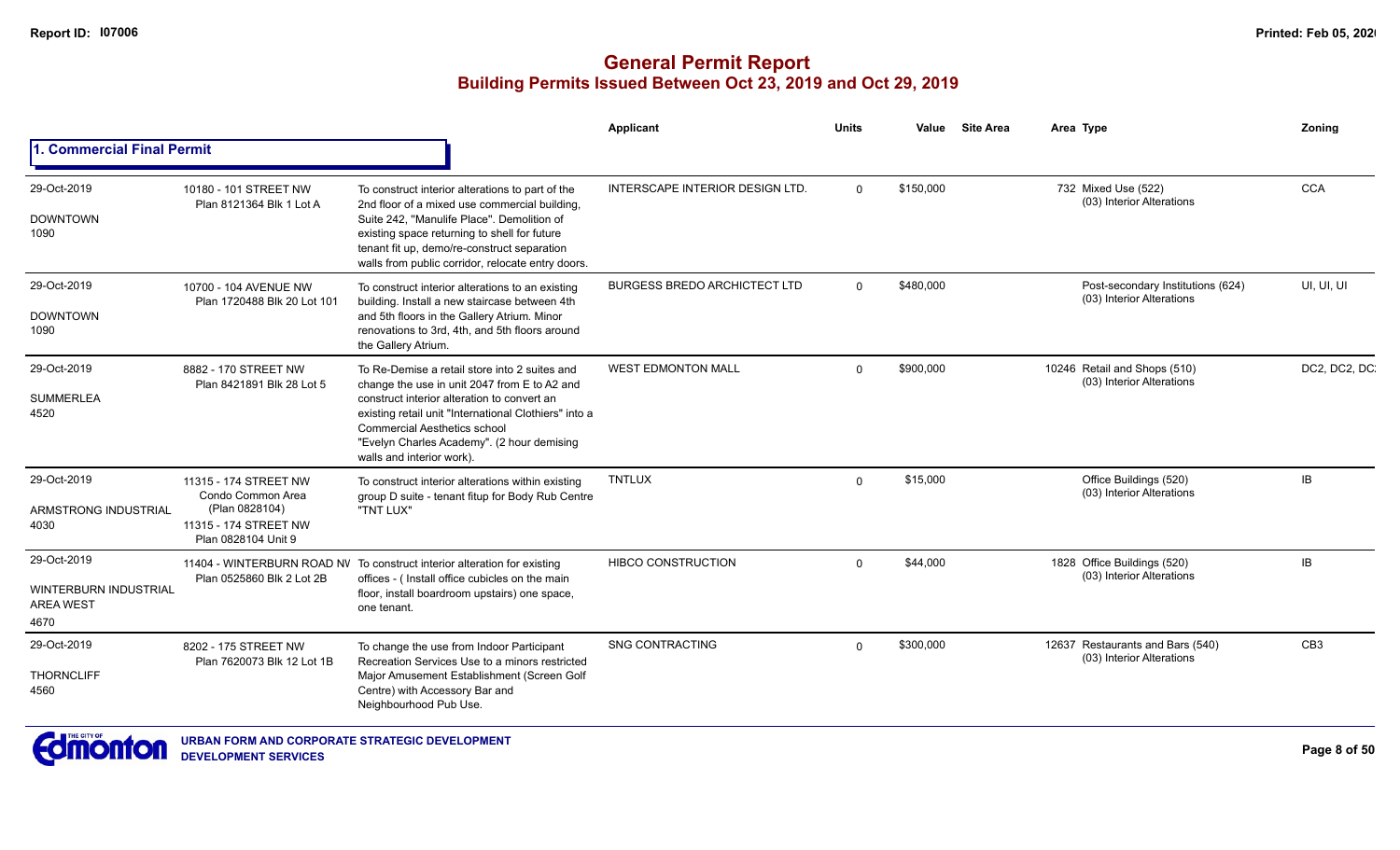# General Permit Report
## Building Permits Issued Between Oct 23, 2019 and Oct 29, 2019

### 1. Commercial Final Permit

| | | | Applicant | Units | Value | Site Area | Area | Type | Zoning |
|---|---|---|---|---|---|---|---|---|---|
| 29-Oct-2019<br>DOWNTOWN<br>1090 | 10180 - 101 STREET NW<br>Plan 8121364 Blk 1 Lot A | To construct interior alterations to part of the 2nd floor of a mixed use commercial building, Suite 242, "Manulife Place". Demolition of existing space returning to shell for future tenant fit up, demo/re-construct separation walls from public corridor, relocate entry doors. | INTERSCAPE INTERIOR DESIGN LTD. | 0 | $150,000 | | 732 | Mixed Use (522)<br>(03) Interior Alterations | CCA |
| 29-Oct-2019<br>DOWNTOWN<br>1090 | 10700 - 104 AVENUE NW<br>Plan 1720488 Blk 20 Lot 101 | To construct interior alterations to an existing building. Install a new staircase between 4th and 5th floors in the Gallery Atrium. Minor renovations to 3rd, 4th, and 5th floors around the Gallery Atrium. | BURGESS BREDO ARCHICTECT LTD | 0 | $480,000 | | | Post-secondary Institutions (624)<br>(03) Interior Alterations | UI, UI, UI |
| 29-Oct-2019<br>SUMMERLEA<br>4520 | 8882 - 170 STREET NW<br>Plan 8421891 Blk 28 Lot 5 | To Re-Demise a retail store into 2 suites and change the use in unit 2047 from E to A2 and construct interior alteration to convert an existing retail unit "International Clothiers" into a Commercial Aesthetics school "Evelyn Charles Academy". (2 hour demising walls and interior work). | WEST EDMONTON MALL | 0 | $900,000 | | 10246 | Retail and Shops (510)<br>(03) Interior Alterations | DC2, DC2, DC2 |
| 29-Oct-2019<br>ARMSTRONG INDUSTRIAL<br>4030 | 11315 - 174 STREET NW<br>Condo Common Area (Plan 0828104)<br>11315 - 174 STREET NW<br>Plan 0828104 Unit 9 | To construct interior alterations within existing group D suite - tenant fitup for Body Rub Centre "TNT LUX" | TNTLUX | 0 | $15,000 | | | Office Buildings (520)<br>(03) Interior Alterations | IB |
| 29-Oct-2019<br>WINTERBURN INDUSTRIAL AREA WEST<br>4670 | 11404 - WINTERBURN ROAD NW<br>Plan 0525860 Blk 2 Lot 2B | To construct interior alteration for existing offices - ( Install office cubicles on the main floor, install boardroom upstairs) one space, one tenant. | HIBCO CONSTRUCTION | 0 | $44,000 | | 1828 | Office Buildings (520)<br>(03) Interior Alterations | IB |
| 29-Oct-2019<br>THORNCLIFF<br>4560 | 8202 - 175 STREET NW<br>Plan 7620073 Blk 12 Lot 1B | To change the use from Indoor Participant Recreation Services Use to a minors restricted Major Amusement Establishment (Screen Golf Centre) with Accessory Bar and Neighbourhood Pub Use. | SNG CONTRACTING | 0 | $300,000 | | 12637 | Restaurants and Bars (540)<br>(03) Interior Alterations | CB3 |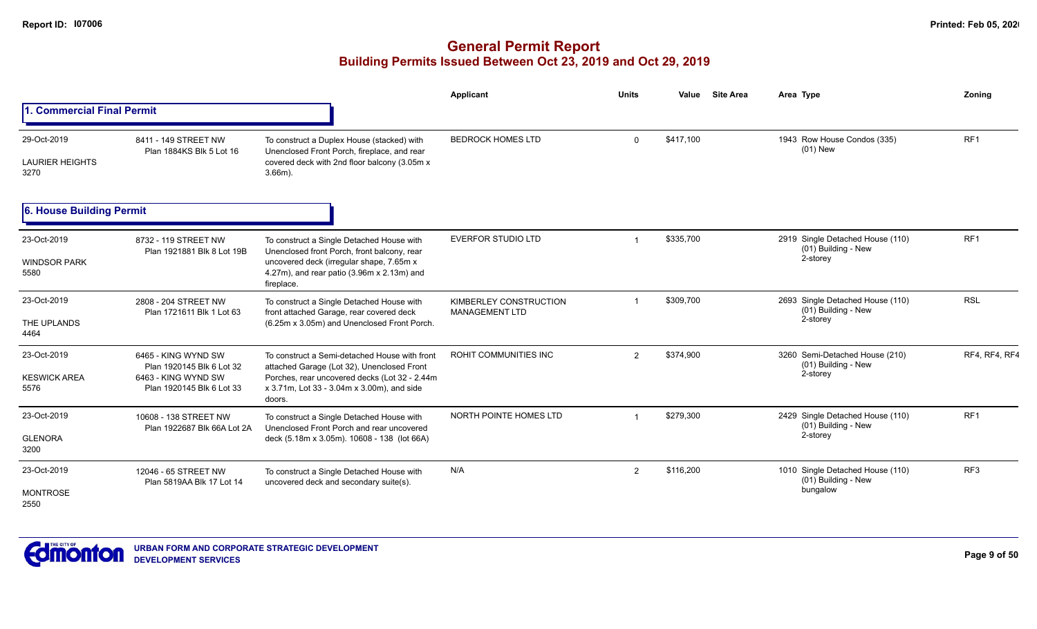# General Permit Report

## Building Permits Issued Between Oct 23, 2019 and Oct 29, 2019

| | | | Applicant | Units | Value | Site Area | Area | Type | Zoning |
|---|---|---|---|---|---|---|---|---|---|
| **1. Commercial Final Permit** | | | | | | | | | |
| 29-Oct-2019<br>LAURIER HEIGHTS<br>3270 | 8411 - 149 STREET NW<br>Plan 1884KS Blk 5 Lot 16 | To construct a Duplex House (stacked) with Unenclosed Front Porch, fireplace, and rear covered deck with 2nd floor balcony (3.05m x 3.66m). | BEDROCK HOMES LTD | 0 | $417,100 | | 1943 | Row House Condos (335)<br>(01) New | RF1 |
| **6. House Building Permit** | | | | | | | | | |
| 23-Oct-2019<br>WINDSOR PARK<br>5580 | 8732 - 119 STREET NW<br>Plan 1921881 Blk 8 Lot 19B | To construct a Single Detached House with Unenclosed front Porch, front balcony, rear uncovered deck (irregular shape, 7.65m x 4.27m), and rear patio (3.96m x 2.13m) and fireplace. | EVERFOR STUDIO LTD | 1 | $335,700 | | 2919 | Single Detached House (110)<br>(01) Building - New<br>2-storey | RF1 |
| 23-Oct-2019<br>THE UPLANDS<br>4464 | 2808 - 204 STREET NW<br>Plan 1721611 Blk 1 Lot 63 | To construct a Single Detached House with front attached Garage, rear covered deck (6.25m x 3.05m) and Unenclosed Front Porch. | KIMBERLEY CONSTRUCTION MANAGEMENT LTD | 1 | $309,700 | | 2693 | Single Detached House (110)<br>(01) Building - New<br>2-storey | RSL |
| 23-Oct-2019<br>KESWICK AREA<br>5576 | 6465 - KING WYND SW<br>Plan 1920145 Blk 6 Lot 32<br>6463 - KING WYND SW<br>Plan 1920145 Blk 6 Lot 33 | To construct a Semi-detached House with front attached Garage (Lot 32), Unenclosed Front Porches, rear uncovered decks (Lot 32 - 2.44m x 3.71m, Lot 33 - 3.04m x 3.00m), and side doors. | ROHIT COMMUNITIES INC | 2 | $374,900 | | 3260 | Semi-Detached House (210)<br>(01) Building - New<br>2-storey | RF4, RF4, RF4 |
| 23-Oct-2019<br>GLENORA<br>3200 | 10608 - 138 STREET NW<br>Plan 1922687 Blk 66A Lot 2A | To construct a Single Detached House with Unenclosed Front Porch and rear uncovered deck (5.18m x 3.05m). 10608 - 138 (lot 66A) | NORTH POINTE HOMES LTD | 1 | $279,300 | | 2429 | Single Detached House (110)<br>(01) Building - New<br>2-storey | RF1 |
| 23-Oct-2019<br>MONTROSE<br>2550 | 12046 - 65 STREET NW<br>Plan 5819AA Blk 17 Lot 14 | To construct a Single Detached House with uncovered deck and secondary suite(s). | N/A | 2 | $116,200 | | 1010 | Single Detached House (110)<br>(01) Building - New<br>bungalow | RF3 |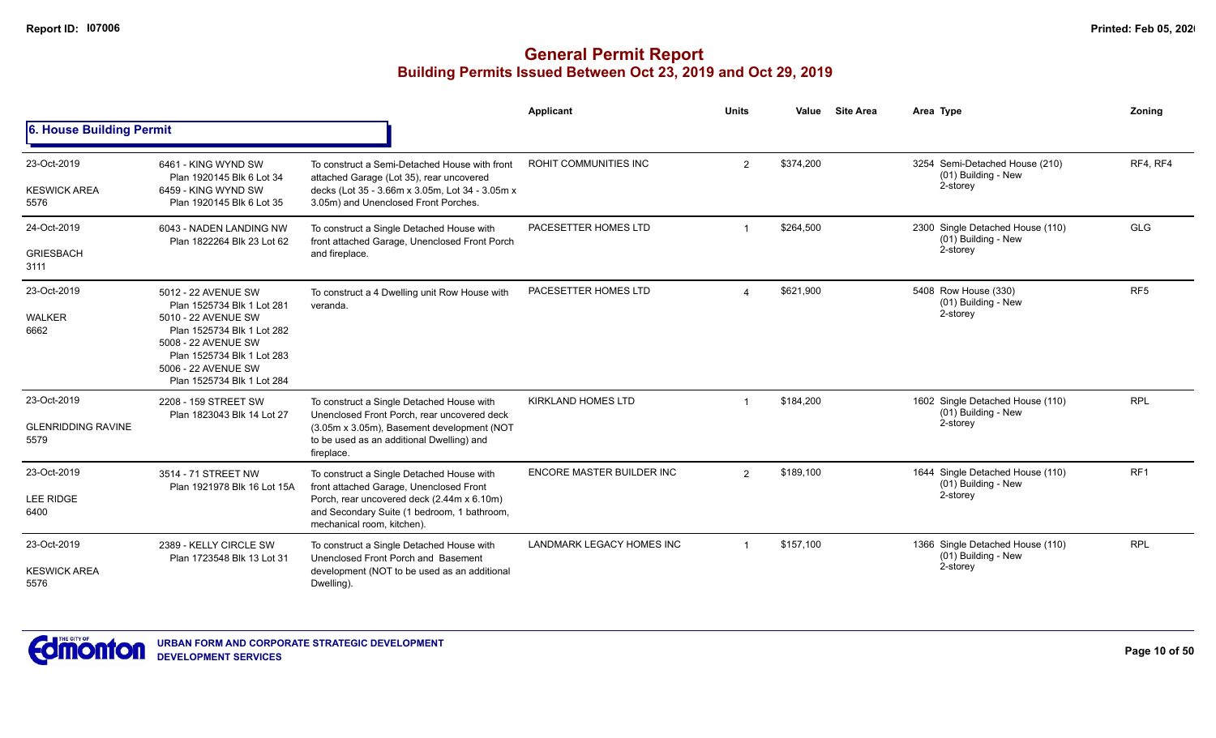# General Permit Report
## Building Permits Issued Between Oct 23, 2019 and Oct 29, 2019

### 6. House Building Permit

| Date / Neighbourhood | Address / Legal | Description | Applicant | Units | Value | Site Area | Area Type | Zoning |
|---|---|---|---|---|---|---|---|---|
| 23-Oct-2019<br>KESWICK AREA<br>5576 | 6461 - KING WYND SW<br>Plan 1920145 Blk 6 Lot 34<br>6459 - KING WYND SW<br>Plan 1920145 Blk 6 Lot 35 | To construct a Semi-Detached House with front attached Garage (Lot 35), rear uncovered decks (Lot 35 - 3.66m x 3.05m, Lot 34 - 3.05m x 3.05m) and Unenclosed Front Porches. | ROHIT COMMUNITIES INC | 2 | $374,200 | | 3254 Semi-Detached House (210)<br>(01) Building - New<br>2-storey | RF4, RF4 |
| 24-Oct-2019<br>GRIESBACH<br>3111 | 6043 - NADEN LANDING NW<br>Plan 1822264 Blk 23 Lot 62 | To construct a Single Detached House with front attached Garage, Unenclosed Front Porch and fireplace. | PACESETTER HOMES LTD | 1 | $264,500 | | 2300 Single Detached House (110)<br>(01) Building - New<br>2-storey | GLG |
| 23-Oct-2019<br>WALKER<br>6662 | 5012 - 22 AVENUE SW<br>Plan 1525734 Blk 1 Lot 281<br>5010 - 22 AVENUE SW<br>Plan 1525734 Blk 1 Lot 282<br>5008 - 22 AVENUE SW<br>Plan 1525734 Blk 1 Lot 283<br>5006 - 22 AVENUE SW<br>Plan 1525734 Blk 1 Lot 284 | To construct a 4 Dwelling unit Row House with veranda. | PACESETTER HOMES LTD | 4 | $621,900 | | 5408 Row House (330)<br>(01) Building - New<br>2-storey | RF5 |
| 23-Oct-2019<br>GLENRIDDING RAVINE<br>5579 | 2208 - 159 STREET SW<br>Plan 1823043 Blk 14 Lot 27 | To construct a Single Detached House with Unenclosed Front Porch, rear uncovered deck (3.05m x 3.05m), Basement development (NOT to be used as an additional Dwelling) and fireplace. | KIRKLAND HOMES LTD | 1 | $184,200 | | 1602 Single Detached House (110)<br>(01) Building - New<br>2-storey | RPL |
| 23-Oct-2019<br>LEE RIDGE<br>6400 | 3514 - 71 STREET NW<br>Plan 1921978 Blk 16 Lot 15A | To construct a Single Detached House with front attached Garage, Unenclosed Front Porch, rear uncovered deck (2.44m x 6.10m) and Secondary Suite (1 bedroom, 1 bathroom, mechanical room, kitchen). | ENCORE MASTER BUILDER INC | 2 | $189,100 | | 1644 Single Detached House (110)<br>(01) Building - New<br>2-storey | RF1 |
| 23-Oct-2019<br>KESWICK AREA<br>5576 | 2389 - KELLY CIRCLE SW<br>Plan 1723548 Blk 13 Lot 31 | To construct a Single Detached House with Unenclosed Front Porch and Basement development (NOT to be used as an additional Dwelling). | LANDMARK LEGACY HOMES INC | 1 | $157,100 | | 1366 Single Detached House (110)<br>(01) Building - New<br>2-storey | RPL |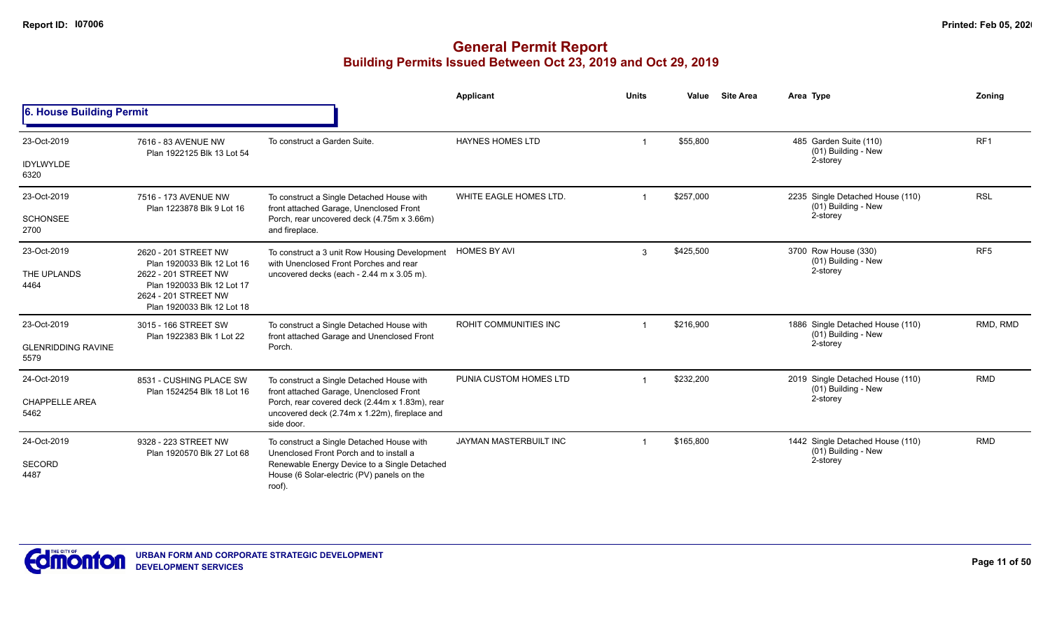# General Permit Report
## Building Permits Issued Between Oct 23, 2019 and Oct 29, 2019

### 6. House Building Permit

| Date / Neighbourhood | Address | Description | Applicant | Units | Value | Site Area | Area Type | Zoning |
|---|---|---|---|---|---|---|---|---|
| 23-Oct-2019<br>IDYLWYLDE<br>6320 | 7616 - 83 AVENUE NW<br>Plan 1922125 Blk 13 Lot 54 | To construct a Garden Suite. | HAYNES HOMES LTD | 1 | $55,800 | | 485 Garden Suite (110)<br>(01) Building - New<br>2-storey | RF1 |
| 23-Oct-2019<br>SCHONSEE<br>2700 | 7516 - 173 AVENUE NW<br>Plan 1223878 Blk 9 Lot 16 | To construct a Single Detached House with front attached Garage, Unenclosed Front Porch, rear uncovered deck (4.75m x 3.66m) and fireplace. | WHITE EAGLE HOMES LTD. | 1 | $257,000 | | 2235 Single Detached House (110)<br>(01) Building - New<br>2-storey | RSL |
| 23-Oct-2019<br>THE UPLANDS<br>4464 | 2620 - 201 STREET NW<br>Plan 1920033 Blk 12 Lot 16<br>2622 - 201 STREET NW<br>Plan 1920033 Blk 12 Lot 17<br>2624 - 201 STREET NW<br>Plan 1920033 Blk 12 Lot 18 | To construct a 3 unit Row Housing Development with Unenclosed Front Porches and rear uncovered decks (each - 2.44 m x 3.05 m). | HOMES BY AVI | 3 | $425,500 | | 3700 Row House (330)<br>(01) Building - New<br>2-storey | RF5 |
| 23-Oct-2019<br>GLENRIDDING RAVINE<br>5579 | 3015 - 166 STREET SW<br>Plan 1922383 Blk 1 Lot 22 | To construct a Single Detached House with front attached Garage and Unenclosed Front Porch. | ROHIT COMMUNITIES INC | 1 | $216,900 | | 1886 Single Detached House (110)<br>(01) Building - New<br>2-storey | RMD, RMD |
| 24-Oct-2019<br>CHAPPELLE AREA<br>5462 | 8531 - CUSHING PLACE SW<br>Plan 1524254 Blk 18 Lot 16 | To construct a Single Detached House with front attached Garage, Unenclosed Front Porch, rear covered deck (2.44m x 1.83m), rear uncovered deck (2.74m x 1.22m), fireplace and side door. | PUNIA CUSTOM HOMES LTD | 1 | $232,200 | | 2019 Single Detached House (110)<br>(01) Building - New<br>2-storey | RMD |
| 24-Oct-2019<br>SECORD<br>4487 | 9328 - 223 STREET NW<br>Plan 1920570 Blk 27 Lot 68 | To construct a Single Detached House with Unenclosed Front Porch and to install a Renewable Energy Device to a Single Detached House (6 Solar-electric (PV) panels on the roof). | JAYMAN MASTERBUILT INC | 1 | $165,800 | | 1442 Single Detached House (110)<br>(01) Building - New<br>2-storey | RMD |

URBAN FORM AND CORPORATE STRATEGIC DEVELOPMENT
DEVELOPMENT SERVICES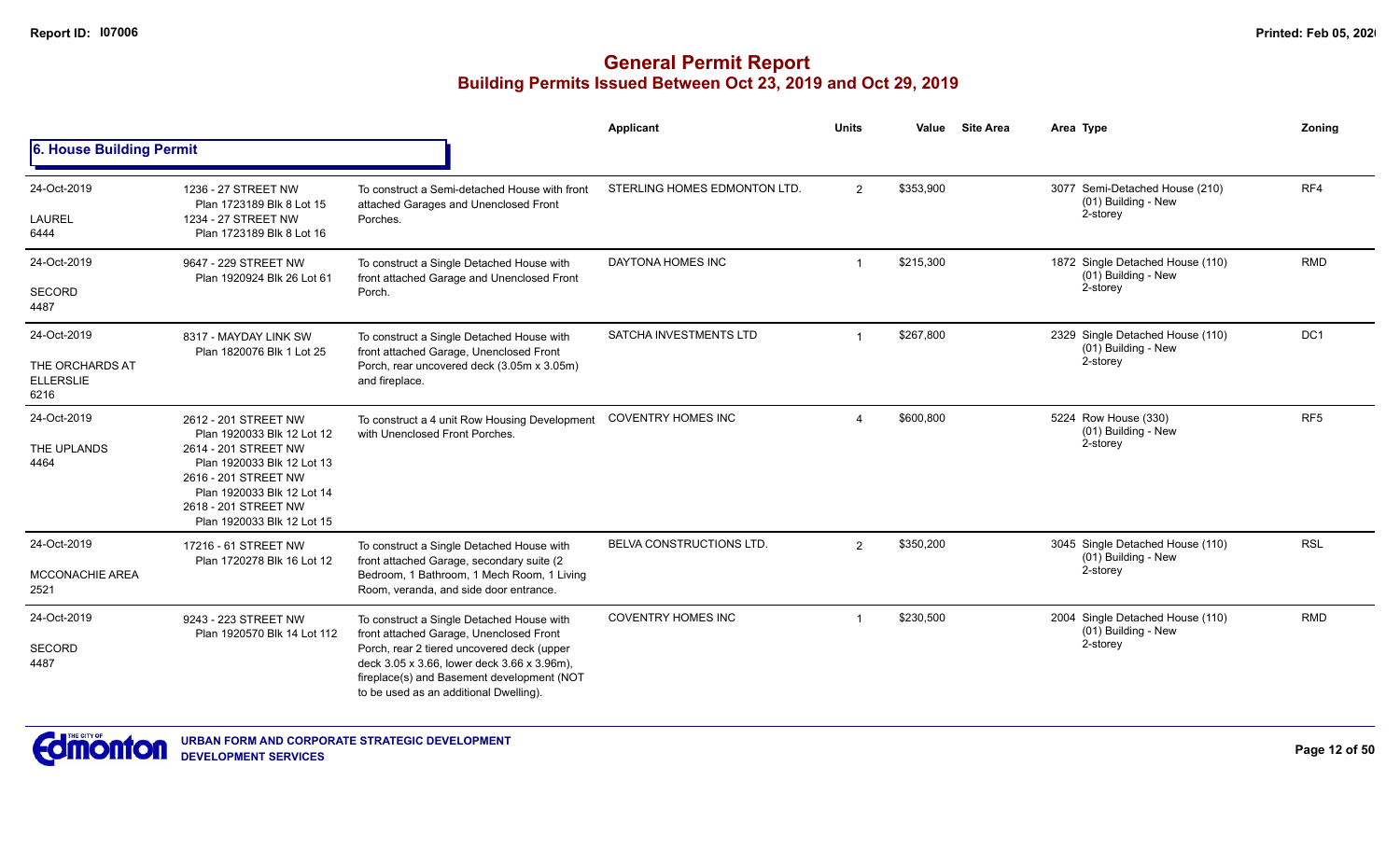# General Permit Report
## Building Permits Issued Between Oct 23, 2019 and Oct 29, 2019

### 6. House Building Permit

| | | | Applicant | Units | Value | Site Area | Area | Type | Zoning |
|---|---|---|---|---|---|---|---|---|---|
| 24-Oct-2019<br>LAUREL<br>6444 | 1236 - 27 STREET NW<br>Plan 1723189 Blk 8 Lot 15<br>1234 - 27 STREET NW<br>Plan 1723189 Blk 8 Lot 16 | To construct a Semi-detached House with front attached Garages and Unenclosed Front Porches. | STERLING HOMES EDMONTON LTD. | 2 | $353,900 | | 3077 | Semi-Detached House (210)<br>(01) Building - New<br>2-storey | RF4 |
| 24-Oct-2019<br>SECORD<br>4487 | 9647 - 229 STREET NW<br>Plan 1920924 Blk 26 Lot 61 | To construct a Single Detached House with front attached Garage and Unenclosed Front Porch. | DAYTONA HOMES INC | 1 | $215,300 | | 1872 | Single Detached House (110)<br>(01) Building - New<br>2-storey | RMD |
| 24-Oct-2019<br>THE ORCHARDS AT ELLERSLIE<br>6216 | 8317 - MAYDAY LINK SW<br>Plan 1820076 Blk 1 Lot 25 | To construct a Single Detached House with front attached Garage, Unenclosed Front Porch, rear uncovered deck (3.05m x 3.05m) and fireplace. | SATCHA INVESTMENTS LTD | 1 | $267,800 | | 2329 | Single Detached House (110)<br>(01) Building - New<br>2-storey | DC1 |
| 24-Oct-2019<br>THE UPLANDS<br>4464 | 2612 - 201 STREET NW<br>Plan 1920033 Blk 12 Lot 12<br>2614 - 201 STREET NW<br>Plan 1920033 Blk 12 Lot 13<br>2616 - 201 STREET NW<br>Plan 1920033 Blk 12 Lot 14<br>2618 - 201 STREET NW<br>Plan 1920033 Blk 12 Lot 15 | To construct a 4 unit Row Housing Development with Unenclosed Front Porches. | COVENTRY HOMES INC | 4 | $600,800 | | 5224 | Row House (330)<br>(01) Building - New<br>2-storey | RF5 |
| 24-Oct-2019<br>MCCONACHIE AREA<br>2521 | 17216 - 61 STREET NW<br>Plan 1720278 Blk 16 Lot 12 | To construct a Single Detached House with front attached Garage, secondary suite (2 Bedroom, 1 Bathroom, 1 Mech Room, 1 Living Room, veranda, and side door entrance. | BELVA CONSTRUCTIONS LTD. | 2 | $350,200 | | 3045 | Single Detached House (110)<br>(01) Building - New<br>2-storey | RSL |
| 24-Oct-2019<br>SECORD<br>4487 | 9243 - 223 STREET NW<br>Plan 1920570 Blk 14 Lot 112 | To construct a Single Detached House with front attached Garage, Unenclosed Front Porch, rear 2 tiered uncovered deck (upper deck 3.05 x 3.66, lower deck 3.66 x 3.96m), fireplace(s) and Basement development (NOT to be used as an additional Dwelling). | COVENTRY HOMES INC | 1 | $230,500 | | 2004 | Single Detached House (110)<br>(01) Building - New<br>2-storey | RMD |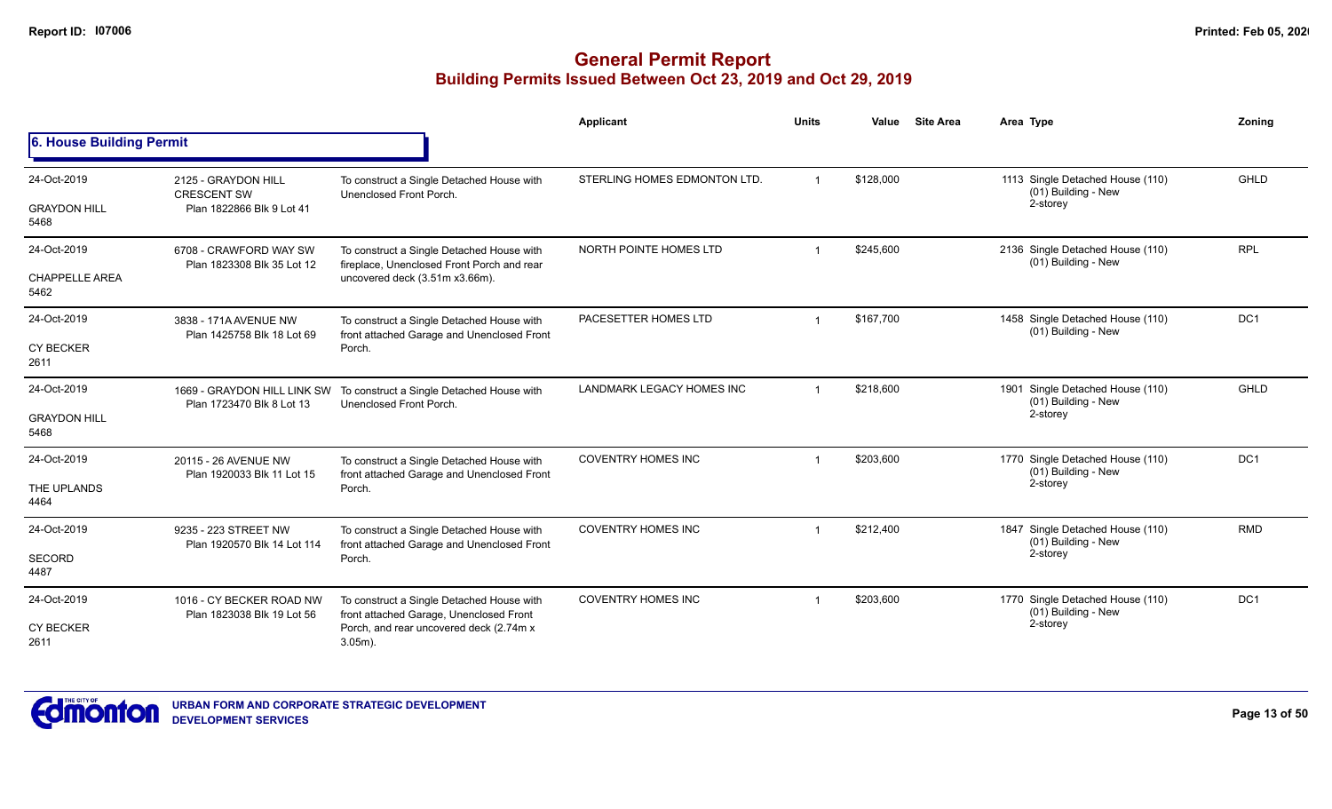# General Permit Report

## Building Permits Issued Between Oct 23, 2019 and Oct 29, 2019

### 6. House Building Permit

| | | | Applicant | Units | Value | Site Area | Area Type | Zoning |
|---|---|---|---|---|---|---|---|---|
| 24-Oct-2019<br>GRAYDON HILL<br>5468 | 2125 - GRAYDON HILL CRESCENT SW<br>Plan 1822866 Blk 9 Lot 41 | To construct a Single Detached House with Unenclosed Front Porch. | STERLING HOMES EDMONTON LTD. | 1 | $128,000 | | 1113 Single Detached House (110)<br>(01) Building - New<br>2-storey | GHLD |
| 24-Oct-2019<br>CHAPPELLE AREA<br>5462 | 6708 - CRAWFORD WAY SW<br>Plan 1823308 Blk 35 Lot 12 | To construct a Single Detached House with fireplace, Unenclosed Front Porch and rear uncovered deck (3.51m x3.66m). | NORTH POINTE HOMES LTD | 1 | $245,600 | | 2136 Single Detached House (110)<br>(01) Building - New | RPL |
| 24-Oct-2019<br>CY BECKER<br>2611 | 3838 - 171A AVENUE NW<br>Plan 1425758 Blk 18 Lot 69 | To construct a Single Detached House with front attached Garage and Unenclosed Front Porch. | PACESETTER HOMES LTD | 1 | $167,700 | | 1458 Single Detached House (110)<br>(01) Building - New | DC1 |
| 24-Oct-2019<br>GRAYDON HILL<br>5468 | 1669 - GRAYDON HILL LINK SW<br>Plan 1723470 Blk 8 Lot 13 | To construct a Single Detached House with Unenclosed Front Porch. | LANDMARK LEGACY HOMES INC | 1 | $218,600 | | 1901 Single Detached House (110)<br>(01) Building - New<br>2-storey | GHLD |
| 24-Oct-2019<br>THE UPLANDS<br>4464 | 20115 - 26 AVENUE NW<br>Plan 1920033 Blk 11 Lot 15 | To construct a Single Detached House with front attached Garage and Unenclosed Front Porch. | COVENTRY HOMES INC | 1 | $203,600 | | 1770 Single Detached House (110)<br>(01) Building - New<br>2-storey | DC1 |
| 24-Oct-2019<br>SECORD<br>4487 | 9235 - 223 STREET NW<br>Plan 1920570 Blk 14 Lot 114 | To construct a Single Detached House with front attached Garage and Unenclosed Front Porch. | COVENTRY HOMES INC | 1 | $212,400 | | 1847 Single Detached House (110)<br>(01) Building - New<br>2-storey | RMD |
| 24-Oct-2019<br>CY BECKER<br>2611 | 1016 - CY BECKER ROAD NW<br>Plan 1823038 Blk 19 Lot 56 | To construct a Single Detached House with front attached Garage, Unenclosed Front Porch, and rear uncovered deck (2.74m x 3.05m). | COVENTRY HOMES INC | 1 | $203,600 | | 1770 Single Detached House (110)<br>(01) Building - New<br>2-storey | DC1 |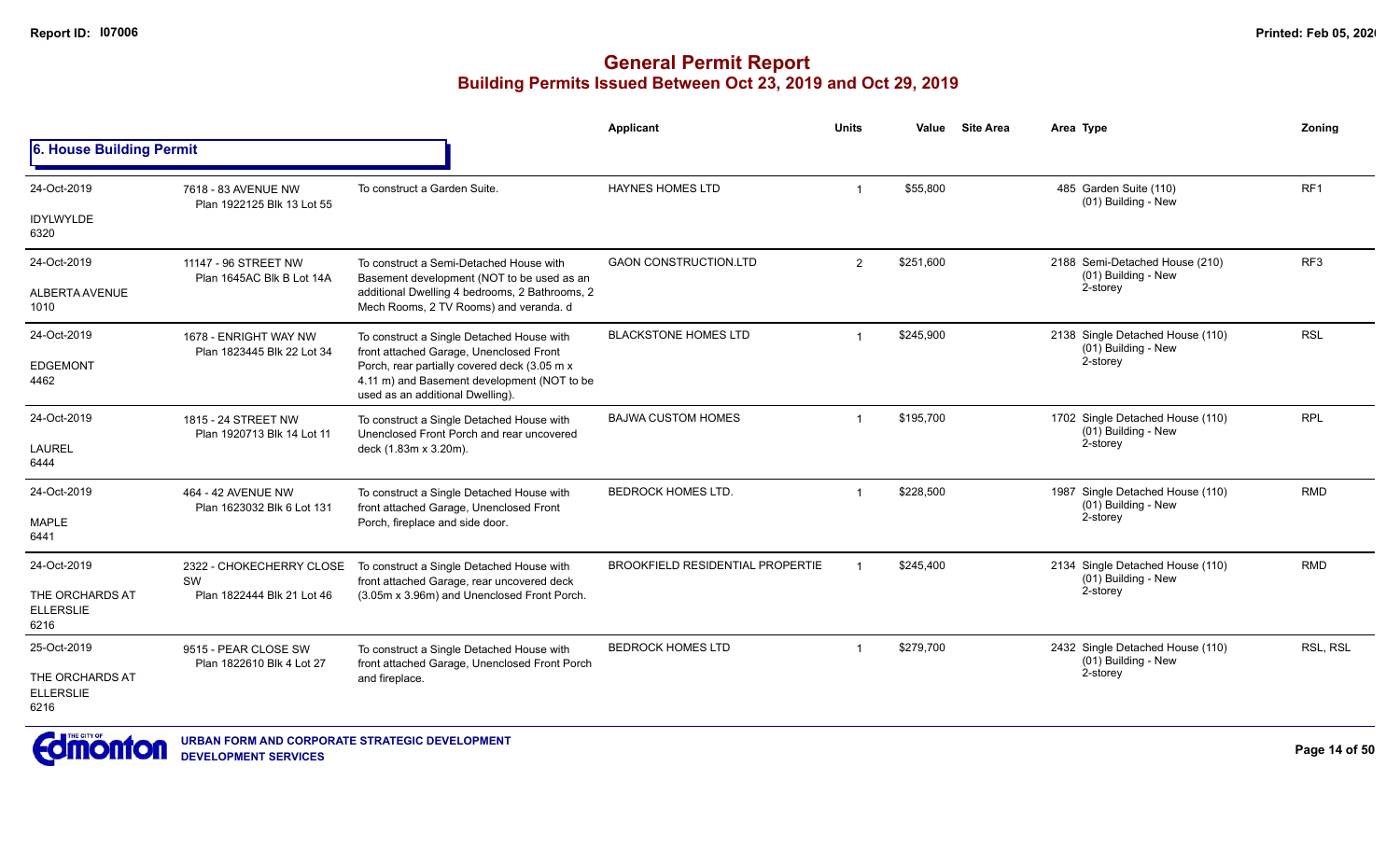# General Permit Report

## Building Permits Issued Between Oct 23, 2019 and Oct 29, 2019

### 6. House Building Permit

| | | | Applicant | Units | Value | Site Area | Area Type | Zoning |
|---|---|---|---|---|---|---|---|---|
| 24-Oct-2019<br>IDYLWYLDE<br>6320 | 7618 - 83 AVENUE NW<br>Plan 1922125 Blk 13 Lot 55 | To construct a Garden Suite. | HAYNES HOMES LTD | 1 | $55,800 | | 485 Garden Suite (110)<br>(01) Building - New | RF1 |
| 24-Oct-2019<br>ALBERTA AVENUE<br>1010 | 11147 - 96 STREET NW<br>Plan 1645AC Blk B Lot 14A | To construct a Semi-Detached House with Basement development (NOT to be used as an additional Dwelling 4 bedrooms, 2 Bathrooms, 2 Mech Rooms, 2 TV Rooms) and veranda. d | GAON CONSTRUCTION.LTD | 2 | $251,600 | | 2188 Semi-Detached House (210)<br>(01) Building - New<br>2-storey | RF3 |
| 24-Oct-2019<br>EDGEMONT<br>4462 | 1678 - ENRIGHT WAY NW<br>Plan 1823445 Blk 22 Lot 34 | To construct a Single Detached House with front attached Garage, Unenclosed Front Porch, rear partially covered deck (3.05 m x 4.11 m) and Basement development (NOT to be used as an additional Dwelling). | BLACKSTONE HOMES LTD | 1 | $245,900 | | 2138 Single Detached House (110)<br>(01) Building - New<br>2-storey | RSL |
| 24-Oct-2019<br>LAUREL<br>6444 | 1815 - 24 STREET NW<br>Plan 1920713 Blk 14 Lot 11 | To construct a Single Detached House with Unenclosed Front Porch and rear uncovered deck (1.83m x 3.20m). | BAJWA CUSTOM HOMES | 1 | $195,700 | | 1702 Single Detached House (110)<br>(01) Building - New<br>2-storey | RPL |
| 24-Oct-2019<br>MAPLE<br>6441 | 464 - 42 AVENUE NW<br>Plan 1623032 Blk 6 Lot 131 | To construct a Single Detached House with front attached Garage, Unenclosed Front Porch, fireplace and side door. | BEDROCK HOMES LTD. | 1 | $228,500 | | 1987 Single Detached House (110)<br>(01) Building - New<br>2-storey | RMD |
| 24-Oct-2019<br>THE ORCHARDS AT ELLERSLIE<br>6216 | 2322 - CHOKECHERRY CLOSE SW<br>Plan 1822444 Blk 21 Lot 46 | To construct a Single Detached House with front attached Garage, rear uncovered deck (3.05m x 3.96m) and Unenclosed Front Porch. | BROOKFIELD RESIDENTIAL PROPERTIE | 1 | $245,400 | | 2134 Single Detached House (110)<br>(01) Building - New<br>2-storey | RMD |
| 25-Oct-2019<br>THE ORCHARDS AT ELLERSLIE<br>6216 | 9515 - PEAR CLOSE SW<br>Plan 1822610 Blk 4 Lot 27 | To construct a Single Detached House with front attached Garage, Unenclosed Front Porch and fireplace. | BEDROCK HOMES LTD | 1 | $279,700 | | 2432 Single Detached House (110)<br>(01) Building - New<br>2-storey | RSL, RSL |

URBAN FORM AND CORPORATE STRATEGIC DEVELOPMENT
DEVELOPMENT SERVICES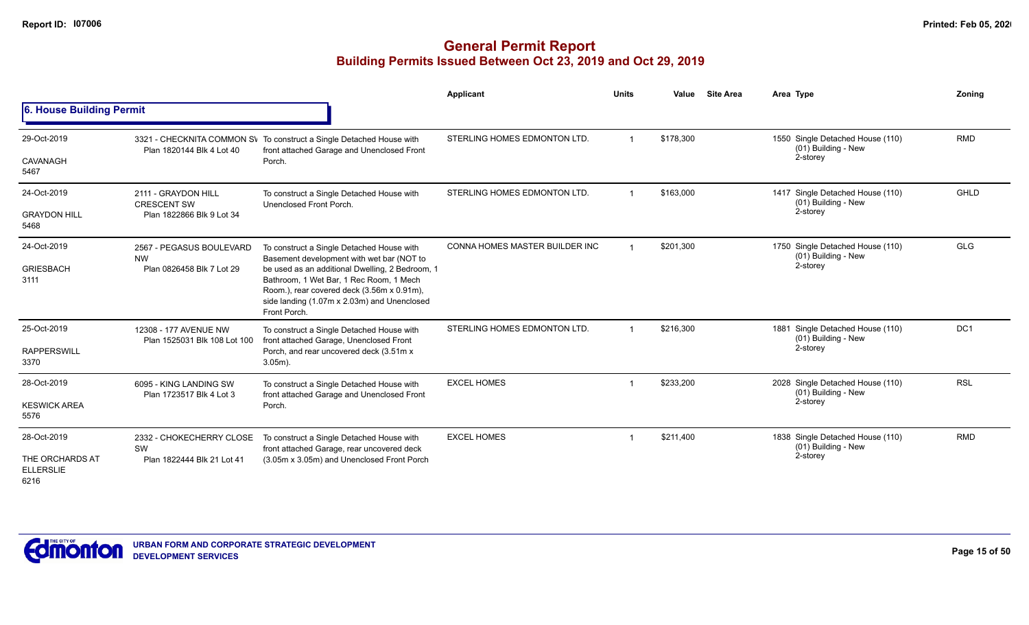# General Permit Report
## Building Permits Issued Between Oct 23, 2019 and Oct 29, 2019

### 6. House Building Permit

| | | | Applicant | Units | Value | Site Area | Area Type | Zoning |
|---|---|---|---|---|---|---|---|---|
| 29-Oct-2019<br>CAVANAGH<br>5467 | 3321 - CHECKNITA COMMON SW<br>Plan 1820144 Blk 4 Lot 40 | To construct a Single Detached House with front attached Garage and Unenclosed Front Porch. | STERLING HOMES EDMONTON LTD. | 1 | $178,300 | | 1550 Single Detached House (110)<br>(01) Building - New<br>2-storey | RMD |
| 24-Oct-2019<br>GRAYDON HILL<br>5468 | 2111 - GRAYDON HILL CRESCENT SW<br>Plan 1822866 Blk 9 Lot 34 | To construct a Single Detached House with Unenclosed Front Porch. | STERLING HOMES EDMONTON LTD. | 1 | $163,000 | | 1417 Single Detached House (110)<br>(01) Building - New<br>2-storey | GHLD |
| 24-Oct-2019<br>GRIESBACH<br>3111 | 2567 - PEGASUS BOULEVARD NW<br>Plan 0826458 Blk 7 Lot 29 | To construct a Single Detached House with Basement development with wet bar (NOT to be used as an additional Dwelling, 2 Bedroom, 1 Bathroom, 1 Wet Bar, 1 Rec Room, 1 Mech Room.), rear covered deck (3.56m x 0.91m), side landing (1.07m x 2.03m) and Unenclosed Front Porch. | CONNA HOMES MASTER BUILDER INC | 1 | $201,300 | | 1750 Single Detached House (110)<br>(01) Building - New<br>2-storey | GLG |
| 25-Oct-2019<br>RAPPERSWILL<br>3370 | 12308 - 177 AVENUE NW<br>Plan 1525031 Blk 108 Lot 100 | To construct a Single Detached House with front attached Garage, Unenclosed Front Porch, and rear uncovered deck (3.51m x 3.05m). | STERLING HOMES EDMONTON LTD. | 1 | $216,300 | | 1881 Single Detached House (110)<br>(01) Building - New<br>2-storey | DC1 |
| 28-Oct-2019<br>KESWICK AREA<br>5576 | 6095 - KING LANDING SW<br>Plan 1723517 Blk 4 Lot 3 | To construct a Single Detached House with front attached Garage and Unenclosed Front Porch. | EXCEL HOMES | 1 | $233,200 | | 2028 Single Detached House (110)<br>(01) Building - New<br>2-storey | RSL |
| 28-Oct-2019<br>THE ORCHARDS AT ELLERSLIE<br>6216 | 2332 - CHOKECHERRY CLOSE SW<br>Plan 1822444 Blk 21 Lot 41 | To construct a Single Detached House with front attached Garage, rear uncovered deck (3.05m x 3.05m) and Unenclosed Front Porch | EXCEL HOMES | 1 | $211,400 | | 1838 Single Detached House (110)<br>(01) Building - New<br>2-storey | RMD |

URBAN FORM AND CORPORATE STRATEGIC DEVELOPMENT
DEVELOPMENT SERVICES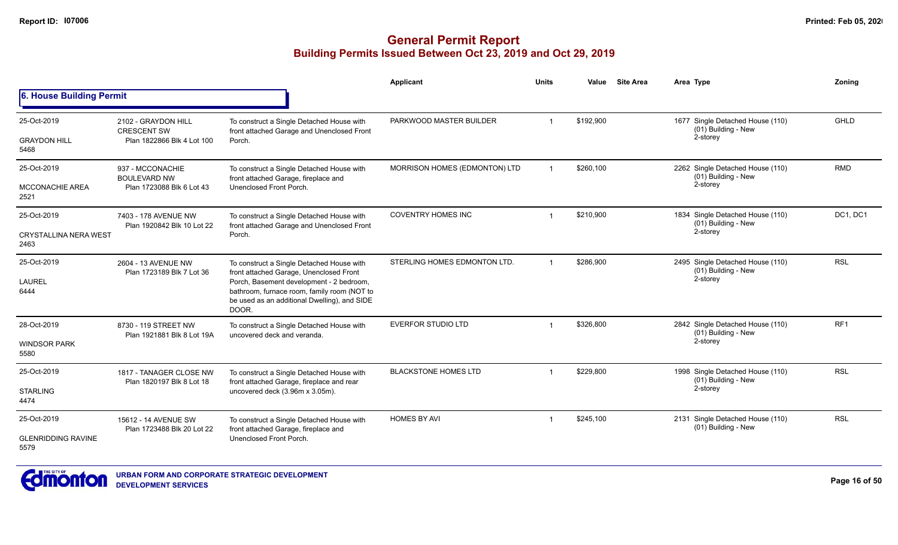# General Permit Report

## Building Permits Issued Between Oct 23, 2019 and Oct 29, 2019

### 6. House Building Permit

| | | | Applicant | Units | Value | Site Area | Area | Type | Zoning |
|---|---|---|---|---|---|---|---|---|---|
| 25-Oct-2019<br>GRAYDON HILL<br>5468 | 2102 - GRAYDON HILL CRESCENT SW<br>Plan 1822866 Blk 4 Lot 100 | To construct a Single Detached House with front attached Garage and Unenclosed Front Porch. | PARKWOOD MASTER BUILDER | 1 | $192,900 | | 1677 | Single Detached House (110)<br>(01) Building - New<br>2-storey | GHLD |
| 25-Oct-2019<br>MCCONACHIE AREA<br>2521 | 937 - MCCONACHIE BOULEVARD NW<br>Plan 1723088 Blk 6 Lot 43 | To construct a Single Detached House with front attached Garage, fireplace and Unenclosed Front Porch. | MORRISON HOMES (EDMONTON) LTD | 1 | $260,100 | | 2262 | Single Detached House (110)<br>(01) Building - New<br>2-storey | RMD |
| 25-Oct-2019<br>CRYSTALLINA NERA WEST<br>2463 | 7403 - 178 AVENUE NW<br>Plan 1920842 Blk 10 Lot 22 | To construct a Single Detached House with front attached Garage and Unenclosed Front Porch. | COVENTRY HOMES INC | 1 | $210,900 | | 1834 | Single Detached House (110)<br>(01) Building - New<br>2-storey | DC1, DC1 |
| 25-Oct-2019<br>LAUREL<br>6444 | 2604 - 13 AVENUE NW<br>Plan 1723189 Blk 7 Lot 36 | To construct a Single Detached House with front attached Garage, Unenclosed Front Porch, Basement development - 2 bedroom, bathroom, furnace room, family room (NOT to be used as an additional Dwelling), and SIDE DOOR. | STERLING HOMES EDMONTON LTD. | 1 | $286,900 | | 2495 | Single Detached House (110)<br>(01) Building - New<br>2-storey | RSL |
| 28-Oct-2019<br>WINDSOR PARK<br>5580 | 8730 - 119 STREET NW<br>Plan 1921881 Blk 8 Lot 19A | To construct a Single Detached House with uncovered deck and veranda. | EVERFOR STUDIO LTD | 1 | $326,800 | | 2842 | Single Detached House (110)<br>(01) Building - New<br>2-storey | RF1 |
| 25-Oct-2019<br>STARLING<br>4474 | 1817 - TANAGER CLOSE NW<br>Plan 1820197 Blk 8 Lot 18 | To construct a Single Detached House with front attached Garage, fireplace and rear uncovered deck (3.96m x 3.05m). | BLACKSTONE HOMES LTD | 1 | $229,800 | | 1998 | Single Detached House (110)<br>(01) Building - New<br>2-storey | RSL |
| 25-Oct-2019<br>GLENRIDDING RAVINE<br>5579 | 15612 - 14 AVENUE SW<br>Plan 1723488 Blk 20 Lot 22 | To construct a Single Detached House with front attached Garage, fireplace and Unenclosed Front Porch. | HOMES BY AVI | 1 | $245,100 | | 2131 | Single Detached House (110)<br>(01) Building - New | RSL |

URBAN FORM AND CORPORATE STRATEGIC DEVELOPMENT
DEVELOPMENT SERVICES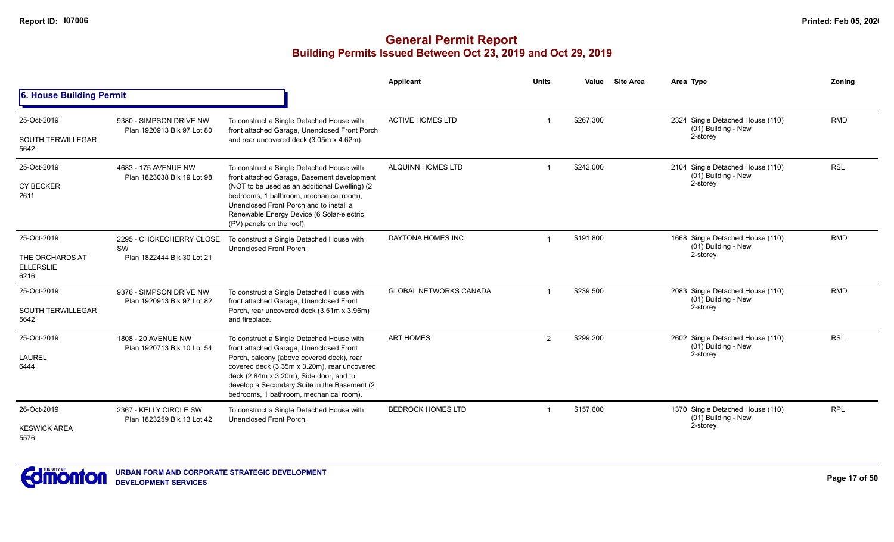# General Permit Report

## Building Permits Issued Between Oct 23, 2019 and Oct 29, 2019

### 6. House Building Permit

| | | | Applicant | Units | Value | Site Area | Area | Type | Zoning |
|---|---|---|---|---|---|---|---|---|---|
| 25-Oct-2019<br>SOUTH TERWILLEGAR<br>5642 | 9380 - SIMPSON DRIVE NW<br>Plan 1920913 Blk 97 Lot 80 | To construct a Single Detached House with front attached Garage, Unenclosed Front Porch and rear uncovered deck (3.05m x 4.62m). | ACTIVE HOMES LTD | 1 | $267,300 | | 2324 | Single Detached House (110)<br>(01) Building - New<br>2-storey | RMD |
| 25-Oct-2019<br>CY BECKER<br>2611 | 4683 - 175 AVENUE NW<br>Plan 1823038 Blk 19 Lot 98 | To construct a Single Detached House with front attached Garage, Basement development (NOT to be used as an additional Dwelling) (2 bedrooms, 1 bathroom, mechanical room), Unenclosed Front Porch and to install a Renewable Energy Device (6 Solar-electric (PV) panels on the roof). | ALQUINN HOMES LTD | 1 | $242,000 | | 2104 | Single Detached House (110)<br>(01) Building - New<br>2-storey | RSL |
| 25-Oct-2019<br>THE ORCHARDS AT ELLERSLIE<br>6216 | 2295 - CHOKECHERRY CLOSE SW<br>Plan 1822444 Blk 30 Lot 21 | To construct a Single Detached House with Unenclosed Front Porch. | DAYTONA HOMES INC | 1 | $191,800 | | 1668 | Single Detached House (110)<br>(01) Building - New<br>2-storey | RMD |
| 25-Oct-2019<br>SOUTH TERWILLEGAR<br>5642 | 9376 - SIMPSON DRIVE NW<br>Plan 1920913 Blk 97 Lot 82 | To construct a Single Detached House with front attached Garage, Unenclosed Front Porch, rear uncovered deck (3.51m x 3.96m) and fireplace. | GLOBAL NETWORKS CANADA | 1 | $239,500 | | 2083 | Single Detached House (110)<br>(01) Building - New<br>2-storey | RMD |
| 25-Oct-2019<br>LAUREL<br>6444 | 1808 - 20 AVENUE NW<br>Plan 1920713 Blk 10 Lot 54 | To construct a Single Detached House with front attached Garage, Unenclosed Front Porch, balcony (above covered deck), rear covered deck (3.35m x 3.20m), rear uncovered deck (2.84m x 3.20m), Side door, and to develop a Secondary Suite in the Basement (2 bedrooms, 1 bathroom, mechanical room). | ART HOMES | 2 | $299,200 | | 2602 | Single Detached House (110)<br>(01) Building - New<br>2-storey | RSL |
| 26-Oct-2019<br>KESWICK AREA<br>5576 | 2367 - KELLY CIRCLE SW<br>Plan 1823259 Blk 13 Lot 42 | To construct a Single Detached House with Unenclosed Front Porch. | BEDROCK HOMES LTD | 1 | $157,600 | | 1370 | Single Detached House (110)<br>(01) Building - New<br>2-storey | RPL |

URBAN FORM AND CORPORATE STRATEGIC DEVELOPMENT
DEVELOPMENT SERVICES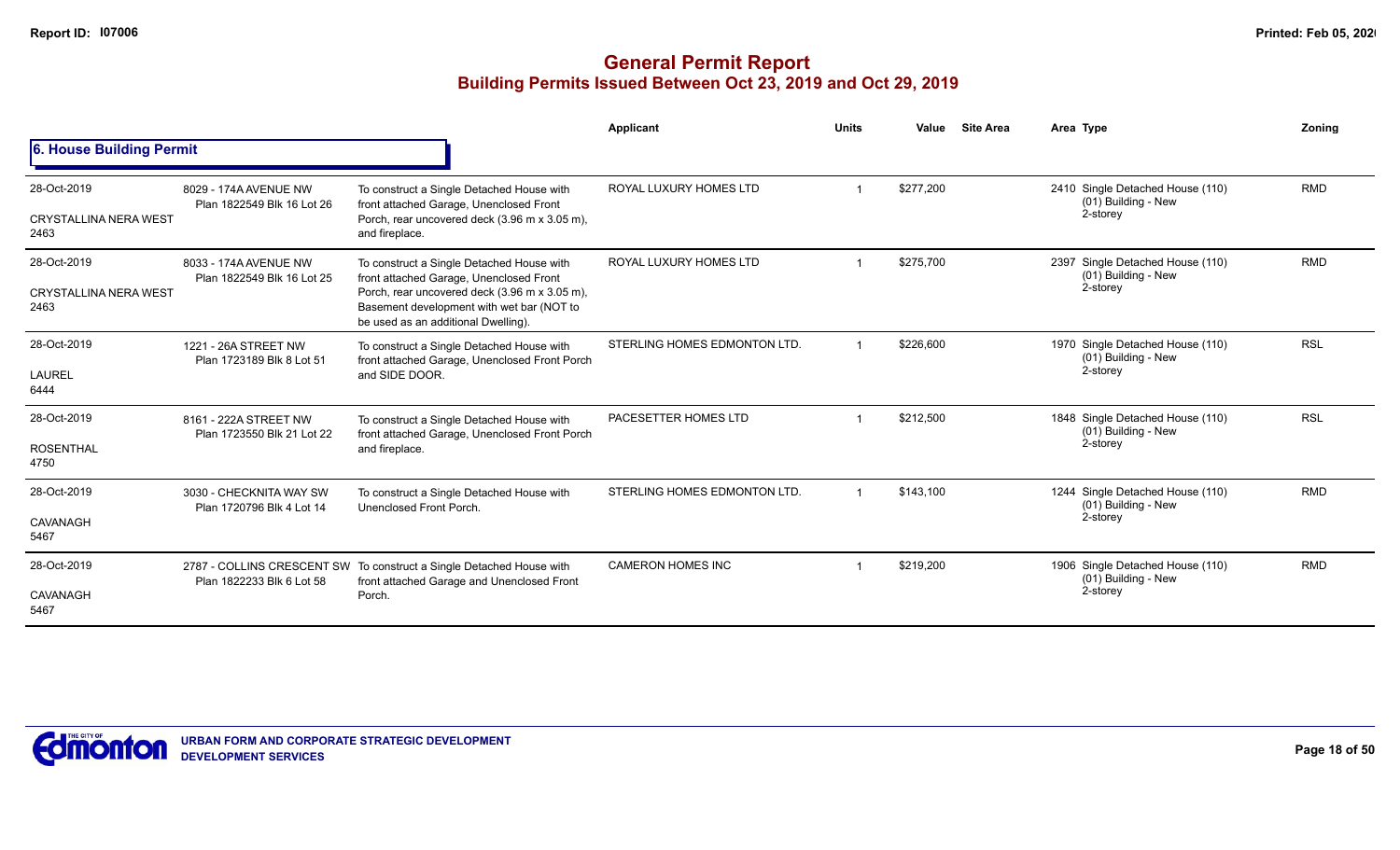# General Permit Report

## Building Permits Issued Between Oct 23, 2019 and Oct 29, 2019

### 6. House Building Permit

| | | | Applicant | Units | Value | Site Area | Area | Type | Zoning |
|---|---|---|---|---|---|---|---|---|---|
| 28-Oct-2019<br>CRYSTALLINA NERA WEST<br>2463 | 8029 - 174A AVENUE NW<br>Plan 1822549 Blk 16 Lot 26 | To construct a Single Detached House with front attached Garage, Unenclosed Front Porch, rear uncovered deck (3.96 m x 3.05 m), and fireplace. | ROYAL LUXURY HOMES LTD | 1 | $277,200 | | 2410 | Single Detached House (110)<br>(01) Building - New<br>2-storey | RMD |
| 28-Oct-2019<br>CRYSTALLINA NERA WEST<br>2463 | 8033 - 174A AVENUE NW<br>Plan 1822549 Blk 16 Lot 25 | To construct a Single Detached House with front attached Garage, Unenclosed Front Porch, rear uncovered deck (3.96 m x 3.05 m), Basement development with wet bar (NOT to be used as an additional Dwelling). | ROYAL LUXURY HOMES LTD | 1 | $275,700 | | 2397 | Single Detached House (110)<br>(01) Building - New<br>2-storey | RMD |
| 28-Oct-2019<br>LAUREL<br>6444 | 1221 - 26A STREET NW<br>Plan 1723189 Blk 8 Lot 51 | To construct a Single Detached House with front attached Garage, Unenclosed Front Porch and SIDE DOOR. | STERLING HOMES EDMONTON LTD. | 1 | $226,600 | | 1970 | Single Detached House (110)<br>(01) Building - New<br>2-storey | RSL |
| 28-Oct-2019<br>ROSENTHAL<br>4750 | 8161 - 222A STREET NW<br>Plan 1723550 Blk 21 Lot 22 | To construct a Single Detached House with front attached Garage, Unenclosed Front Porch and fireplace. | PACESETTER HOMES LTD | 1 | $212,500 | | 1848 | Single Detached House (110)<br>(01) Building - New<br>2-storey | RSL |
| 28-Oct-2019<br>CAVANAGH<br>5467 | 3030 - CHECKNITA WAY SW<br>Plan 1720796 Blk 4 Lot 14 | To construct a Single Detached House with Unenclosed Front Porch. | STERLING HOMES EDMONTON LTD. | 1 | $143,100 | | 1244 | Single Detached House (110)<br>(01) Building - New<br>2-storey | RMD |
| 28-Oct-2019<br>CAVANAGH<br>5467 | 2787 - COLLINS CRESCENT SW<br>Plan 1822233 Blk 6 Lot 58 | To construct a Single Detached House with front attached Garage and Unenclosed Front Porch. | CAMERON HOMES INC | 1 | $219,200 | | 1906 | Single Detached House (110)<br>(01) Building - New<br>2-storey | RMD |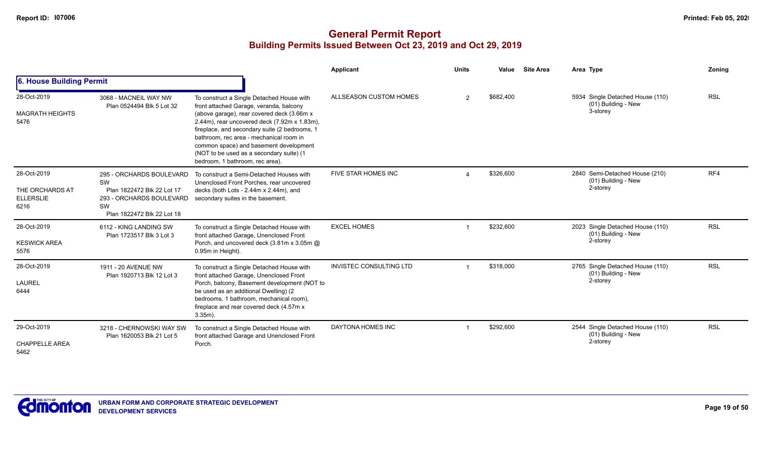# General Permit Report

## Building Permits Issued Between Oct 23, 2019 and Oct 29, 2019

### 6. House Building Permit

| | | | Applicant | Units | Value | Site Area | Area | Type | Zoning |
|---|---|---|---|---|---|---|---|---|---|
| 28-Oct-2019<br>MAGRATH HEIGHTS<br>5476 | 3068 - MACNEIL WAY NW<br>Plan 0524494 Blk 5 Lot 32 | To construct a Single Detached House with front attached Garage, veranda, balcony (above garage), rear covered deck (3.66m x 2.44m), rear uncovered deck (7.92m x 1.83m), fireplace, and secondary suite (2 bedrooms, 1 bathroom, rec area - mechanical room in common space) and basement development (NOT to be used as a secondary suite) (1 bedroom, 1 bathroom, rec area). | ALLSEASON CUSTOM HOMES | 2 | $682,400 | | 5934 | Single Detached House (110)<br>(01) Building - New<br>3-storey | RSL |
| 28-Oct-2019<br>THE ORCHARDS AT ELLERSLIE<br>6216 | 295 - ORCHARDS BOULEVARD SW<br>Plan 1822472 Blk 22 Lot 17<br>293 - ORCHARDS BOULEVARD SW<br>Plan 1822472 Blk 22 Lot 18 | To construct a Semi-Detached Houses with Unenclosed Front Porches, rear uncovered decks (both Lots - 2.44m x 2.44m), and secondary suites in the basement. | FIVE STAR HOMES INC | 4 | $326,600 | | 2840 | Semi-Detached House (210)<br>(01) Building - New<br>2-storey | RF4 |
| 28-Oct-2019<br>KESWICK AREA<br>5576 | 6112 - KING LANDING SW<br>Plan 1723517 Blk 3 Lot 3 | To construct a Single Detached House with front attached Garage, Unenclosed Front Porch, and uncovered deck (3.81m x 3.05m @ 0.95m in Height). | EXCEL HOMES | 1 | $232,600 | | 2023 | Single Detached House (110)<br>(01) Building - New<br>2-storey | RSL |
| 28-Oct-2019<br>LAUREL<br>6444 | 1911 - 20 AVENUE NW<br>Plan 1920713 Blk 12 Lot 3 | To construct a Single Detached House with front attached Garage, Unenclosed Front Porch, balcony, Basement development (NOT to be used as an additional Dwelling) (2 bedrooms, 1 bathroom, mechanical room), fireplace and rear covered deck (4.57m x 3.35m). | INVISTEC CONSULTING LTD | 1 | $318,000 | | 2765 | Single Detached House (110)<br>(01) Building - New<br>2-storey | RSL |
| 29-Oct-2019<br>CHAPPELLE AREA<br>5462 | 3218 - CHERNOWSKI WAY SW<br>Plan 1620053 Blk 21 Lot 5 | To construct a Single Detached House with front attached Garage and Unenclosed Front Porch. | DAYTONA HOMES INC | 1 | $292,600 | | 2544 | Single Detached House (110)<br>(01) Building - New<br>2-storey | RSL |

URBAN FORM AND CORPORATE STRATEGIC DEVELOPMENT
DEVELOPMENT SERVICES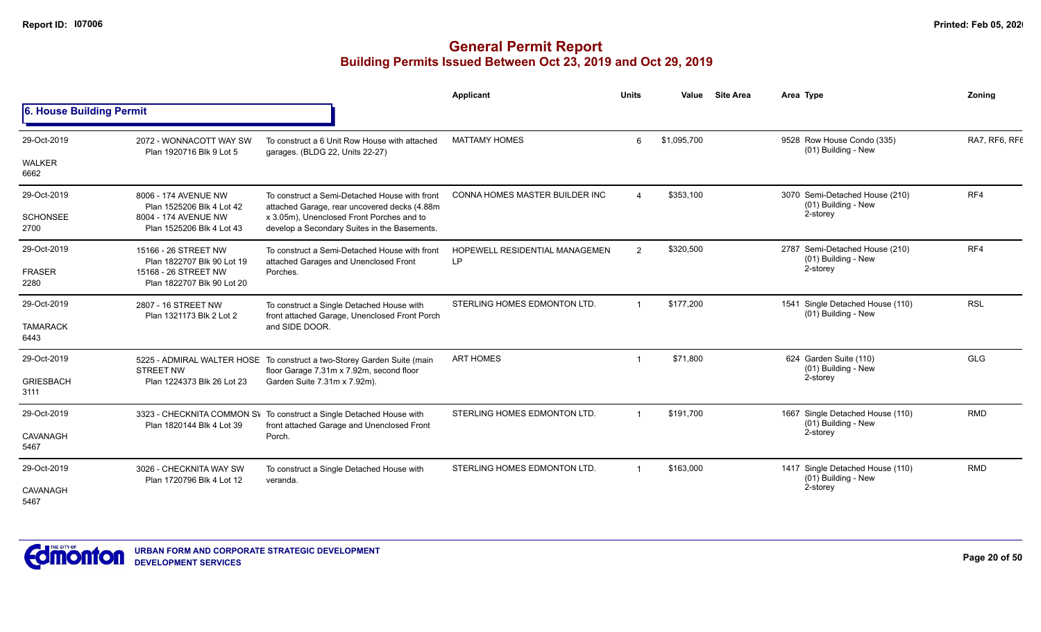# General Permit Report
## Building Permits Issued Between Oct 23, 2019 and Oct 29, 2019

### 6. House Building Permit

| | | | Applicant | Units | Value | Site Area | Area Type | Zoning |
|---|---|---|---|---|---|---|---|---|
| 29-Oct-2019<br>WALKER<br>6662 | 2072 - WONNACOTT WAY SW<br>Plan 1920716 Blk 9 Lot 5 | To construct a 6 Unit Row House with attached garages. (BLDG 22, Units 22-27) | MATTAMY HOMES | 6 | $1,095,700 | | 9528 Row House Condo (335)<br>(01) Building - New | RA7, RF6, RF6 |
| 29-Oct-2019<br>SCHONSEE<br>2700 | 8006 - 174 AVENUE NW<br>Plan 1525206 Blk 4 Lot 42<br>8004 - 174 AVENUE NW<br>Plan 1525206 Blk 4 Lot 43 | To construct a Semi-Detached House with front attached Garage, rear uncovered decks (4.88m x 3.05m), Unenclosed Front Porches and to develop a Secondary Suites in the Basements. | CONNA HOMES MASTER BUILDER INC | 4 | $353,100 | | 3070 Semi-Detached House (210)<br>(01) Building - New<br>2-storey | RF4 |
| 29-Oct-2019<br>FRASER<br>2280 | 15166 - 26 STREET NW<br>Plan 1822707 Blk 90 Lot 19<br>15168 - 26 STREET NW<br>Plan 1822707 Blk 90 Lot 20 | To construct a Semi-Detached House with front attached Garages and Unenclosed Front Porches. | HOPEWELL RESIDENTIAL MANAGEMEN LP | 2 | $320,500 | | 2787 Semi-Detached House (210)<br>(01) Building - New<br>2-storey | RF4 |
| 29-Oct-2019<br>TAMARACK<br>6443 | 2807 - 16 STREET NW<br>Plan 1321173 Blk 2 Lot 2 | To construct a Single Detached House with front attached Garage, Unenclosed Front Porch and SIDE DOOR. | STERLING HOMES EDMONTON LTD. | 1 | $177,200 | | 1541 Single Detached House (110)<br>(01) Building - New | RSL |
| 29-Oct-2019<br>GRIESBACH<br>3111 | 5225 - ADMIRAL WALTER HOSE STREET NW<br>Plan 1224373 Blk 26 Lot 23 | To construct a two-Storey Garden Suite (main floor Garage 7.31m x 7.92m, second floor Garden Suite 7.31m x 7.92m). | ART HOMES | 1 | $71,800 | | 624 Garden Suite (110)<br>(01) Building - New<br>2-storey | GLG |
| 29-Oct-2019<br>CAVANAGH<br>5467 | 3323 - CHECKNITA COMMON SW<br>Plan 1820144 Blk 4 Lot 39 | To construct a Single Detached House with front attached Garage and Unenclosed Front Porch. | STERLING HOMES EDMONTON LTD. | 1 | $191,700 | | 1667 Single Detached House (110)<br>(01) Building - New<br>2-storey | RMD |
| 29-Oct-2019<br>CAVANAGH<br>5467 | 3026 - CHECKNITA WAY SW<br>Plan 1720796 Blk 4 Lot 12 | To construct a Single Detached House with veranda. | STERLING HOMES EDMONTON LTD. | 1 | $163,000 | | 1417 Single Detached House (110)<br>(01) Building - New<br>2-storey | RMD |

URBAN FORM AND CORPORATE STRATEGIC DEVELOPMENT
DEVELOPMENT SERVICES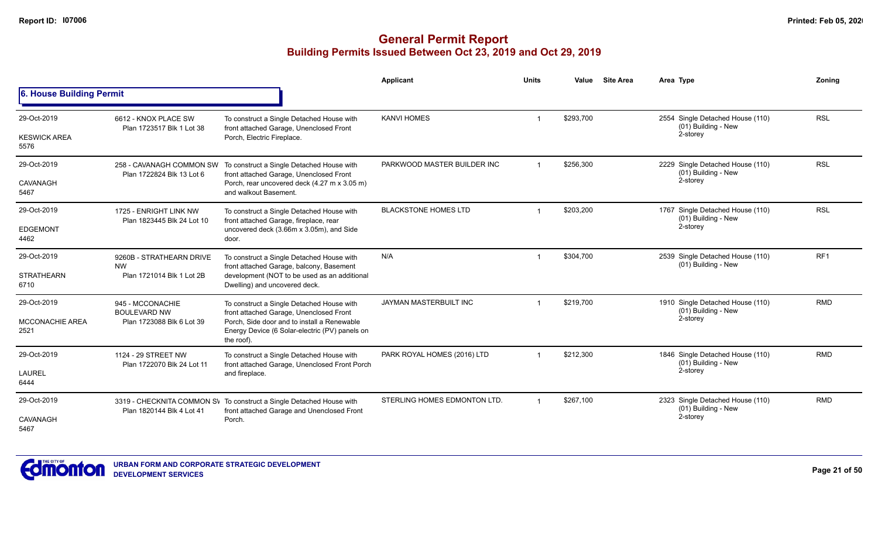# General Permit Report
## Building Permits Issued Between Oct 23, 2019 and Oct 29, 2019

### 6. House Building Permit

| | | | Applicant | Units | Value | Site Area | Area Type | Zoning |
|---|---|---|---|---|---|---|---|---|
| 29-Oct-2019<br>KESWICK AREA<br>5576 | 6612 - KNOX PLACE SW<br>Plan 1723517 Blk 1 Lot 38 | To construct a Single Detached House with front attached Garage, Unenclosed Front Porch, Electric Fireplace. | KANVI HOMES | 1 | $293,700 | | 2554 Single Detached House (110)<br>(01) Building - New<br>2-storey | RSL |
| 29-Oct-2019<br>CAVANAGH<br>5467 | 258 - CAVANAGH COMMON SW<br>Plan 1722824 Blk 13 Lot 6 | To construct a Single Detached House with front attached Garage, Unenclosed Front Porch, rear uncovered deck (4.27 m x 3.05 m) and walkout Basement. | PARKWOOD MASTER BUILDER INC | 1 | $256,300 | | 2229 Single Detached House (110)<br>(01) Building - New<br>2-storey | RSL |
| 29-Oct-2019<br>EDGEMONT<br>4462 | 1725 - ENRIGHT LINK NW<br>Plan 1823445 Blk 24 Lot 10 | To construct a Single Detached House with front attached Garage, fireplace, rear uncovered deck (3.66m x 3.05m), and Side door. | BLACKSTONE HOMES LTD | 1 | $203,200 | | 1767 Single Detached House (110)<br>(01) Building - New<br>2-storey | RSL |
| 29-Oct-2019<br>STRATHEARN<br>6710 | 9260B - STRATHEARN DRIVE NW<br>Plan 1721014 Blk 1 Lot 2B | To construct a Single Detached House with front attached Garage, balcony, Basement development (NOT to be used as an additional Dwelling) and uncovered deck. | N/A | 1 | $304,700 | | 2539 Single Detached House (110)<br>(01) Building - New | RF1 |
| 29-Oct-2019<br>MCCONACHIE AREA<br>2521 | 945 - MCCONACHIE BOULEVARD NW<br>Plan 1723088 Blk 6 Lot 39 | To construct a Single Detached House with front attached Garage, Unenclosed Front Porch, Side door and to install a Renewable Energy Device (6 Solar-electric (PV) panels on the roof). | JAYMAN MASTERBUILT INC | 1 | $219,700 | | 1910 Single Detached House (110)<br>(01) Building - New<br>2-storey | RMD |
| 29-Oct-2019<br>LAUREL<br>6444 | 1124 - 29 STREET NW<br>Plan 1722070 Blk 24 Lot 11 | To construct a Single Detached House with front attached Garage, Unenclosed Front Porch and fireplace. | PARK ROYAL HOMES (2016) LTD | 1 | $212,300 | | 1846 Single Detached House (110)<br>(01) Building - New<br>2-storey | RMD |
| 29-Oct-2019<br>CAVANAGH<br>5467 | 3319 - CHECKNITA COMMON SW<br>Plan 1820144 Blk 4 Lot 41 | To construct a Single Detached House with front attached Garage and Unenclosed Front Porch. | STERLING HOMES EDMONTON LTD. | 1 | $267,100 | | 2323 Single Detached House (110)<br>(01) Building - New<br>2-storey | RMD |

URBAN FORM AND CORPORATE STRATEGIC DEVELOPMENT
DEVELOPMENT SERVICES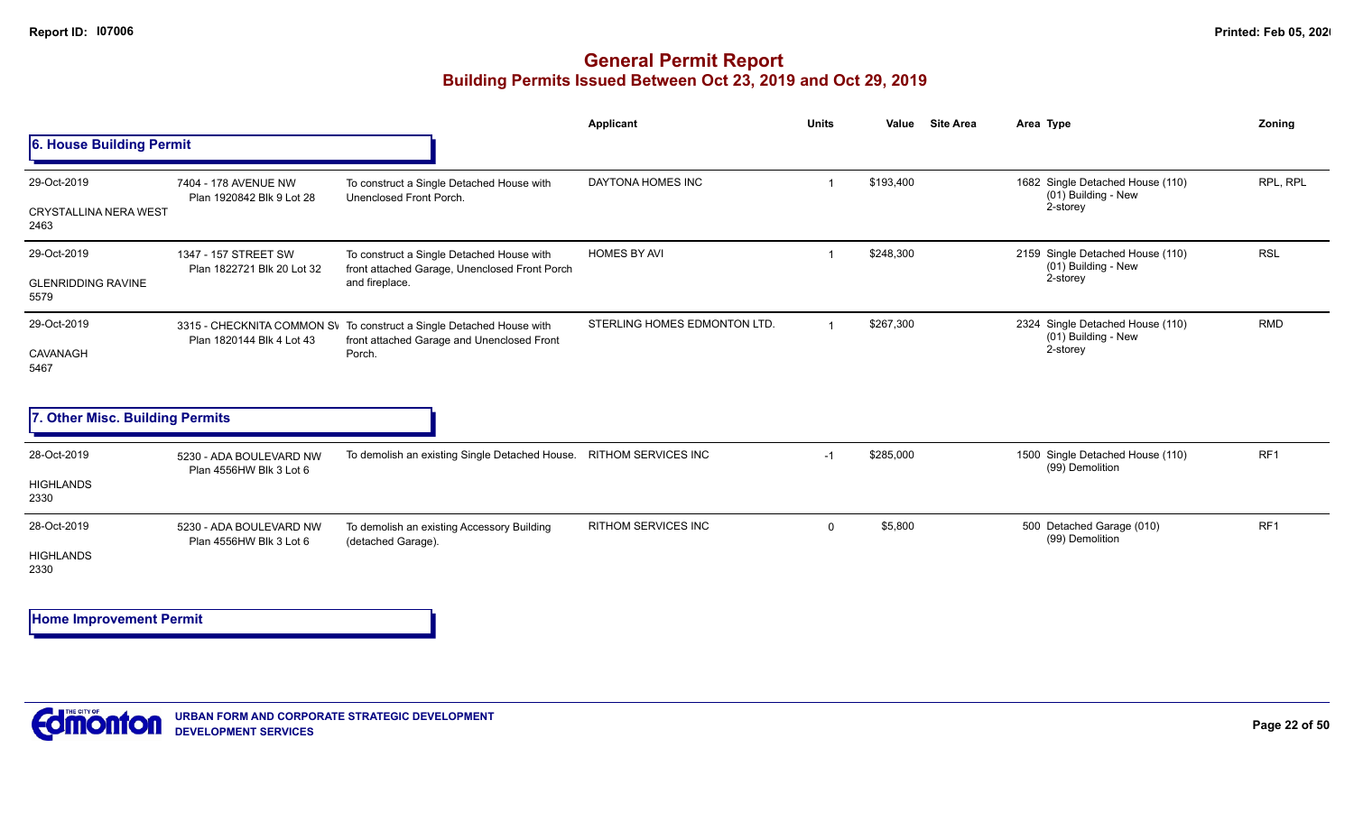# General Permit Report

## Building Permits Issued Between Oct 23, 2019 and Oct 29, 2019

### 6. House Building Permit

| Date / Neighbourhood | Address | Description | Applicant | Units | Value | Site Area | Area | Type | Zoning |
|---|---|---|---|---|---|---|---|---|---|
| 29-Oct-2019 CRYSTALLINA NERA WEST 2463 | 7404 - 178 AVENUE NW Plan 1920842 Blk 9 Lot 28 | To construct a Single Detached House with Unenclosed Front Porch. | DAYTONA HOMES INC | 1 | $193,400 | | 1682 | Single Detached House (110) (01) Building - New 2-storey | RPL, RPL |
| 29-Oct-2019 GLENRIDDING RAVINE 5579 | 1347 - 157 STREET SW Plan 1822721 Blk 20 Lot 32 | To construct a Single Detached House with front attached Garage, Unenclosed Front Porch and fireplace. | HOMES BY AVI | 1 | $248,300 | | 2159 | Single Detached House (110) (01) Building - New 2-storey | RSL |
| 29-Oct-2019 CAVANAGH 5467 | 3315 - CHECKNITA COMMON SW Plan 1820144 Blk 4 Lot 43 | To construct a Single Detached House with front attached Garage and Unenclosed Front Porch. | STERLING HOMES EDMONTON LTD. | 1 | $267,300 | | 2324 | Single Detached House (110) (01) Building - New 2-storey | RMD |

### 7. Other Misc. Building Permits

| Date / Neighbourhood | Address | Description | Applicant | Units | Value | Site Area | Area | Type | Zoning |
|---|---|---|---|---|---|---|---|---|---|
| 28-Oct-2019 HIGHLANDS 2330 | 5230 - ADA BOULEVARD NW Plan 4556HW Blk 3 Lot 6 | To demolish an existing Single Detached House. | RITHOM SERVICES INC | -1 | $285,000 | | 1500 | Single Detached House (110) (99) Demolition | RF1 |
| 28-Oct-2019 HIGHLANDS 2330 | 5230 - ADA BOULEVARD NW Plan 4556HW Blk 3 Lot 6 | To demolish an existing Accessory Building (detached Garage). | RITHOM SERVICES INC | 0 | $5,800 | | 500 | Detached Garage (010) (99) Demolition | RF1 |

### Home Improvement Permit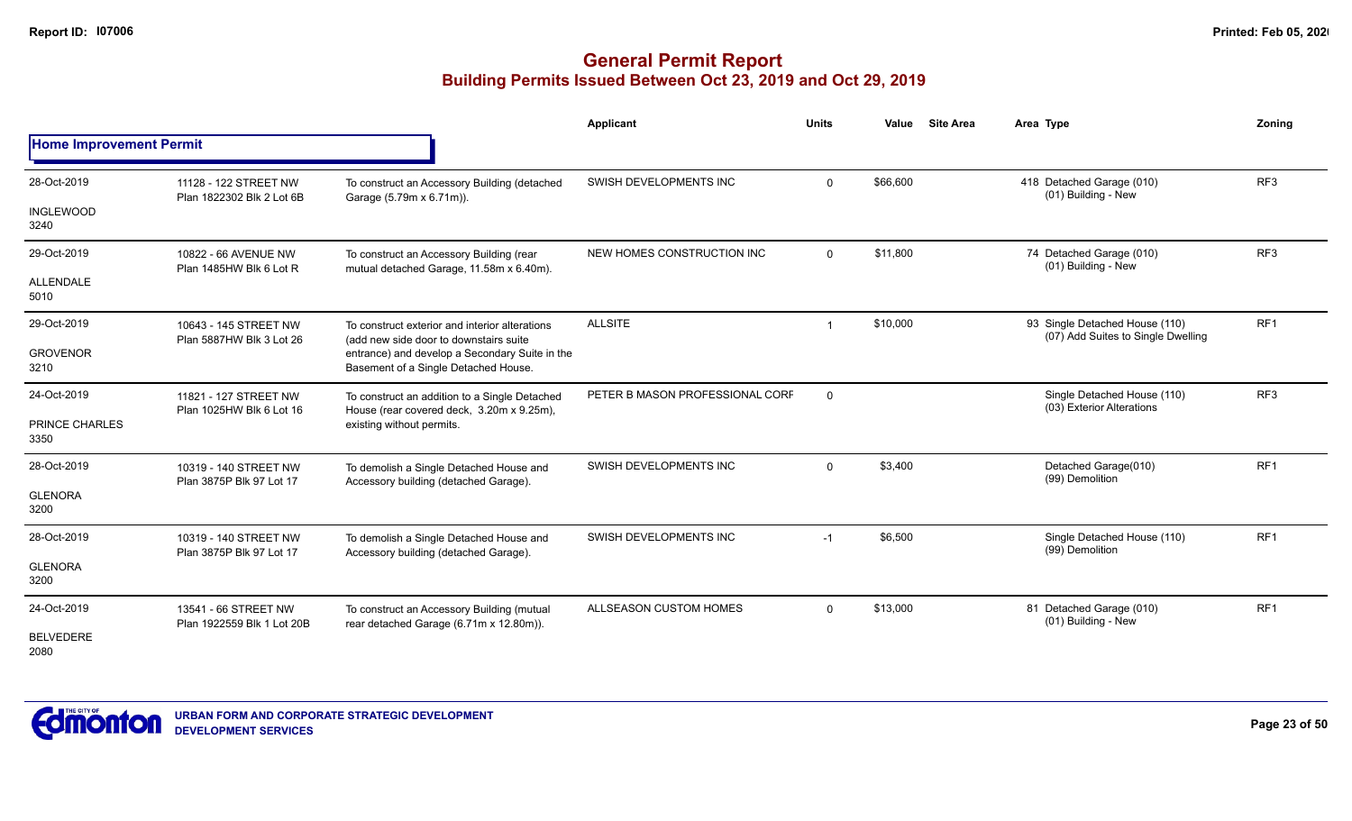# General Permit Report
## Building Permits Issued Between Oct 23, 2019 and Oct 29, 2019

**Home Improvement Permit**

| | | | Applicant | Units | Value | Site Area | Area | Type | Zoning |
|---|---|---|---|---|---|---|---|---|---|
| 28-Oct-2019<br>INGLEWOOD<br>3240 | 11128 - 122 STREET NW<br>Plan 1822302 Blk 2 Lot 6B | To construct an Accessory Building (detached Garage (5.79m x 6.71m)). | SWISH DEVELOPMENTS INC | 0 | $66,600 | | 418 | Detached Garage (010)<br>(01) Building - New | RF3 |
| 29-Oct-2019<br>ALLENDALE<br>5010 | 10822 - 66 AVENUE NW<br>Plan 1485HW Blk 6 Lot R | To construct an Accessory Building (rear mutual detached Garage, 11.58m x 6.40m). | NEW HOMES CONSTRUCTION INC | 0 | $11,800 | | 74 | Detached Garage (010)<br>(01) Building - New | RF3 |
| 29-Oct-2019<br>GROVENOR<br>3210 | 10643 - 145 STREET NW<br>Plan 5887HW Blk 3 Lot 26 | To construct exterior and interior alterations (add new side door to downstairs suite entrance) and develop a Secondary Suite in the Basement of a Single Detached House. | ALLSITE | 1 | $10,000 | | 93 | Single Detached House (110)<br>(07) Add Suites to Single Dwelling | RF1 |
| 24-Oct-2019<br>PRINCE CHARLES<br>3350 | 11821 - 127 STREET NW<br>Plan 1025HW Blk 6 Lot 16 | To construct an addition to a Single Detached House (rear covered deck, 3.20m x 9.25m), existing without permits. | PETER B MASON PROFESSIONAL CORF | 0 | | | | Single Detached House (110)<br>(03) Exterior Alterations | RF3 |
| 28-Oct-2019<br>GLENORA<br>3200 | 10319 - 140 STREET NW<br>Plan 3875P Blk 97 Lot 17 | To demolish a Single Detached House and Accessory building (detached Garage). | SWISH DEVELOPMENTS INC | 0 | $3,400 | | | Detached Garage(010)<br>(99) Demolition | RF1 |
| 28-Oct-2019<br>GLENORA<br>3200 | 10319 - 140 STREET NW<br>Plan 3875P Blk 97 Lot 17 | To demolish a Single Detached House and Accessory building (detached Garage). | SWISH DEVELOPMENTS INC | -1 | $6,500 | | | Single Detached House (110)<br>(99) Demolition | RF1 |
| 24-Oct-2019<br>BELVEDERE<br>2080 | 13541 - 66 STREET NW<br>Plan 1922559 Blk 1 Lot 20B | To construct an Accessory Building (mutual rear detached Garage (6.71m x 12.80m)). | ALLSEASON CUSTOM HOMES | 0 | $13,000 | | 81 | Detached Garage (010)<br>(01) Building - New | RF1 |

URBAN FORM AND CORPORATE STRATEGIC DEVELOPMENT
DEVELOPMENT SERVICES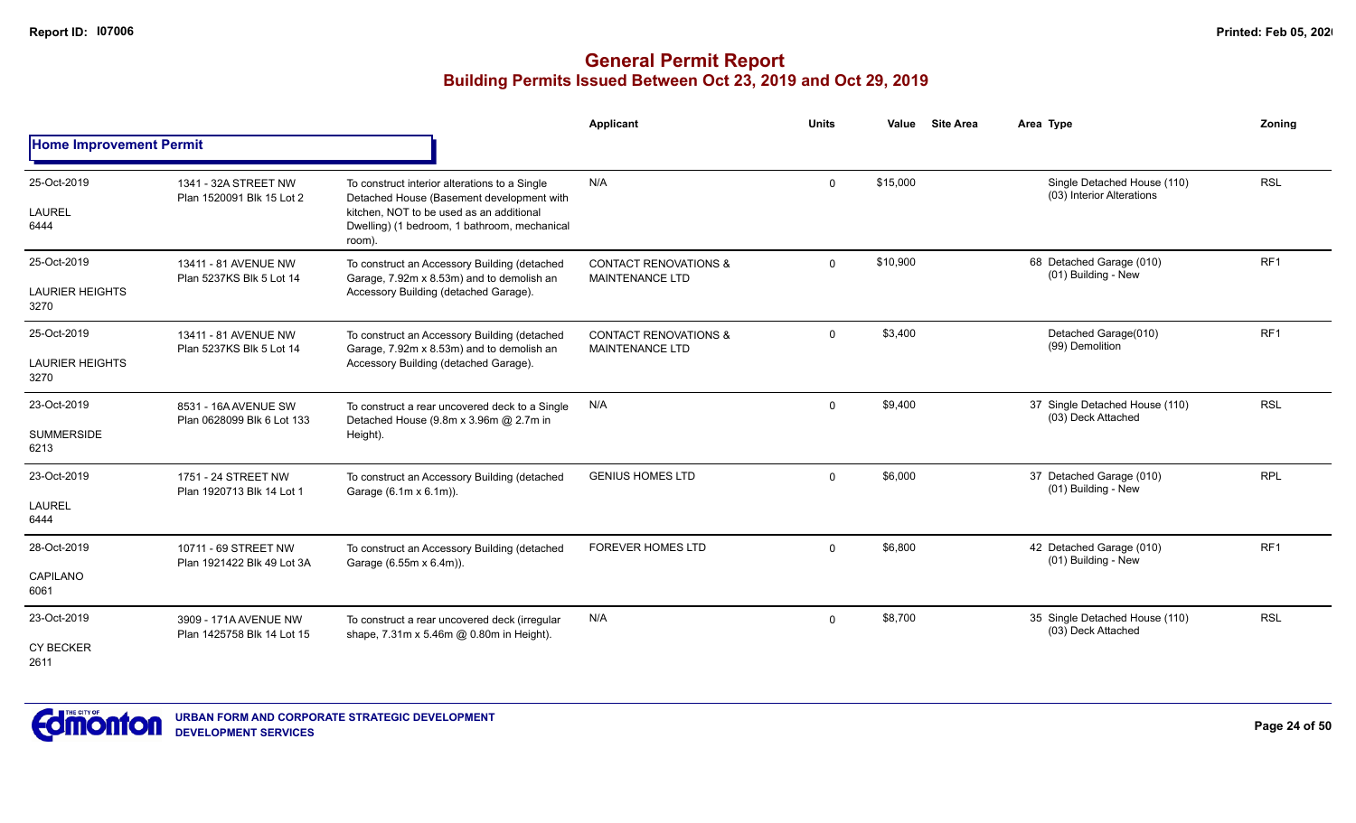# General Permit Report
## Building Permits Issued Between Oct 23, 2019 and Oct 29, 2019

### Home Improvement Permit

| | | | Applicant | Units | Value | Site Area | Area Type | Zoning |
|---|---|---|---|---|---|---|---|---|
| 25-Oct-2019<br>LAUREL<br>6444 | 1341 - 32A STREET NW<br>Plan 1520091 Blk 15 Lot 2 | To construct interior alterations to a Single Detached House (Basement development with kitchen, NOT to be used as an additional Dwelling) (1 bedroom, 1 bathroom, mechanical room). | N/A | 0 | $15,000 | | Single Detached House (110)<br>(03) Interior Alterations | RSL |
| 25-Oct-2019<br>LAURIER HEIGHTS<br>3270 | 13411 - 81 AVENUE NW<br>Plan 5237KS Blk 5 Lot 14 | To construct an Accessory Building (detached Garage, 7.92m x 8.53m) and to demolish an Accessory Building (detached Garage). | CONTACT RENOVATIONS & MAINTENANCE LTD | 0 | $10,900 | | 68 Detached Garage (010)<br>(01) Building - New | RF1 |
| 25-Oct-2019<br>LAURIER HEIGHTS<br>3270 | 13411 - 81 AVENUE NW<br>Plan 5237KS Blk 5 Lot 14 | To construct an Accessory Building (detached Garage, 7.92m x 8.53m) and to demolish an Accessory Building (detached Garage). | CONTACT RENOVATIONS & MAINTENANCE LTD | 0 | $3,400 | | Detached Garage(010)<br>(99) Demolition | RF1 |
| 23-Oct-2019<br>SUMMERSIDE<br>6213 | 8531 - 16A AVENUE SW<br>Plan 0628099 Blk 6 Lot 133 | To construct a rear uncovered deck to a Single Detached House (9.8m x 3.96m @ 2.7m in Height). | N/A | 0 | $9,400 | | 37 Single Detached House (110)<br>(03) Deck Attached | RSL |
| 23-Oct-2019<br>LAUREL<br>6444 | 1751 - 24 STREET NW<br>Plan 1920713 Blk 14 Lot 1 | To construct an Accessory Building (detached Garage (6.1m x 6.1m)). | GENIUS HOMES LTD | 0 | $6,000 | | 37 Detached Garage (010)<br>(01) Building - New | RPL |
| 28-Oct-2019<br>CAPILANO<br>6061 | 10711 - 69 STREET NW<br>Plan 1921422 Blk 49 Lot 3A | To construct an Accessory Building (detached Garage (6.55m x 6.4m)). | FOREVER HOMES LTD | 0 | $6,800 | | 42 Detached Garage (010)<br>(01) Building - New | RF1 |
| 23-Oct-2019<br>CY BECKER<br>2611 | 3909 - 171A AVENUE NW<br>Plan 1425758 Blk 14 Lot 15 | To construct a rear uncovered deck (irregular shape, 7.31m x 5.46m @ 0.80m in Height). | N/A | 0 | $8,700 | | 35 Single Detached House (110)<br>(03) Deck Attached | RSL |

URBAN FORM AND CORPORATE STRATEGIC DEVELOPMENT
DEVELOPMENT SERVICES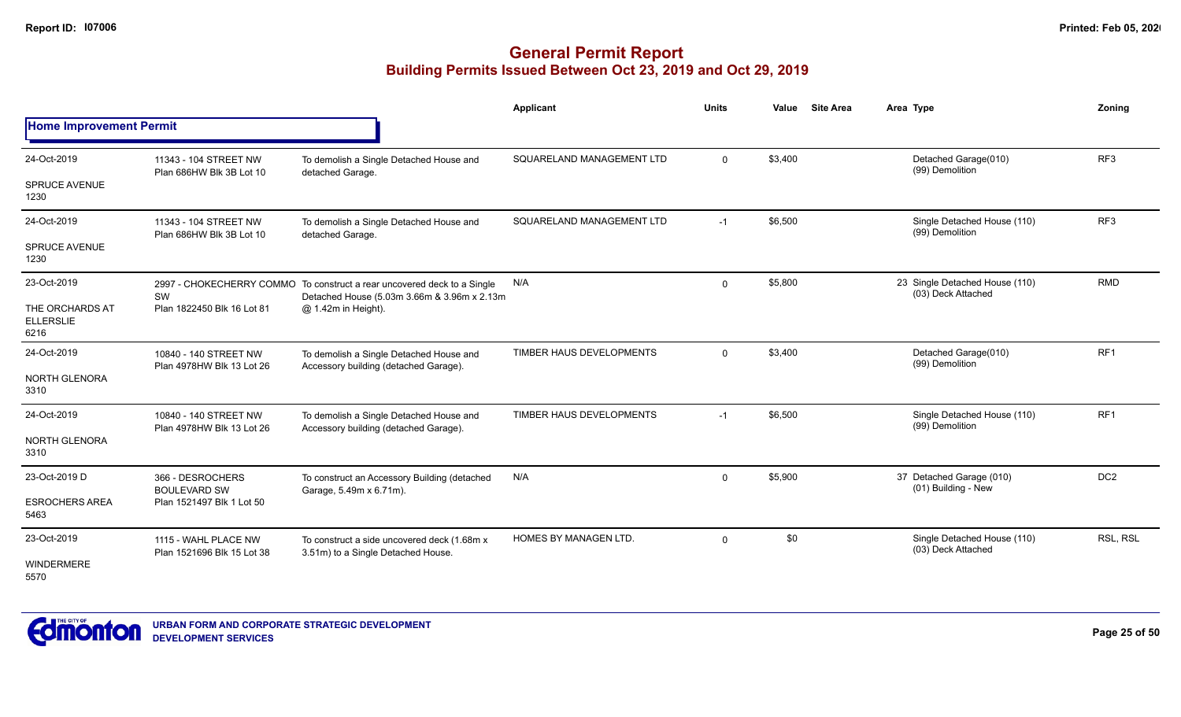# General Permit Report

## Building Permits Issued Between Oct 23, 2019 and Oct 29, 2019

| | | | Applicant | Units | Value | Site Area | Area | Type | Zoning |
|---|---|---|---|---|---|---|---|---|---|
| **Home Improvement Permit** | | | | | | | | | |
| 24-Oct-2019<br>SPRUCE AVENUE<br>1230 | 11343 - 104 STREET NW<br>Plan 686HW Blk 3B Lot 10 | To demolish a Single Detached House and detached Garage. | SQUARELAND MANAGEMENT LTD | 0 | $3,400 | | | Detached Garage(010)<br>(99) Demolition | RF3 |
| 24-Oct-2019<br>SPRUCE AVENUE<br>1230 | 11343 - 104 STREET NW<br>Plan 686HW Blk 3B Lot 10 | To demolish a Single Detached House and detached Garage. | SQUARELAND MANAGEMENT LTD | -1 | $6,500 | | | Single Detached House (110)<br>(99) Demolition | RF3 |
| 23-Oct-2019<br>THE ORCHARDS AT ELLERSLIE<br>6216 | 2997 - CHOKECHERRY COMMO SW<br>Plan 1822450 Blk 16 Lot 81 | To construct a rear uncovered deck to a Single Detached House (5.03m 3.66m & 3.96m x 2.13m @ 1.42m in Height). | N/A | 0 | $5,800 | | 23 | Single Detached House (110)<br>(03) Deck Attached | RMD |
| 24-Oct-2019<br>NORTH GLENORA<br>3310 | 10840 - 140 STREET NW<br>Plan 4978HW Blk 13 Lot 26 | To demolish a Single Detached House and Accessory building (detached Garage). | TIMBER HAUS DEVELOPMENTS | 0 | $3,400 | | | Detached Garage(010)<br>(99) Demolition | RF1 |
| 24-Oct-2019<br>NORTH GLENORA<br>3310 | 10840 - 140 STREET NW<br>Plan 4978HW Blk 13 Lot 26 | To demolish a Single Detached House and Accessory building (detached Garage). | TIMBER HAUS DEVELOPMENTS | -1 | $6,500 | | | Single Detached House (110)<br>(99) Demolition | RF1 |
| 23-Oct-2019 D<br>ESROCHERS AREA<br>5463 | 366 - DESROCHERS BOULEVARD SW<br>Plan 1521497 Blk 1 Lot 50 | To construct an Accessory Building (detached Garage, 5.49m x 6.71m). | N/A | 0 | $5,900 | | 37 | Detached Garage (010)<br>(01) Building - New | DC2 |
| 23-Oct-2019<br>WINDERMERE<br>5570 | 1115 - WAHL PLACE NW<br>Plan 1521696 Blk 15 Lot 38 | To construct a side uncovered deck (1.68m x 3.51m) to a Single Detached House. | HOMES BY MANAGEN LTD. | 0 | $0 | | | Single Detached House (110)<br>(03) Deck Attached | RSL, RSL |

URBAN FORM AND CORPORATE STRATEGIC DEVELOPMENT
DEVELOPMENT SERVICES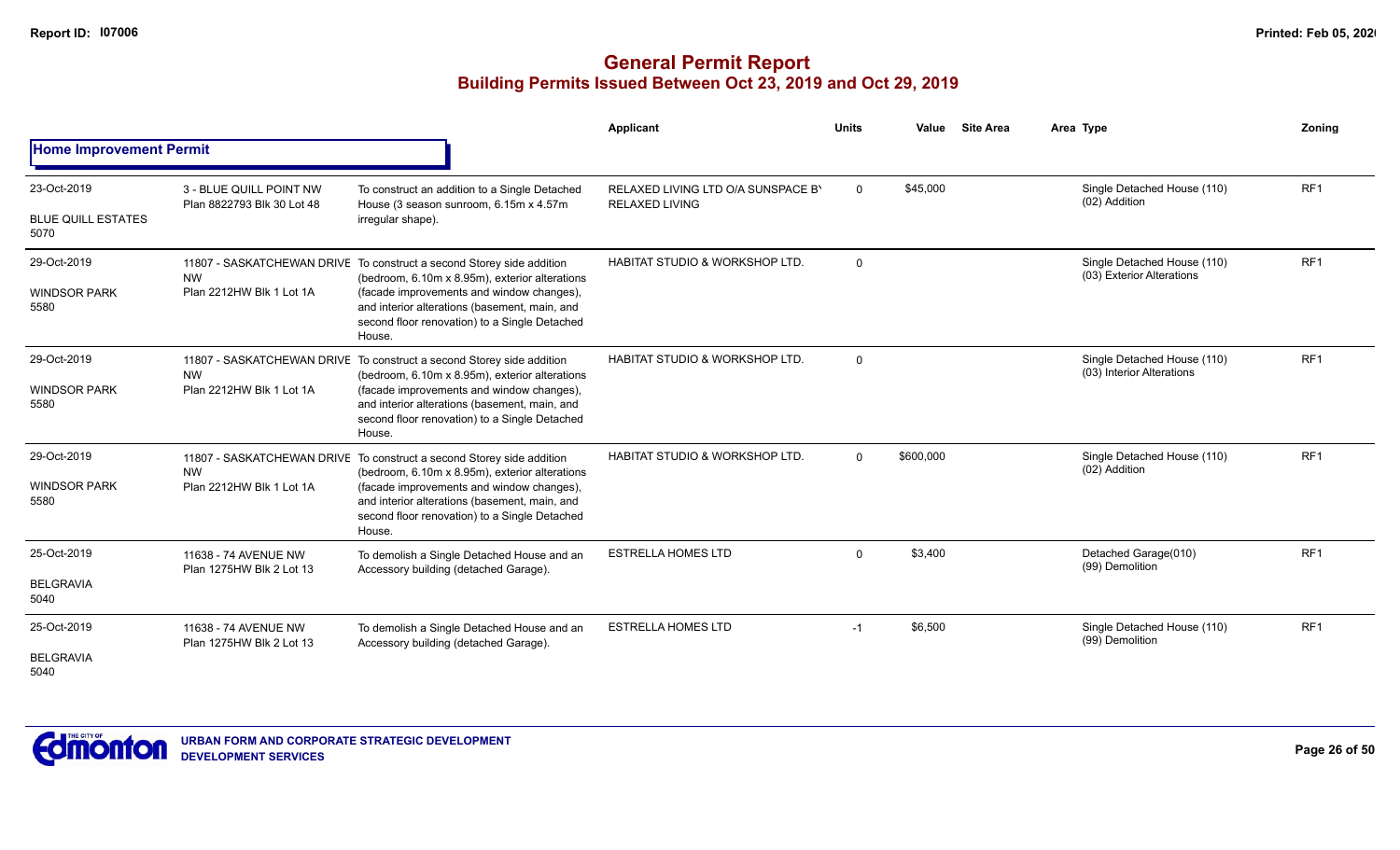# General Permit Report
## Building Permits Issued Between Oct 23, 2019 and Oct 29, 2019

**Home Improvement Permit**

| | | | Applicant | Units | Value | Site Area | Area Type | Zoning |
|---|---|---|---|---|---|---|---|---|
| 23-Oct-2019<br>BLUE QUILL ESTATES<br>5070 | 3 - BLUE QUILL POINT NW<br>Plan 8822793 Blk 30 Lot 48 | To construct an addition to a Single Detached House (3 season sunroom, 6.15m x 4.57m irregular shape). | RELAXED LIVING LTD O/A SUNSPACE BY RELAXED LIVING | 0 | $45,000 | | Single Detached House (110)<br>(02) Addition | RF1 |
| 29-Oct-2019<br>WINDSOR PARK<br>5580 | 11807 - SASKATCHEWAN DRIVE NW<br>Plan 2212HW Blk 1 Lot 1A | To construct a second Storey side addition (bedroom, 6.10m x 8.95m), exterior alterations (facade improvements and window changes), and interior alterations (basement, main, and second floor renovation) to a Single Detached House. | HABITAT STUDIO & WORKSHOP LTD. | 0 | | | Single Detached House (110)<br>(03) Exterior Alterations | RF1 |
| 29-Oct-2019<br>WINDSOR PARK<br>5580 | 11807 - SASKATCHEWAN DRIVE NW<br>Plan 2212HW Blk 1 Lot 1A | To construct a second Storey side addition (bedroom, 6.10m x 8.95m), exterior alterations (facade improvements and window changes), and interior alterations (basement, main, and second floor renovation) to a Single Detached House. | HABITAT STUDIO & WORKSHOP LTD. | 0 | | | Single Detached House (110)<br>(03) Interior Alterations | RF1 |
| 29-Oct-2019<br>WINDSOR PARK<br>5580 | 11807 - SASKATCHEWAN DRIVE NW<br>Plan 2212HW Blk 1 Lot 1A | To construct a second Storey side addition (bedroom, 6.10m x 8.95m), exterior alterations (facade improvements and window changes), and interior alterations (basement, main, and second floor renovation) to a Single Detached House. | HABITAT STUDIO & WORKSHOP LTD. | 0 | $600,000 | | Single Detached House (110)<br>(02) Addition | RF1 |
| 25-Oct-2019<br>BELGRAVIA<br>5040 | 11638 - 74 AVENUE NW<br>Plan 1275HW Blk 2 Lot 13 | To demolish a Single Detached House and an Accessory building (detached Garage). | ESTRELLA HOMES LTD | 0 | $3,400 | | Detached Garage(010)<br>(99) Demolition | RF1 |
| 25-Oct-2019<br>BELGRAVIA<br>5040 | 11638 - 74 AVENUE NW<br>Plan 1275HW Blk 2 Lot 13 | To demolish a Single Detached House and an Accessory building (detached Garage). | ESTRELLA HOMES LTD | -1 | $6,500 | | Single Detached House (110)<br>(99) Demolition | RF1 |

URBAN FORM AND CORPORATE STRATEGIC DEVELOPMENT
DEVELOPMENT SERVICES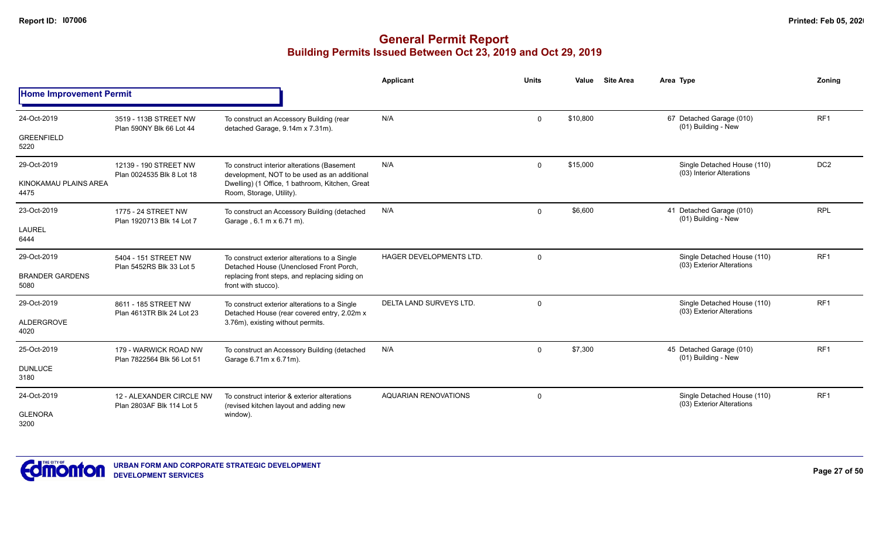# General Permit Report

## Building Permits Issued Between Oct 23, 2019 and Oct 29, 2019

### Home Improvement Permit

| Date / Neighbourhood | Address / Legal | Description | Applicant | Units | Value | Site Area | Area Type | Zoning |
|---|---|---|---|---|---|---|---|---|
| 24-Oct-2019 GREENFIELD 5220 | 3519 - 113B STREET NW Plan 590NY Blk 66 Lot 44 | To construct an Accessory Building (rear detached Garage, 9.14m x 7.31m). | N/A | 0 | $10,800 | | 67 Detached Garage (010) (01) Building - New | RF1 |
| 29-Oct-2019 KINOKAMAU PLAINS AREA 4475 | 12139 - 190 STREET NW Plan 0024535 Blk 8 Lot 18 | To construct interior alterations (Basement development, NOT to be used as an additional Dwelling) (1 Office, 1 bathroom, Kitchen, Great Room, Storage, Utility). | N/A | 0 | $15,000 | | Single Detached House (110) (03) Interior Alterations | DC2 |
| 23-Oct-2019 LAUREL 6444 | 1775 - 24 STREET NW Plan 1920713 Blk 14 Lot 7 | To construct an Accessory Building (detached Garage , 6.1 m x 6.71 m). | N/A | 0 | $6,600 | | 41 Detached Garage (010) (01) Building - New | RPL |
| 29-Oct-2019 BRANDER GARDENS 5080 | 5404 - 151 STREET NW Plan 5452RS Blk 33 Lot 5 | To construct exterior alterations to a Single Detached House (Unenclosed Front Porch, replacing front steps, and replacing siding on front with stucco). | HAGER DEVELOPMENTS LTD. | 0 | | | Single Detached House (110) (03) Exterior Alterations | RF1 |
| 29-Oct-2019 ALDERGROVE 4020 | 8611 - 185 STREET NW Plan 4613TR Blk 24 Lot 23 | To construct exterior alterations to a Single Detached House (rear covered entry, 2.02m x 3.76m), existing without permits. | DELTA LAND SURVEYS LTD. | 0 | | | Single Detached House (110) (03) Exterior Alterations | RF1 |
| 25-Oct-2019 DUNLUCE 3180 | 179 - WARWICK ROAD NW Plan 7822564 Blk 56 Lot 51 | To construct an Accessory Building (detached Garage 6.71m x 6.71m). | N/A | 0 | $7,300 | | 45 Detached Garage (010) (01) Building - New | RF1 |
| 24-Oct-2019 GLENORA 3200 | 12 - ALEXANDER CIRCLE NW Plan 2803AF Blk 114 Lot 5 | To construct interior & exterior alterations (revised kitchen layout and adding new window). | AQUARIAN RENOVATIONS | 0 | | | Single Detached House (110) (03) Exterior Alterations | RF1 |

URBAN FORM AND CORPORATE STRATEGIC DEVELOPMENT
DEVELOPMENT SERVICES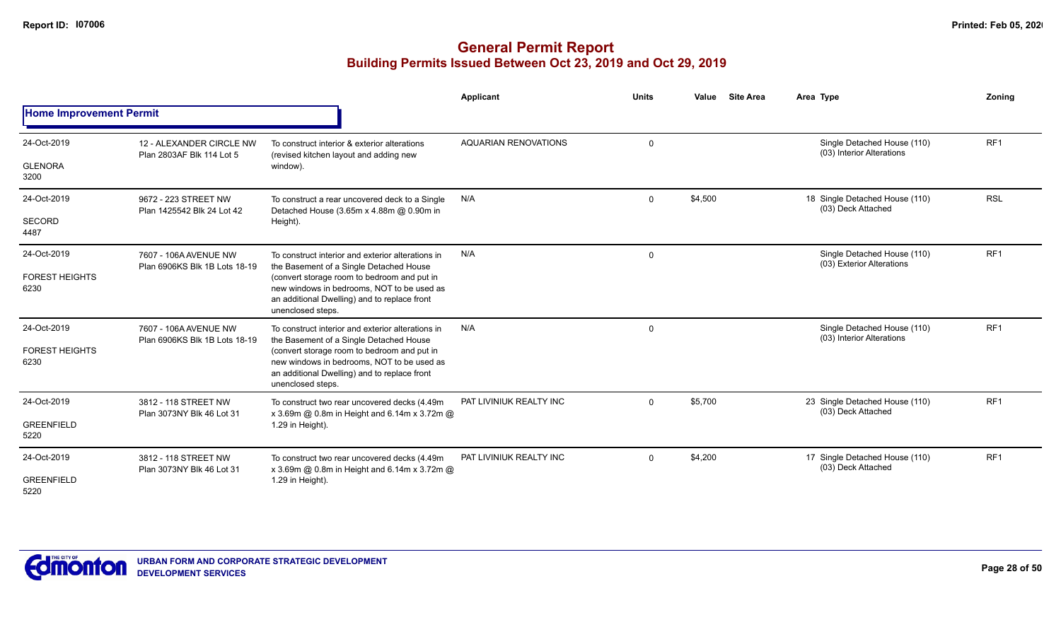# General Permit Report

## Building Permits Issued Between Oct 23, 2019 and Oct 29, 2019

| | | | Applicant | Units | Value | Site Area | Area | Type | Zoning |
|---|---|---|---|---|---|---|---|---|---|
| **Home Improvement Permit** | | | | | | | | | |
| 24-Oct-2019<br>GLENORA<br>3200 | 12 - ALEXANDER CIRCLE NW<br>Plan 2803AF Blk 114 Lot 5 | To construct interior & exterior alterations (revised kitchen layout and adding new window). | AQUARIAN RENOVATIONS | 0 | | | | Single Detached House (110)<br>(03) Interior Alterations | RF1 |
| 24-Oct-2019<br>SECORD<br>4487 | 9672 - 223 STREET NW<br>Plan 1425542 Blk 24 Lot 42 | To construct a rear uncovered deck to a Single Detached House (3.65m x 4.88m @ 0.90m in Height). | N/A | 0 | $4,500 | | 18 | Single Detached House (110)<br>(03) Deck Attached | RSL |
| 24-Oct-2019<br>FOREST HEIGHTS<br>6230 | 7607 - 106A AVENUE NW<br>Plan 6906KS Blk 1B Lots 18-19 | To construct interior and exterior alterations in the Basement of a Single Detached House (convert storage room to bedroom and put in new windows in bedrooms, NOT to be used as an additional Dwelling) and to replace front unenclosed steps. | N/A | 0 | | | | Single Detached House (110)<br>(03) Exterior Alterations | RF1 |
| 24-Oct-2019<br>FOREST HEIGHTS<br>6230 | 7607 - 106A AVENUE NW<br>Plan 6906KS Blk 1B Lots 18-19 | To construct interior and exterior alterations in the Basement of a Single Detached House (convert storage room to bedroom and put in new windows in bedrooms, NOT to be used as an additional Dwelling) and to replace front unenclosed steps. | N/A | 0 | | | | Single Detached House (110)<br>(03) Interior Alterations | RF1 |
| 24-Oct-2019<br>GREENFIELD<br>5220 | 3812 - 118 STREET NW<br>Plan 3073NY Blk 46 Lot 31 | To construct two rear uncovered decks (4.49m x 3.69m @ 0.8m in Height and 6.14m x 3.72m @ 1.29 in Height). | PAT LIVINIUK REALTY INC | 0 | $5,700 | | 23 | Single Detached House (110)<br>(03) Deck Attached | RF1 |
| 24-Oct-2019<br>GREENFIELD<br>5220 | 3812 - 118 STREET NW<br>Plan 3073NY Blk 46 Lot 31 | To construct two rear uncovered decks (4.49m x 3.69m @ 0.8m in Height and 6.14m x 3.72m @ 1.29 in Height). | PAT LIVINIUK REALTY INC | 0 | $4,200 | | 17 | Single Detached House (110)<br>(03) Deck Attached | RF1 |

URBAN FORM AND CORPORATE STRATEGIC DEVELOPMENT
DEVELOPMENT SERVICES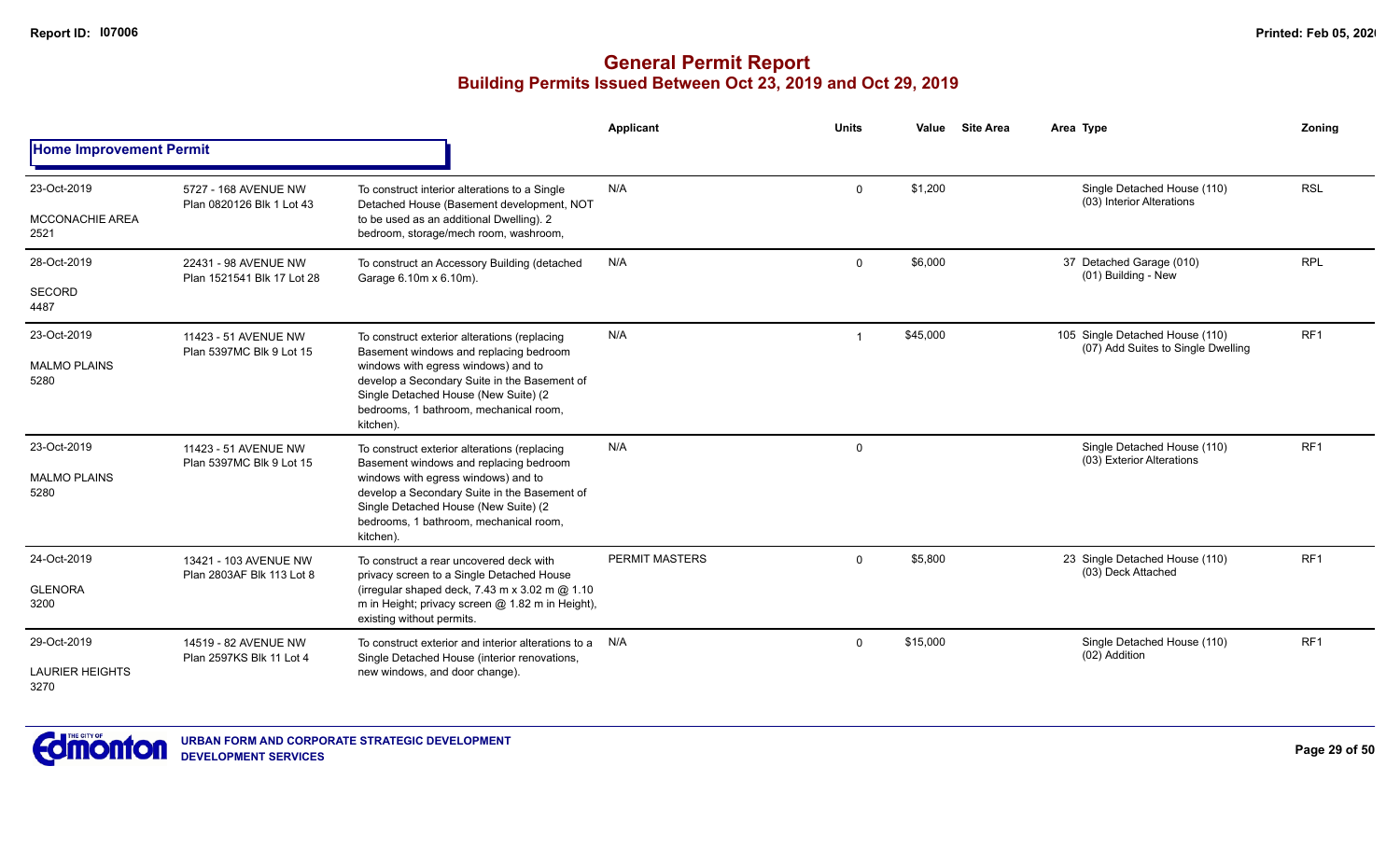# General Permit Report

## Building Permits Issued Between Oct 23, 2019 and Oct 29, 2019

### Home Improvement Permit

| | | | Applicant | Units | Value | Site Area | Area | Type | Zoning |
|---|---|---|---|---|---|---|---|---|---|
| 23-Oct-2019 MCCONACHIE AREA 2521 | 5727 - 168 AVENUE NW Plan 0820126 Blk 1 Lot 43 | To construct interior alterations to a Single Detached House (Basement development, NOT to be used as an additional Dwelling). 2 bedroom, storage/mech room, washroom, | N/A | 0 | $1,200 | | | Single Detached House (110) (03) Interior Alterations | RSL |
| 28-Oct-2019 SECORD 4487 | 22431 - 98 AVENUE NW Plan 1521541 Blk 17 Lot 28 | To construct an Accessory Building (detached Garage 6.10m x 6.10m). | N/A | 0 | $6,000 | | 37 | Detached Garage (010) (01) Building - New | RPL |
| 23-Oct-2019 MALMO PLAINS 5280 | 11423 - 51 AVENUE NW Plan 5397MC Blk 9 Lot 15 | To construct exterior alterations (replacing Basement windows and replacing bedroom windows with egress windows) and to develop a Secondary Suite in the Basement of Single Detached House (New Suite) (2 bedrooms, 1 bathroom, mechanical room, kitchen). | N/A | 1 | $45,000 | | 105 | Single Detached House (110) (07) Add Suites to Single Dwelling | RF1 |
| 23-Oct-2019 MALMO PLAINS 5280 | 11423 - 51 AVENUE NW Plan 5397MC Blk 9 Lot 15 | To construct exterior alterations (replacing Basement windows and replacing bedroom windows with egress windows) and to develop a Secondary Suite in the Basement of Single Detached House (New Suite) (2 bedrooms, 1 bathroom, mechanical room, kitchen). | N/A | 0 | | | | Single Detached House (110) (03) Exterior Alterations | RF1 |
| 24-Oct-2019 GLENORA 3200 | 13421 - 103 AVENUE NW Plan 2803AF Blk 113 Lot 8 | To construct a rear uncovered deck with privacy screen to a Single Detached House (irregular shaped deck, 7.43 m x 3.02 m @ 1.10 m in Height; privacy screen @ 1.82 m in Height), existing without permits. | PERMIT MASTERS | 0 | $5,800 | | 23 | Single Detached House (110) (03) Deck Attached | RF1 |
| 29-Oct-2019 LAURIER HEIGHTS 3270 | 14519 - 82 AVENUE NW Plan 2597KS Blk 11 Lot 4 | To construct exterior and interior alterations to a Single Detached House (interior renovations, new windows, and door change). | N/A | 0 | $15,000 | | | Single Detached House (110) (02) Addition | RF1 |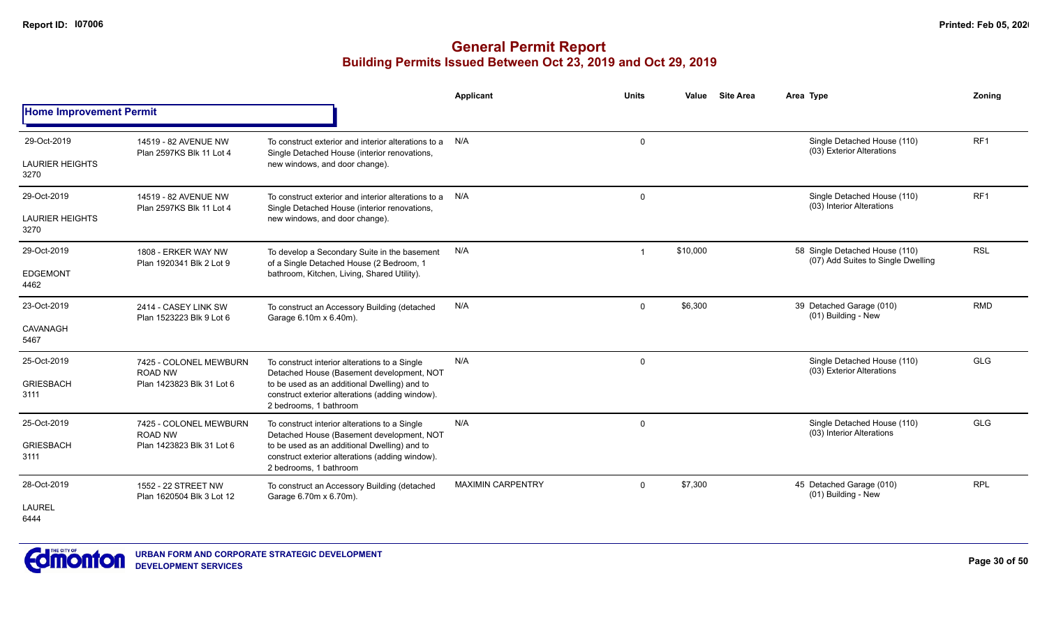# General Permit Report

## Building Permits Issued Between Oct 23, 2019 and Oct 29, 2019

### Home Improvement Permit

| Date / Neighbourhood | Address / Legal | Description | Applicant | Units | Value | Site Area | Area | Type | Zoning |
|---|---|---|---|---|---|---|---|---|---|
| 29-Oct-2019<br>LAURIER HEIGHTS<br>3270 | 14519 - 82 AVENUE NW<br>Plan 2597KS Blk 11 Lot 4 | To construct exterior and interior alterations to a Single Detached House (interior renovations, new windows, and door change). | N/A | 0 | | | | Single Detached House (110)<br>(03) Exterior Alterations | RF1 |
| 29-Oct-2019<br>LAURIER HEIGHTS<br>3270 | 14519 - 82 AVENUE NW<br>Plan 2597KS Blk 11 Lot 4 | To construct exterior and interior alterations to a Single Detached House (interior renovations, new windows, and door change). | N/A | 0 | | | | Single Detached House (110)<br>(03) Interior Alterations | RF1 |
| 29-Oct-2019<br>EDGEMONT<br>4462 | 1808 - ERKER WAY NW<br>Plan 1920341 Blk 2 Lot 9 | To develop a Secondary Suite in the basement of a Single Detached House (2 Bedroom, 1 bathroom, Kitchen, Living, Shared Utility). | N/A | 1 | $10,000 | | 58 | Single Detached House (110)<br>(07) Add Suites to Single Dwelling | RSL |
| 23-Oct-2019<br>CAVANAGH<br>5467 | 2414 - CASEY LINK SW<br>Plan 1523223 Blk 9 Lot 6 | To construct an Accessory Building (detached Garage 6.10m x 6.40m). | N/A | 0 | $6,300 | | 39 | Detached Garage (010)<br>(01) Building - New | RMD |
| 25-Oct-2019<br>GRIESBACH<br>3111 | 7425 - COLONEL MEWBURN ROAD NW<br>Plan 1423823 Blk 31 Lot 6 | To construct interior alterations to a Single Detached House (Basement development, NOT to be used as an additional Dwelling) and to construct exterior alterations (adding window). 2 bedrooms, 1 bathroom | N/A | 0 | | | | Single Detached House (110)<br>(03) Exterior Alterations | GLG |
| 25-Oct-2019<br>GRIESBACH<br>3111 | 7425 - COLONEL MEWBURN ROAD NW<br>Plan 1423823 Blk 31 Lot 6 | To construct interior alterations to a Single Detached House (Basement development, NOT to be used as an additional Dwelling) and to construct exterior alterations (adding window). 2 bedrooms, 1 bathroom | N/A | 0 | | | | Single Detached House (110)<br>(03) Interior Alterations | GLG |
| 28-Oct-2019<br>LAUREL<br>6444 | 1552 - 22 STREET NW<br>Plan 1620504 Blk 3 Lot 12 | To construct an Accessory Building (detached Garage 6.70m x 6.70m). | MAXIMIN CARPENTRY | 0 | $7,300 | | 45 | Detached Garage (010)<br>(01) Building - New | RPL |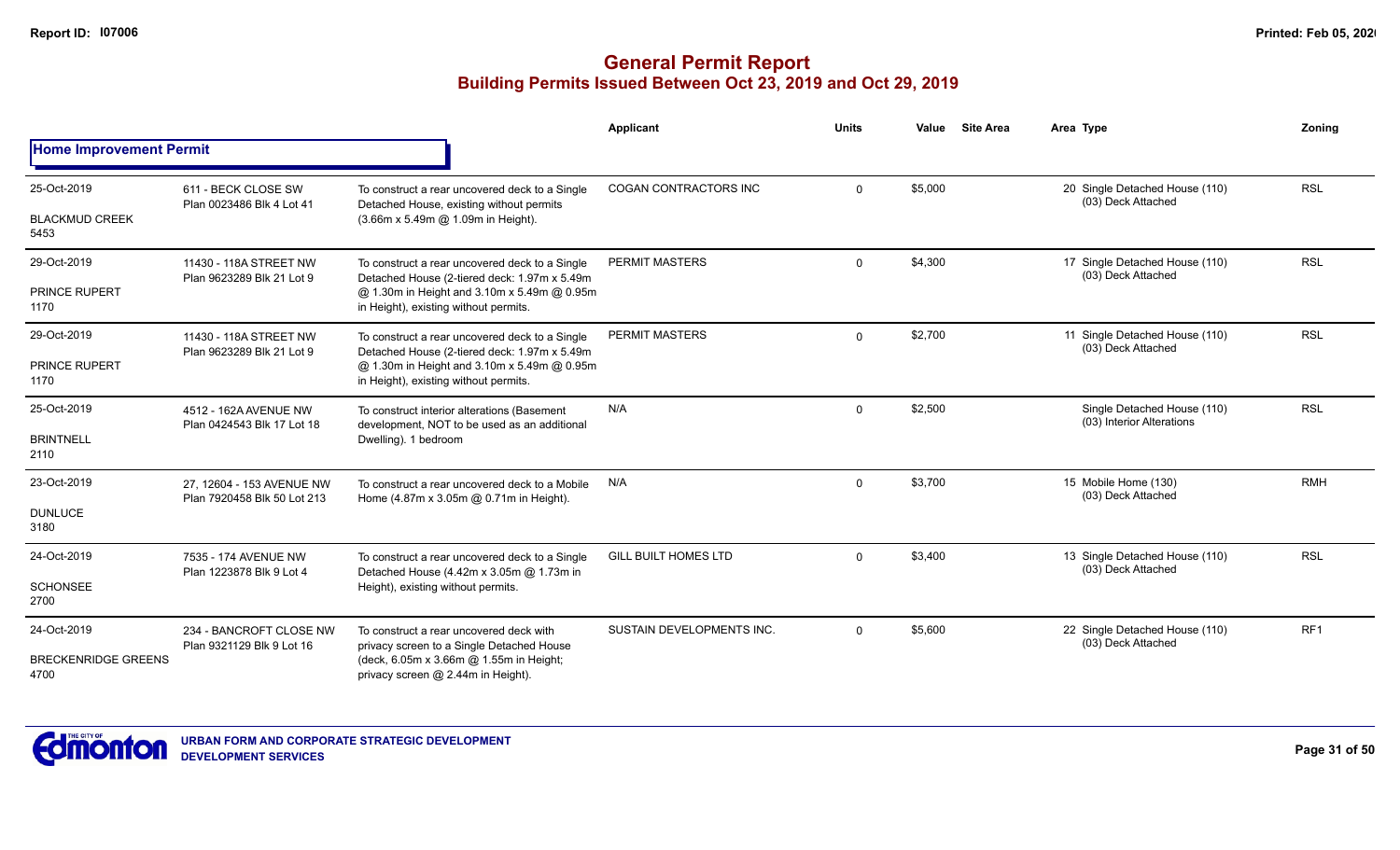# General Permit Report
## Building Permits Issued Between Oct 23, 2019 and Oct 29, 2019

| | | | Applicant | Units | Value | Site Area | Area Type | Zoning |
|---|---|---|---|---|---|---|---|---|
| **Home Improvement Permit** | | | | | | | | |
| 25-Oct-2019 BLACKMUD CREEK 5453 | 611 - BECK CLOSE SW Plan 0023486 Blk 4 Lot 41 | To construct a rear uncovered deck to a Single Detached House, existing without permits (3.66m x 5.49m @ 1.09m in Height). | COGAN CONTRACTORS INC | 0 | $5,000 | | 20 Single Detached House (110) (03) Deck Attached | RSL |
| 29-Oct-2019 PRINCE RUPERT 1170 | 11430 - 118A STREET NW Plan 9623289 Blk 21 Lot 9 | To construct a rear uncovered deck to a Single Detached House (2-tiered deck: 1.97m x 5.49m @ 1.30m in Height and 3.10m x 5.49m @ 0.95m in Height), existing without permits. | PERMIT MASTERS | 0 | $4,300 | | 17 Single Detached House (110) (03) Deck Attached | RSL |
| 29-Oct-2019 PRINCE RUPERT 1170 | 11430 - 118A STREET NW Plan 9623289 Blk 21 Lot 9 | To construct a rear uncovered deck to a Single Detached House (2-tiered deck: 1.97m x 5.49m @ 1.30m in Height and 3.10m x 5.49m @ 0.95m in Height), existing without permits. | PERMIT MASTERS | 0 | $2,700 | | 11 Single Detached House (110) (03) Deck Attached | RSL |
| 25-Oct-2019 BRINTNELL 2110 | 4512 - 162A AVENUE NW Plan 0424543 Blk 17 Lot 18 | To construct interior alterations (Basement development, NOT to be used as an additional Dwelling). 1 bedroom | N/A | 0 | $2,500 | | Single Detached House (110) (03) Interior Alterations | RSL |
| 23-Oct-2019 DUNLUCE 3180 | 27, 12604 - 153 AVENUE NW Plan 7920458 Blk 50 Lot 213 | To construct a rear uncovered deck to a Mobile Home (4.87m x 3.05m @ 0.71m in Height). | N/A | 0 | $3,700 | | 15 Mobile Home (130) (03) Deck Attached | RMH |
| 24-Oct-2019 SCHONSEE 2700 | 7535 - 174 AVENUE NW Plan 1223878 Blk 9 Lot 4 | To construct a rear uncovered deck to a Single Detached House (4.42m x 3.05m @ 1.73m in Height), existing without permits. | GILL BUILT HOMES LTD | 0 | $3,400 | | 13 Single Detached House (110) (03) Deck Attached | RSL |
| 24-Oct-2019 BRECKENRIDGE GREENS 4700 | 234 - BANCROFT CLOSE NW Plan 9321129 Blk 9 Lot 16 | To construct a rear uncovered deck with privacy screen to a Single Detached House (deck, 6.05m x 3.66m @ 1.55m in Height; privacy screen @ 2.44m in Height). | SUSTAIN DEVELOPMENTS INC. | 0 | $5,600 | | 22 Single Detached House (110) (03) Deck Attached | RF1 |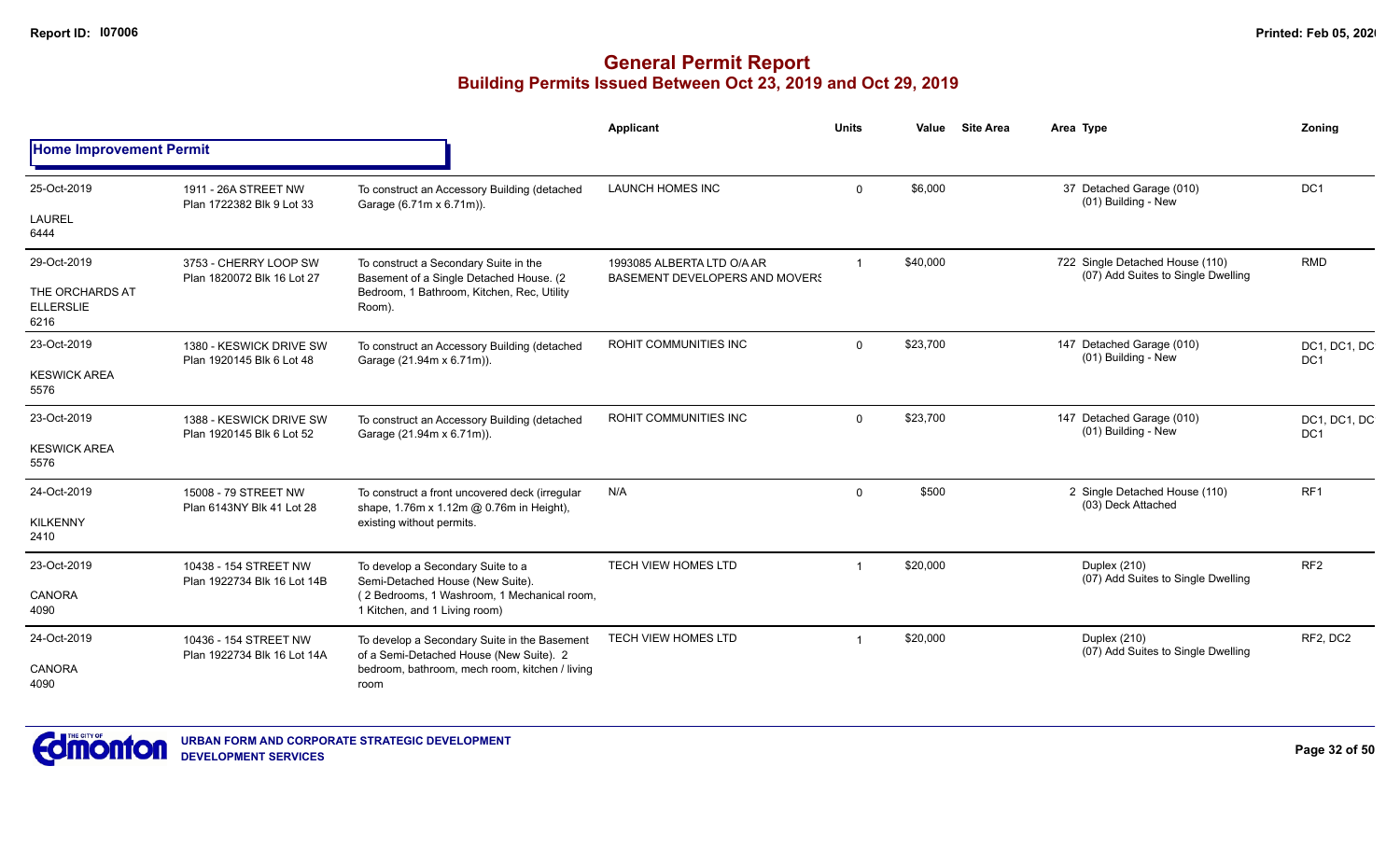# General Permit Report

## Building Permits Issued Between Oct 23, 2019 and Oct 29, 2019

| | | | Applicant | Units | Value | Site Area | Area Type | Zoning |
|---|---|---|---|---|---|---|---|---|
| **Home Improvement Permit** | | | | | | | | |
| 25-Oct-2019<br>LAUREL<br>6444 | 1911 - 26A STREET NW<br>Plan 1722382 Blk 9 Lot 33 | To construct an Accessory Building (detached Garage (6.71m x 6.71m)). | LAUNCH HOMES INC | 0 | $6,000 | | 37 Detached Garage (010)<br>(01) Building - New | DC1 |
| 29-Oct-2019<br>THE ORCHARDS AT ELLERSLIE<br>6216 | 3753 - CHERRY LOOP SW<br>Plan 1820072 Blk 16 Lot 27 | To construct a Secondary Suite in the Basement of a Single Detached House. (2 Bedroom, 1 Bathroom, Kitchen, Rec, Utility Room). | 1993085 ALBERTA LTD O/A AR BASEMENT DEVELOPERS AND MOVERS | 1 | $40,000 | | 722 Single Detached House (110)<br>(07) Add Suites to Single Dwelling | RMD |
| 23-Oct-2019<br>KESWICK AREA<br>5576 | 1380 - KESWICK DRIVE SW<br>Plan 1920145 Blk 6 Lot 48 | To construct an Accessory Building (detached Garage (21.94m x 6.71m)). | ROHIT COMMUNITIES INC | 0 | $23,700 | | 147 Detached Garage (010)<br>(01) Building - New | DC1, DC1, DC1 |
| 23-Oct-2019<br>KESWICK AREA<br>5576 | 1388 - KESWICK DRIVE SW<br>Plan 1920145 Blk 6 Lot 52 | To construct an Accessory Building (detached Garage (21.94m x 6.71m)). | ROHIT COMMUNITIES INC | 0 | $23,700 | | 147 Detached Garage (010)<br>(01) Building - New | DC1, DC1, DC1 |
| 24-Oct-2019<br>KILKENNY<br>2410 | 15008 - 79 STREET NW<br>Plan 6143NY Blk 41 Lot 28 | To construct a front uncovered deck (irregular shape, 1.76m x 1.12m @ 0.76m in Height), existing without permits. | N/A | 0 | $500 | | 2 Single Detached House (110)<br>(03) Deck Attached | RF1 |
| 23-Oct-2019<br>CANORA<br>4090 | 10438 - 154 STREET NW<br>Plan 1922734 Blk 16 Lot 14B | To develop a Secondary Suite to a Semi-Detached House (New Suite). ( 2 Bedrooms, 1 Washroom, 1 Mechanical room, 1 Kitchen, and 1 Living room) | TECH VIEW HOMES LTD | 1 | $20,000 | | Duplex (210)<br>(07) Add Suites to Single Dwelling | RF2 |
| 24-Oct-2019<br>CANORA<br>4090 | 10436 - 154 STREET NW<br>Plan 1922734 Blk 16 Lot 14A | To develop a Secondary Suite in the Basement of a Semi-Detached House (New Suite). 2 bedroom, bathroom, mech room, kitchen / living room | TECH VIEW HOMES LTD | 1 | $20,000 | | Duplex (210)<br>(07) Add Suites to Single Dwelling | RF2, DC2 |

URBAN FORM AND CORPORATE STRATEGIC DEVELOPMENT
DEVELOPMENT SERVICES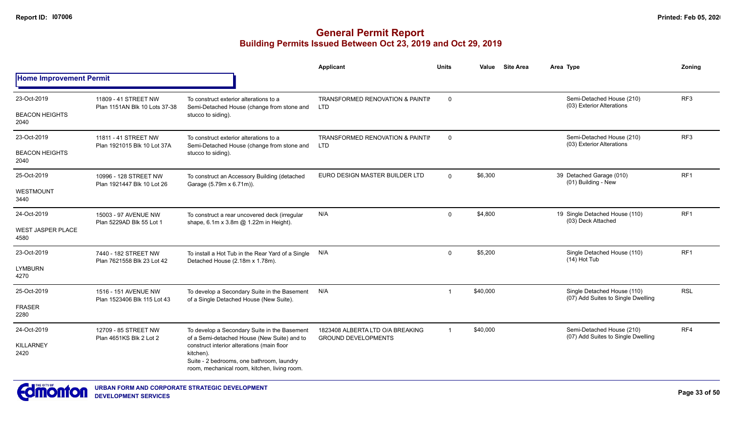# General Permit Report

## Building Permits Issued Between Oct 23, 2019 and Oct 29, 2019

### Home Improvement Permit

| | | | Applicant | Units | Value | Site Area | Area | Type | Zoning |
|---|---|---|---|---|---|---|---|---|---|
| 23-Oct-2019<br>BEACON HEIGHTS<br>2040 | 11809 - 41 STREET NW<br>Plan 1151AN Blk 10 Lots 37-38 | To construct exterior alterations to a Semi-Detached House (change from stone and stucco to siding). | TRANSFORMED RENOVATION & PAINTIN LTD | 0 | | | | Semi-Detached House (210)<br>(03) Exterior Alterations | RF3 |
| 23-Oct-2019<br>BEACON HEIGHTS<br>2040 | 11811 - 41 STREET NW<br>Plan 1921015 Blk 10 Lot 37A | To construct exterior alterations to a Semi-Detached House (change from stone and stucco to siding). | TRANSFORMED RENOVATION & PAINTIN LTD | 0 | | | | Semi-Detached House (210)<br>(03) Exterior Alterations | RF3 |
| 25-Oct-2019<br>WESTMOUNT<br>3440 | 10996 - 128 STREET NW<br>Plan 1921447 Blk 10 Lot 26 | To construct an Accessory Building (detached Garage (5.79m x 6.71m)). | EURO DESIGN MASTER BUILDER LTD | 0 | $6,300 | | 39 | Detached Garage (010)<br>(01) Building - New | RF1 |
| 24-Oct-2019<br>WEST JASPER PLACE<br>4580 | 15003 - 97 AVENUE NW<br>Plan 5229AD Blk 55 Lot 1 | To construct a rear uncovered deck (irregular shape, 6.1m x 3.8m @ 1.22m in Height). | N/A | 0 | $4,800 | | 19 | Single Detached House (110)<br>(03) Deck Attached | RF1 |
| 23-Oct-2019<br>LYMBURN<br>4270 | 7440 - 182 STREET NW<br>Plan 7621558 Blk 23 Lot 42 | To install a Hot Tub in the Rear Yard of a Single Detached House (2.18m x 1.78m). | N/A | 0 | $5,200 | | | Single Detached House (110)<br>(14) Hot Tub | RF1 |
| 25-Oct-2019<br>FRASER<br>2280 | 1516 - 151 AVENUE NW<br>Plan 1523406 Blk 115 Lot 43 | To develop a Secondary Suite in the Basement of a Single Detached House (New Suite). | N/A | 1 | $40,000 | | | Single Detached House (110)<br>(07) Add Suites to Single Dwelling | RSL |
| 24-Oct-2019<br>KILLARNEY<br>2420 | 12709 - 85 STREET NW<br>Plan 4651KS Blk 2 Lot 2 | To develop a Secondary Suite in the Basement of a Semi-detached House (New Suite) and to construct interior alterations (main floor kitchen).<br>Suite - 2 bedrooms, one bathroom, laundry room, mechanical room, kitchen, living room. | 1823408 ALBERTA LTD O/A BREAKING GROUND DEVELOPMENTS | 1 | $40,000 | | | Semi-Detached House (210)<br>(07) Add Suites to Single Dwelling | RF4 |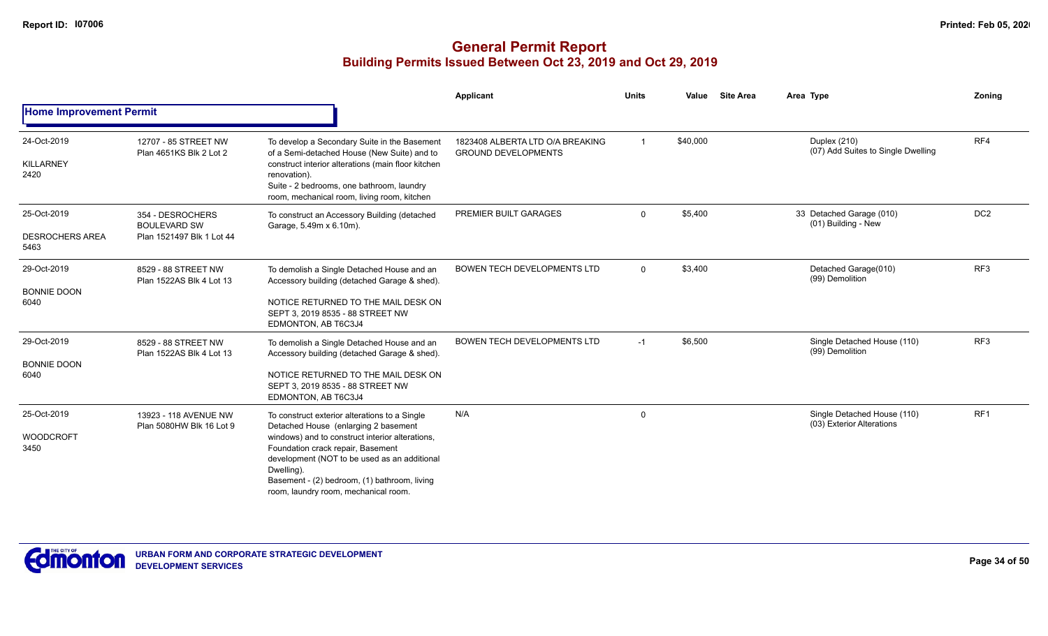# General Permit Report
## Building Permits Issued Between Oct 23, 2019 and Oct 29, 2019

### Home Improvement Permit

| Date / Neighbourhood | Address / Legal | Description | Applicant | Units | Value | Site Area | Area Type | Zoning |
|---|---|---|---|---|---|---|---|---|
| 24-Oct-2019 KILLARNEY 2420 | 12707 - 85 STREET NW Plan 4651KS Blk 2 Lot 2 | To develop a Secondary Suite in the Basement of a Semi-detached House (New Suite) and to construct interior alterations (main floor kitchen renovation). Suite - 2 bedrooms, one bathroom, laundry room, mechanical room, living room, kitchen | 1823408 ALBERTA LTD O/A BREAKING GROUND DEVELOPMENTS | 1 | $40,000 | | Duplex (210) (07) Add Suites to Single Dwelling | RF4 |
| 25-Oct-2019 DESROCHERS AREA 5463 | 354 - DESROCHERS BOULEVARD SW Plan 1521497 Blk 1 Lot 44 | To construct an Accessory Building (detached Garage, 5.49m x 6.10m). | PREMIER BUILT GARAGES | 0 | $5,400 | | 33 Detached Garage (010) (01) Building - New | DC2 |
| 29-Oct-2019 BONNIE DOON 6040 | 8529 - 88 STREET NW Plan 1522AS Blk 4 Lot 13 | To demolish a Single Detached House and an Accessory building (detached Garage & shed). NOTICE RETURNED TO THE MAIL DESK ON SEPT 3, 2019 8535 - 88 STREET NW EDMONTON, AB T6C3J4 | BOWEN TECH DEVELOPMENTS LTD | 0 | $3,400 | | Detached Garage(010) (99) Demolition | RF3 |
| 29-Oct-2019 BONNIE DOON 6040 | 8529 - 88 STREET NW Plan 1522AS Blk 4 Lot 13 | To demolish a Single Detached House and an Accessory building (detached Garage & shed). NOTICE RETURNED TO THE MAIL DESK ON SEPT 3, 2019 8535 - 88 STREET NW EDMONTON, AB T6C3J4 | BOWEN TECH DEVELOPMENTS LTD | -1 | $6,500 | | Single Detached House (110) (99) Demolition | RF3 |
| 25-Oct-2019 WOODCROFT 3450 | 13923 - 118 AVENUE NW Plan 5080HW Blk 16 Lot 9 | To construct exterior alterations to a Single Detached House (enlarging 2 basement windows) and to construct interior alterations, Foundation crack repair, Basement development (NOT to be used as an additional Dwelling). Basement - (2) bedroom, (1) bathroom, living room, laundry room, mechanical room. | N/A | 0 | | | Single Detached House (110) (03) Exterior Alterations | RF1 |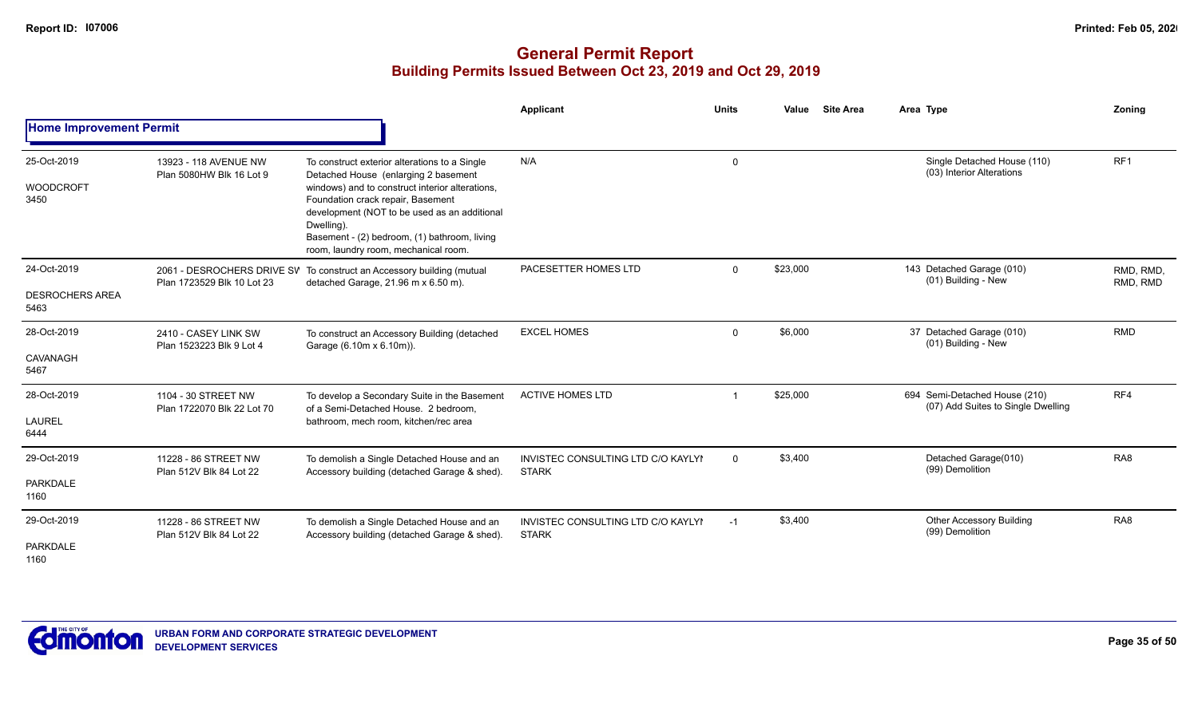# General Permit Report
## Building Permits Issued Between Oct 23, 2019 and Oct 29, 2019

**Home Improvement Permit**

| | | | Applicant | Units | Value | Site Area | Area | Type | Zoning |
|---|---|---|---|---|---|---|---|---|---|
| 25-Oct-2019<br>WOODCROFT<br>3450 | 13923 - 118 AVENUE NW<br>Plan 5080HW Blk 16 Lot 9 | To construct exterior alterations to a Single Detached House (enlarging 2 basement windows) and to construct interior alterations, Foundation crack repair, Basement development (NOT to be used as an additional Dwelling).<br>Basement - (2) bedroom, (1) bathroom, living room, laundry room, mechanical room. | N/A | 0 | | | | Single Detached House (110)<br>(03) Interior Alterations | RF1 |
| 24-Oct-2019<br>DESROCHERS AREA<br>5463 | 2061 - DESROCHERS DRIVE SW<br>Plan 1723529 Blk 10 Lot 23 | To construct an Accessory building (mutual detached Garage, 21.96 m x 6.50 m). | PACESETTER HOMES LTD | 0 | $23,000 | | 143 | Detached Garage (010)<br>(01) Building - New | RMD, RMD, RMD, RMD |
| 28-Oct-2019<br>CAVANAGH<br>5467 | 2410 - CASEY LINK SW<br>Plan 1523223 Blk 9 Lot 4 | To construct an Accessory Building (detached Garage (6.10m x 6.10m)). | EXCEL HOMES | 0 | $6,000 | | 37 | Detached Garage (010)<br>(01) Building - New | RMD |
| 28-Oct-2019<br>LAUREL<br>6444 | 1104 - 30 STREET NW<br>Plan 1722070 Blk 22 Lot 70 | To develop a Secondary Suite in the Basement of a Semi-Detached House. 2 bedroom, bathroom, mech room, kitchen/rec area | ACTIVE HOMES LTD | 1 | $25,000 | | 694 | Semi-Detached House (210)<br>(07) Add Suites to Single Dwelling | RF4 |
| 29-Oct-2019<br>PARKDALE<br>1160 | 11228 - 86 STREET NW<br>Plan 512V Blk 84 Lot 22 | To demolish a Single Detached House and an Accessory building (detached Garage & shed). | INVISTEC CONSULTING LTD C/O KAYLYN STARK | 0 | $3,400 | | | Detached Garage(010)<br>(99) Demolition | RA8 |
| 29-Oct-2019<br>PARKDALE<br>1160 | 11228 - 86 STREET NW<br>Plan 512V Blk 84 Lot 22 | To demolish a Single Detached House and an Accessory building (detached Garage & shed). | INVISTEC CONSULTING LTD C/O KAYLYN STARK | -1 | $3,400 | | | Other Accessory Building<br>(99) Demolition | RA8 |

URBAN FORM AND CORPORATE STRATEGIC DEVELOPMENT
DEVELOPMENT SERVICES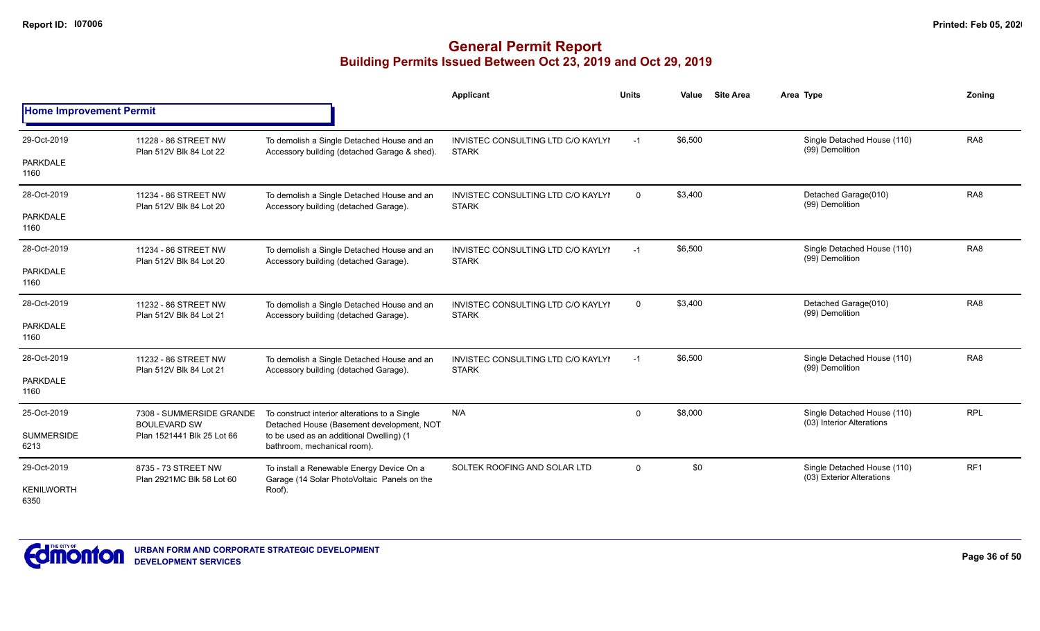# General Permit Report

## Building Permits Issued Between Oct 23, 2019 and Oct 29, 2019

### Home Improvement Permit

| Date / Neighbourhood | Address / Legal | Description | Applicant | Units | Value | Site Area | Area Type | Zoning |
|---|---|---|---|---|---|---|---|---|
| 29-Oct-2019<br>PARKDALE<br>1160 | 11228 - 86 STREET NW<br>Plan 512V Blk 84 Lot 22 | To demolish a Single Detached House and an Accessory building (detached Garage & shed). | INVISTEC CONSULTING LTD C/O KAYLYN STARK | -1 | $6,500 | | Single Detached House (110)<br>(99) Demolition | RA8 |
| 28-Oct-2019<br>PARKDALE<br>1160 | 11234 - 86 STREET NW<br>Plan 512V Blk 84 Lot 20 | To demolish a Single Detached House and an Accessory building (detached Garage). | INVISTEC CONSULTING LTD C/O KAYLYN STARK | 0 | $3,400 | | Detached Garage(010)<br>(99) Demolition | RA8 |
| 28-Oct-2019<br>PARKDALE<br>1160 | 11234 - 86 STREET NW<br>Plan 512V Blk 84 Lot 20 | To demolish a Single Detached House and an Accessory building (detached Garage). | INVISTEC CONSULTING LTD C/O KAYLYN STARK | -1 | $6,500 | | Single Detached House (110)<br>(99) Demolition | RA8 |
| 28-Oct-2019<br>PARKDALE<br>1160 | 11232 - 86 STREET NW<br>Plan 512V Blk 84 Lot 21 | To demolish a Single Detached House and an Accessory building (detached Garage). | INVISTEC CONSULTING LTD C/O KAYLYN STARK | 0 | $3,400 | | Detached Garage(010)<br>(99) Demolition | RA8 |
| 28-Oct-2019<br>PARKDALE<br>1160 | 11232 - 86 STREET NW<br>Plan 512V Blk 84 Lot 21 | To demolish a Single Detached House and an Accessory building (detached Garage). | INVISTEC CONSULTING LTD C/O KAYLYN STARK | -1 | $6,500 | | Single Detached House (110)<br>(99) Demolition | RA8 |
| 25-Oct-2019<br>SUMMERSIDE<br>6213 | 7308 - SUMMERSIDE GRANDE BOULEVARD SW<br>Plan 1521441 Blk 25 Lot 66 | To construct interior alterations to a Single Detached House (Basement development, NOT to be used as an additional Dwelling) (1 bathroom, mechanical room). | N/A | 0 | $8,000 | | Single Detached House (110)<br>(03) Interior Alterations | RPL |
| 29-Oct-2019<br>KENILWORTH<br>6350 | 8735 - 73 STREET NW<br>Plan 2921MC Blk 58 Lot 60 | To install a Renewable Energy Device On a Garage (14 Solar PhotoVoltaic Panels on the Roof). | SOLTEK ROOFING AND SOLAR LTD | 0 | $0 | | Single Detached House (110)<br>(03) Exterior Alterations | RF1 |

URBAN FORM AND CORPORATE STRATEGIC DEVELOPMENT
DEVELOPMENT SERVICES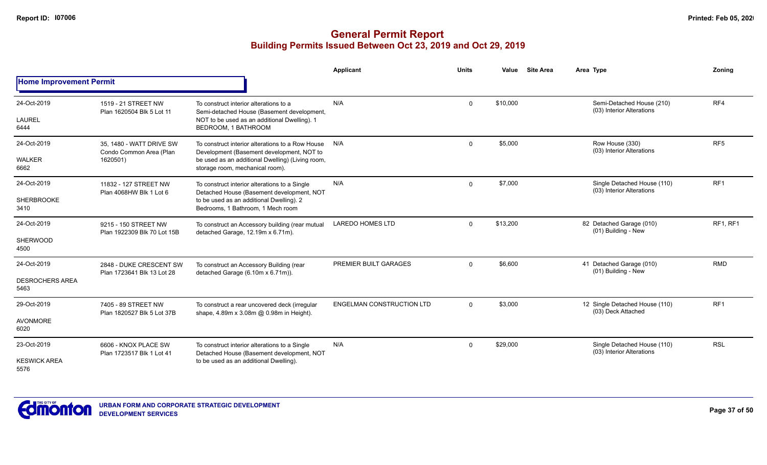# General Permit Report
## Building Permits Issued Between Oct 23, 2019 and Oct 29, 2019

### Home Improvement Permit

| | | | Applicant | Units | Value | Site Area | Area Type | Zoning |
|---|---|---|---|---|---|---|---|---|
| 24-Oct-2019<br>LAUREL<br>6444 | 1519 - 21 STREET NW<br>Plan 1620504 Blk 5 Lot 11 | To construct interior alterations to a Semi-detached House (Basement development, NOT to be used as an additional Dwelling). 1 BEDROOM, 1 BATHROOM | N/A | 0 | $10,000 | | Semi-Detached House (210)<br>(03) Interior Alterations | RF4 |
| 24-Oct-2019<br>WALKER<br>6662 | 35, 1480 - WATT DRIVE SW<br>Condo Common Area (Plan 1620501) | To construct interior alterations to a Row House Development (Basement development, NOT to be used as an additional Dwelling) (Living room, storage room, mechanical room). | N/A | 0 | $5,000 | | Row House (330)<br>(03) Interior Alterations | RF5 |
| 24-Oct-2019<br>SHERBROOKE<br>3410 | 11832 - 127 STREET NW<br>Plan 4068HW Blk 1 Lot 6 | To construct interior alterations to a Single Detached House (Basement development, NOT to be used as an additional Dwelling). 2 Bedrooms, 1 Bathroom, 1 Mech room | N/A | 0 | $7,000 | | Single Detached House (110)<br>(03) Interior Alterations | RF1 |
| 24-Oct-2019<br>SHERWOOD<br>4500 | 9215 - 150 STREET NW<br>Plan 1922309 Blk 70 Lot 15B | To construct an Accessory building (rear mutual detached Garage, 12.19m x 6.71m). | LAREDO HOMES LTD | 0 | $13,200 | | 82 Detached Garage (010)<br>(01) Building - New | RF1, RF1 |
| 24-Oct-2019<br>DESROCHERS AREA<br>5463 | 2848 - DUKE CRESCENT SW<br>Plan 1723641 Blk 13 Lot 28 | To construct an Accessory Building (rear detached Garage (6.10m x 6.71m)). | PREMIER BUILT GARAGES | 0 | $6,600 | | 41 Detached Garage (010)<br>(01) Building - New | RMD |
| 29-Oct-2019<br>AVONMORE<br>6020 | 7405 - 89 STREET NW<br>Plan 1820527 Blk 5 Lot 37B | To construct a rear uncovered deck (irregular shape, 4.89m x 3.08m @ 0.98m in Height). | ENGELMAN CONSTRUCTION LTD | 0 | $3,000 | | 12 Single Detached House (110)<br>(03) Deck Attached | RF1 |
| 23-Oct-2019<br>KESWICK AREA<br>5576 | 6606 - KNOX PLACE SW<br>Plan 1723517 Blk 1 Lot 41 | To construct interior alterations to a Single Detached House (Basement development, NOT to be used as an additional Dwelling). | N/A | 0 | $29,000 | | Single Detached House (110)<br>(03) Interior Alterations | RSL |

URBAN FORM AND CORPORATE STRATEGIC DEVELOPMENT
DEVELOPMENT SERVICES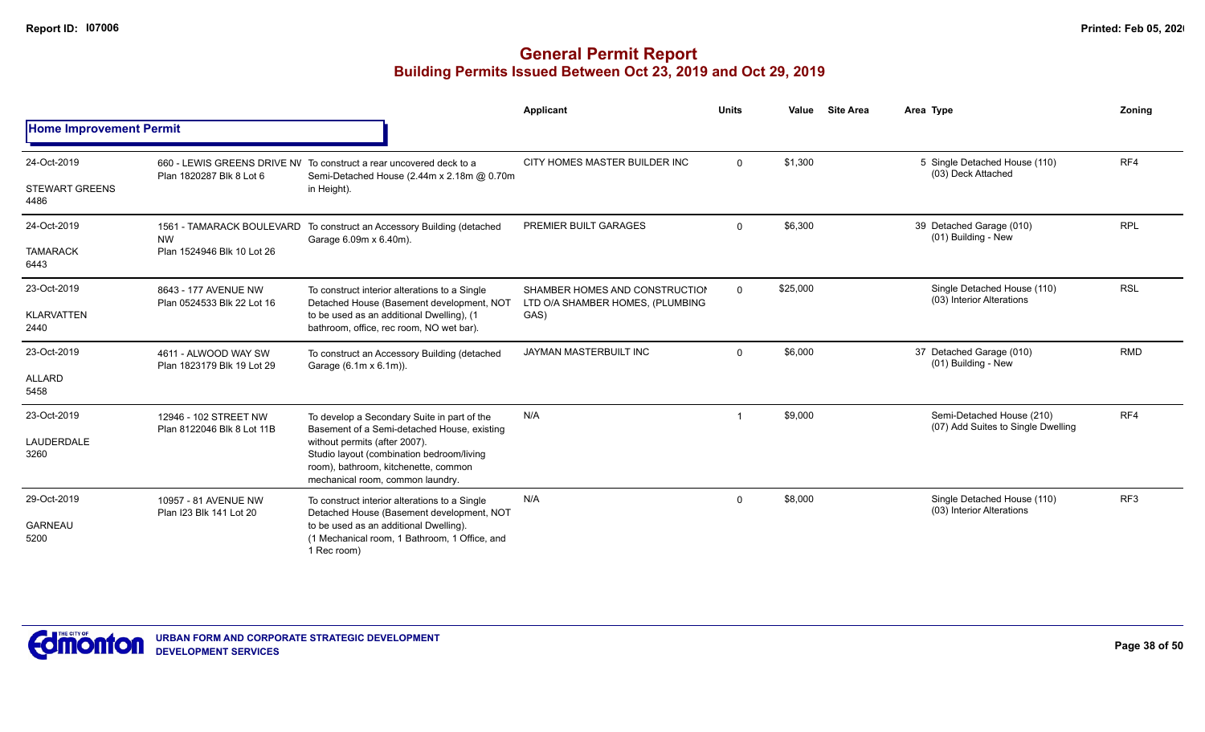# General Permit Report
## Building Permits Issued Between Oct 23, 2019 and Oct 29, 2019

**Home Improvement Permit**

| | | | Applicant | Units | Value | Site Area | Area Type | Zoning |
|---|---|---|---|---|---|---|---|---|
| 24-Oct-2019<br>STEWART GREENS<br>4486 | 660 - LEWIS GREENS DRIVE NW<br>Plan 1820287 Blk 8 Lot 6 | To construct a rear uncovered deck to a Semi-Detached House (2.44m x 2.18m @ 0.70m in Height). | CITY HOMES MASTER BUILDER INC | 0 | $1,300 | | 5 Single Detached House (110)<br>(03) Deck Attached | RF4 |
| 24-Oct-2019<br>TAMARACK<br>6443 | 1561 - TAMARACK BOULEVARD NW<br>Plan 1524946 Blk 10 Lot 26 | To construct an Accessory Building (detached Garage 6.09m x 6.40m). | PREMIER BUILT GARAGES | 0 | $6,300 | | 39 Detached Garage (010)<br>(01) Building - New | RPL |
| 23-Oct-2019<br>KLARVATTEN<br>2440 | 8643 - 177 AVENUE NW<br>Plan 0524533 Blk 22 Lot 16 | To construct interior alterations to a Single Detached House (Basement development, NOT to be used as an additional Dwelling), (1 bathroom, office, rec room, NO wet bar). | SHAMBER HOMES AND CONSTRUCTION LTD O/A SHAMBER HOMES, (PLUMBING GAS) | 0 | $25,000 | | Single Detached House (110)<br>(03) Interior Alterations | RSL |
| 23-Oct-2019<br>ALLARD<br>5458 | 4611 - ALWOOD WAY SW<br>Plan 1823179 Blk 19 Lot 29 | To construct an Accessory Building (detached Garage (6.1m x 6.1m)). | JAYMAN MASTERBUILT INC | 0 | $6,000 | | 37 Detached Garage (010)<br>(01) Building - New | RMD |
| 23-Oct-2019<br>LAUDERDALE<br>3260 | 12946 - 102 STREET NW<br>Plan 8122046 Blk 8 Lot 11B | To develop a Secondary Suite in part of the Basement of a Semi-detached House, existing without permits (after 2007).<br>Studio layout (combination bedroom/living room), bathroom, kitchenette, common mechanical room, common laundry. | N/A | 1 | $9,000 | | Semi-Detached House (210)<br>(07) Add Suites to Single Dwelling | RF4 |
| 29-Oct-2019<br>GARNEAU<br>5200 | 10957 - 81 AVENUE NW<br>Plan I23 Blk 141 Lot 20 | To construct interior alterations to a Single Detached House (Basement development, NOT to be used as an additional Dwelling).<br>(1 Mechanical room, 1 Bathroom, 1 Office, and 1 Rec room) | N/A | 0 | $8,000 | | Single Detached House (110)<br>(03) Interior Alterations | RF3 |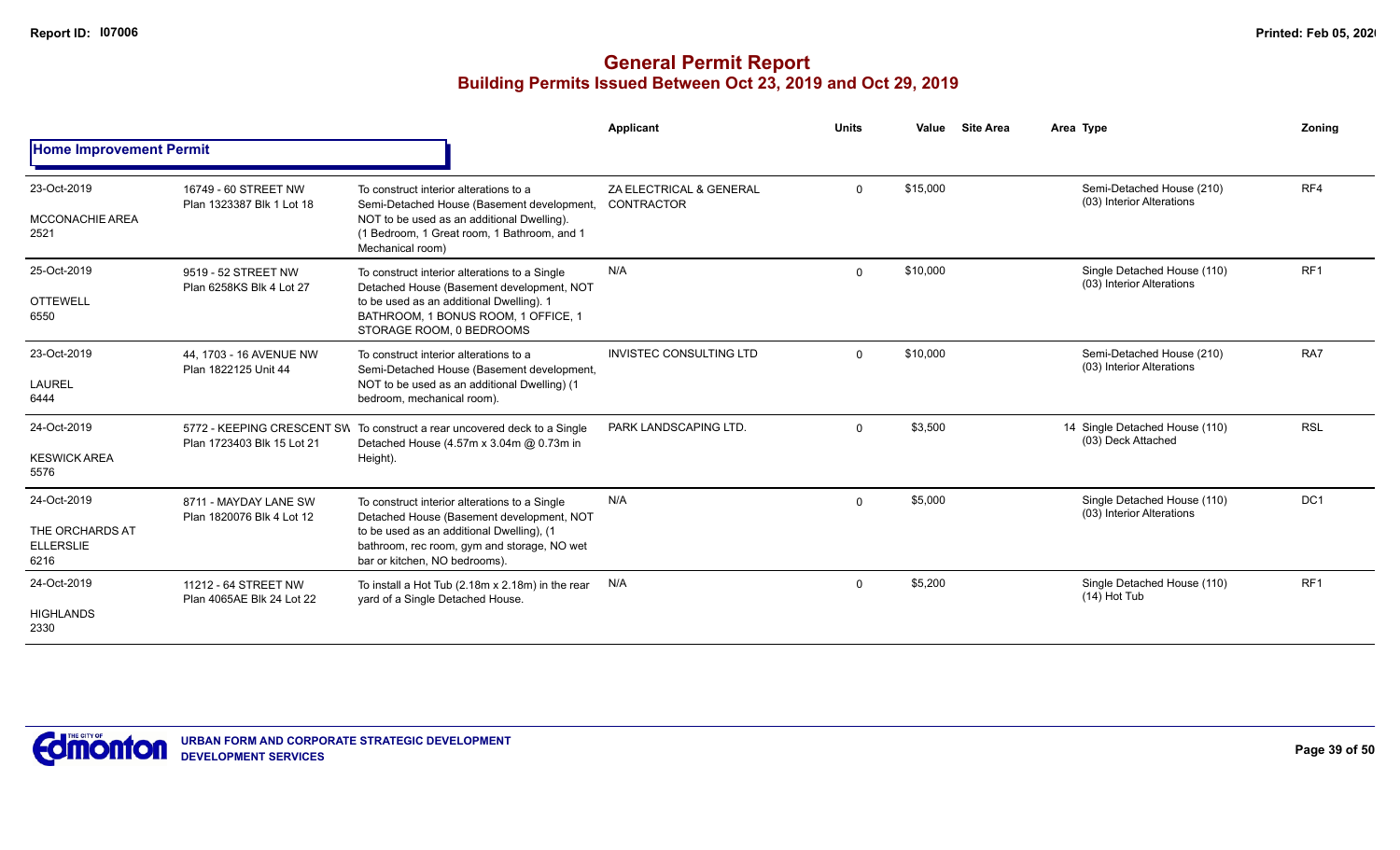# General Permit Report

## Building Permits Issued Between Oct 23, 2019 and Oct 29, 2019

### Home Improvement Permit

| | | | Applicant | Units | Value | Site Area | Area Type | Zoning |
|---|---|---|---|---|---|---|---|---|
| 23-Oct-2019<br>MCCONACHIE AREA<br>2521 | 16749 - 60 STREET NW<br>Plan 1323387 Blk 1 Lot 18 | To construct interior alterations to a Semi-Detached House (Basement development, NOT to be used as an additional Dwelling). (1 Bedroom, 1 Great room, 1 Bathroom, and 1 Mechanical room) | ZA ELECTRICAL & GENERAL CONTRACTOR | 0 | $15,000 | | Semi-Detached House (210)<br>(03) Interior Alterations | RF4 |
| 25-Oct-2019<br>OTTEWELL<br>6550 | 9519 - 52 STREET NW<br>Plan 6258KS Blk 4 Lot 27 | To construct interior alterations to a Single Detached House (Basement development, NOT to be used as an additional Dwelling). 1 BATHROOM, 1 BONUS ROOM, 1 OFFICE, 1 STORAGE ROOM, 0 BEDROOMS | N/A | 0 | $10,000 | | Single Detached House (110)<br>(03) Interior Alterations | RF1 |
| 23-Oct-2019<br>LAUREL<br>6444 | 44, 1703 - 16 AVENUE NW<br>Plan 1822125 Unit 44 | To construct interior alterations to a Semi-Detached House (Basement development, NOT to be used as an additional Dwelling) (1 bedroom, mechanical room). | INVISTEC CONSULTING LTD | 0 | $10,000 | | Semi-Detached House (210)<br>(03) Interior Alterations | RA7 |
| 24-Oct-2019<br>KESWICK AREA<br>5576 | 5772 - KEEPING CRESCENT SW<br>Plan 1723403 Blk 15 Lot 21 | To construct a rear uncovered deck to a Single Detached House (4.57m x 3.04m @ 0.73m in Height). | PARK LANDSCAPING LTD. | 0 | $3,500 | 14 | Single Detached House (110)<br>(03) Deck Attached | RSL |
| 24-Oct-2019<br>THE ORCHARDS AT ELLERSLIE<br>6216 | 8711 - MAYDAY LANE SW<br>Plan 1820076 Blk 4 Lot 12 | To construct interior alterations to a Single Detached House (Basement development, NOT to be used as an additional Dwelling), (1 bathroom, rec room, gym and storage, NO wet bar or kitchen, NO bedrooms). | N/A | 0 | $5,000 | | Single Detached House (110)<br>(03) Interior Alterations | DC1 |
| 24-Oct-2019<br>HIGHLANDS<br>2330 | 11212 - 64 STREET NW<br>Plan 4065AE Blk 24 Lot 22 | To install a Hot Tub (2.18m x 2.18m) in the rear yard of a Single Detached House. | N/A | 0 | $5,200 | | Single Detached House (110)<br>(14) Hot Tub | RF1 |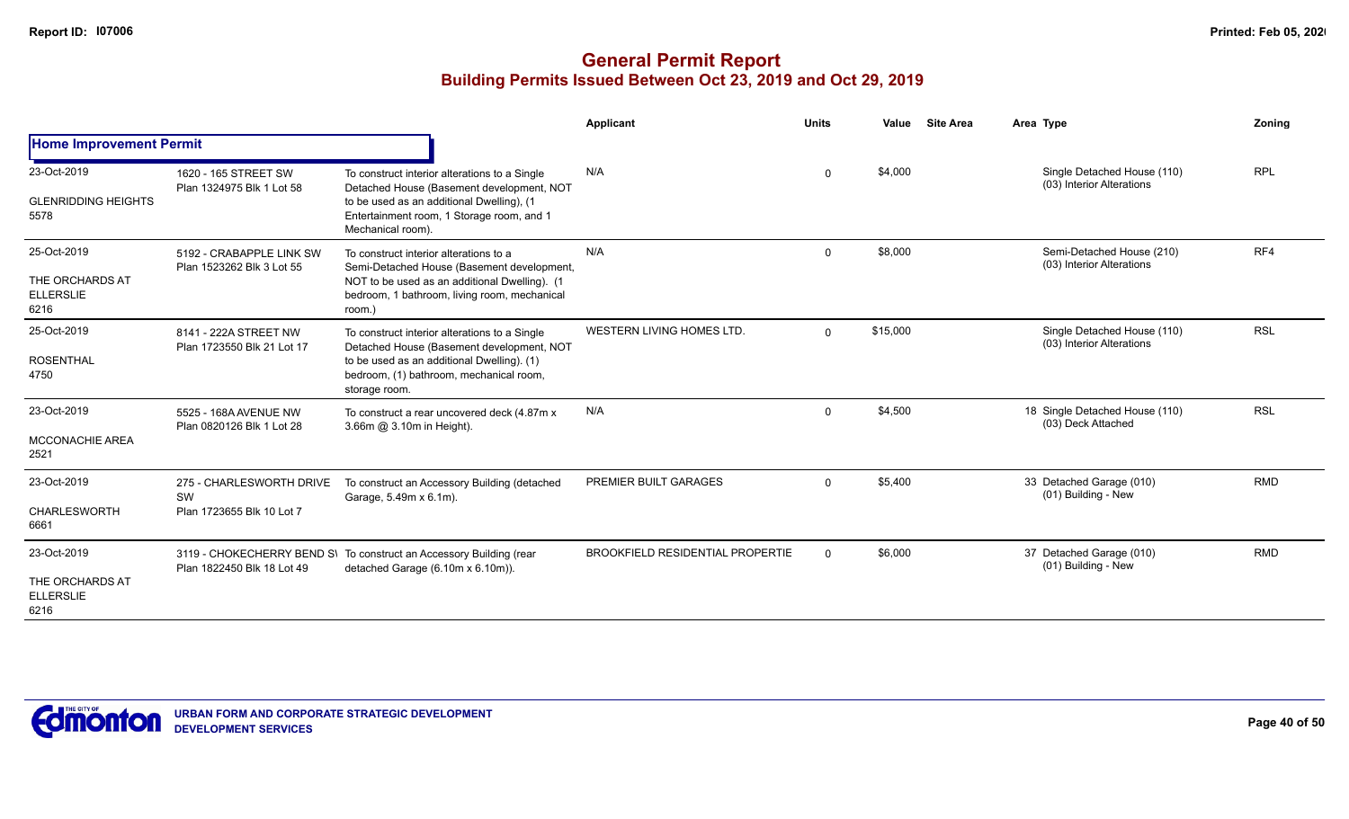# General Permit Report

## Building Permits Issued Between Oct 23, 2019 and Oct 29, 2019

| | | | Applicant | Units | Value | Site Area | Area | Type | Zoning |
|---|---|---|---|---|---|---|---|---|---|
| **Home Improvement Permit** | | | | | | | | | |
| 23-Oct-2019<br>GLENRIDDING HEIGHTS<br>5578 | 1620 - 165 STREET SW<br>Plan 1324975 Blk 1 Lot 58 | To construct interior alterations to a Single Detached House (Basement development, NOT to be used as an additional Dwelling), (1 Entertainment room, 1 Storage room, and 1 Mechanical room). | N/A | 0 | $4,000 | | | Single Detached House (110)<br>(03) Interior Alterations | RPL |
| 25-Oct-2019<br>THE ORCHARDS AT ELLERSLIE<br>6216 | 5192 - CRABAPPLE LINK SW<br>Plan 1523262 Blk 3 Lot 55 | To construct interior alterations to a Semi-Detached House (Basement development, NOT to be used as an additional Dwelling). (1 bedroom, 1 bathroom, living room, mechanical room.) | N/A | 0 | $8,000 | | | Semi-Detached House (210)<br>(03) Interior Alterations | RF4 |
| 25-Oct-2019<br>ROSENTHAL<br>4750 | 8141 - 222A STREET NW<br>Plan 1723550 Blk 21 Lot 17 | To construct interior alterations to a Single Detached House (Basement development, NOT to be used as an additional Dwelling). (1) bedroom, (1) bathroom, mechanical room, storage room. | WESTERN LIVING HOMES LTD. | 0 | $15,000 | | | Single Detached House (110)<br>(03) Interior Alterations | RSL |
| 23-Oct-2019<br>MCCONACHIE AREA<br>2521 | 5525 - 168A AVENUE NW<br>Plan 0820126 Blk 1 Lot 28 | To construct a rear uncovered deck (4.87m x 3.66m @ 3.10m in Height). | N/A | 0 | $4,500 | | 18 | Single Detached House (110)<br>(03) Deck Attached | RSL |
| 23-Oct-2019<br>CHARLESWORTH<br>6661 | 275 - CHARLESWORTH DRIVE SW<br>Plan 1723655 Blk 10 Lot 7 | To construct an Accessory Building (detached Garage, 5.49m x 6.1m). | PREMIER BUILT GARAGES | 0 | $5,400 | | 33 | Detached Garage (010)<br>(01) Building - New | RMD |
| 23-Oct-2019<br>THE ORCHARDS AT ELLERSLIE<br>6216 | 3119 - CHOKECHERRY BEND S\<br>Plan 1822450 Blk 18 Lot 49 | To construct an Accessory Building (rear detached Garage (6.10m x 6.10m)). | BROOKFIELD RESIDENTIAL PROPERTIE | 0 | $6,000 | | 37 | Detached Garage (010)<br>(01) Building - New | RMD |

URBAN FORM AND CORPORATE STRATEGIC DEVELOPMENT
DEVELOPMENT SERVICES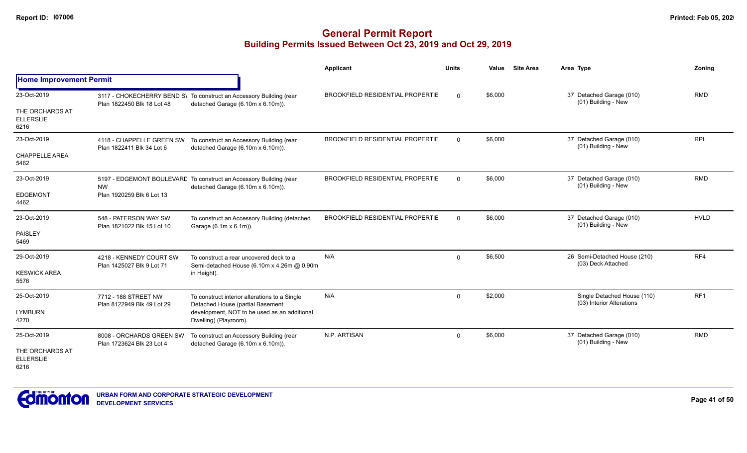# General Permit Report
## Building Permits Issued Between Oct 23, 2019 and Oct 29, 2019

**Home Improvement Permit**

| Date / Neighbourhood | Address / Legal | Description | Applicant | Units | Value | Site Area | Area Type | Zoning |
|---|---|---|---|---|---|---|---|---|
| 23-Oct-2019<br>THE ORCHARDS AT ELLERSLIE<br>6216 | 3117 - CHOKECHERRY BEND SW<br>Plan 1822450 Blk 18 Lot 48 | To construct an Accessory Building (rear detached Garage (6.10m x 6.10m)). | BROOKFIELD RESIDENTIAL PROPERTIE | 0 | $6,000 | | 37 Detached Garage (010)<br>(01) Building - New | RMD |
| 23-Oct-2019<br>CHAPPELLE AREA<br>5462 | 4118 - CHAPPELLE GREEN SW<br>Plan 1822411 Blk 34 Lot 6 | To construct an Accessory Building (rear detached Garage (6.10m x 6.10m)). | BROOKFIELD RESIDENTIAL PROPERTIE | 0 | $6,000 | | 37 Detached Garage (010)<br>(01) Building - New | RPL |
| 23-Oct-2019<br>EDGEMONT<br>4462 | 5197 - EDGEMONT BOULEVARD NW<br>Plan 1920259 Blk 6 Lot 13 | To construct an Accessory Building (rear detached Garage (6.10m x 6.10m)). | BROOKFIELD RESIDENTIAL PROPERTIE | 0 | $6,000 | | 37 Detached Garage (010)<br>(01) Building - New | RMD |
| 23-Oct-2019<br>PAISLEY<br>5469 | 548 - PATERSON WAY SW<br>Plan 1821022 Blk 15 Lot 10 | To construct an Accessory Building (detached Garage (6.1m x 6.1m)). | BROOKFIELD RESIDENTIAL PROPERTIE | 0 | $6,000 | | 37 Detached Garage (010)<br>(01) Building - New | HVLD |
| 29-Oct-2019<br>KESWICK AREA<br>5576 | 4218 - KENNEDY COURT SW<br>Plan 1425027 Blk 9 Lot 71 | To construct a rear uncovered deck to a Semi-detached House (6.10m x 4.26m @ 0.90m in Height). | N/A | 0 | $6,500 | | 26 Semi-Detached House (210)<br>(03) Deck Attached | RF4 |
| 25-Oct-2019<br>LYMBURN<br>4270 | 7712 - 188 STREET NW<br>Plan 8122949 Blk 49 Lot 29 | To construct interior alterations to a Single Detached House (partial Basement development, NOT to be used as an additional Dwelling) (Playroom). | N/A | 0 | $2,000 | | Single Detached House (110)<br>(03) Interior Alterations | RF1 |
| 25-Oct-2019<br>THE ORCHARDS AT ELLERSLIE<br>6216 | 8008 - ORCHARDS GREEN SW<br>Plan 1723624 Blk 23 Lot 4 | To construct an Accessory Building (rear detached Garage (6.10m x 6.10m)). | N.P. ARTISAN | 0 | $6,000 | | 37 Detached Garage (010)<br>(01) Building - New | RMD |

URBAN FORM AND CORPORATE STRATEGIC DEVELOPMENT
DEVELOPMENT SERVICES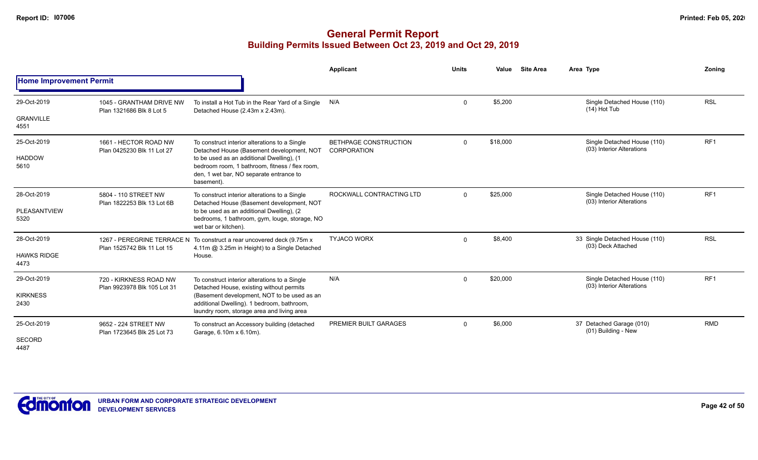# General Permit Report
## Building Permits Issued Between Oct 23, 2019 and Oct 29, 2019

### Home Improvement Permit

| | | | Applicant | Units | Value | Site Area | Area Type | Zoning |
|---|---|---|---|---|---|---|---|---|
| 29-Oct-2019<br>GRANVILLE<br>4551 | 1045 - GRANTHAM DRIVE NW<br>Plan 1321686 Blk 8 Lot 5 | To install a Hot Tub in the Rear Yard of a Single Detached House (2.43m x 2.43m). | N/A | 0 | $5,200 | | Single Detached House (110)<br>(14) Hot Tub | RSL |
| 25-Oct-2019<br>HADDOW<br>5610 | 1661 - HECTOR ROAD NW<br>Plan 0425230 Blk 11 Lot 27 | To construct interior alterations to a Single Detached House (Basement development, NOT to be used as an additional Dwelling), (1 bedroom room, 1 bathroom, fitness / flex room, den, 1 wet bar, NO separate entrance to basement). | BETHPAGE CONSTRUCTION CORPORATION | 0 | $18,000 | | Single Detached House (110)<br>(03) Interior Alterations | RF1 |
| 28-Oct-2019<br>PLEASANTVIEW<br>5320 | 5804 - 110 STREET NW<br>Plan 1822253 Blk 13 Lot 6B | To construct interior alterations to a Single Detached House (Basement development, NOT to be used as an additional Dwelling), (2 bedrooms, 1 bathroom, gym, louge, storage, NO wet bar or kitchen). | ROCKWALL CONTRACTING LTD | 0 | $25,000 | | Single Detached House (110)<br>(03) Interior Alterations | RF1 |
| 28-Oct-2019<br>HAWKS RIDGE<br>4473 | 1267 - PEREGRINE TERRACE N<br>Plan 1525742 Blk 11 Lot 15 | To construct a rear uncovered deck (9.75m x 4.11m @ 3.25m in Height) to a Single Detached House. | TYJACO WORX | 0 | $8,400 | 33 | Single Detached House (110)<br>(03) Deck Attached | RSL |
| 29-Oct-2019<br>KIRKNESS<br>2430 | 720 - KIRKNESS ROAD NW<br>Plan 9923978 Blk 105 Lot 31 | To construct interior alterations to a Single Detached House, existing without permits (Basement development, NOT to be used as an additional Dwelling). 1 bedroom, bathroom, laundry room, storage area and living area | N/A | 0 | $20,000 | | Single Detached House (110)<br>(03) Interior Alterations | RF1 |
| 25-Oct-2019<br>SECORD<br>4487 | 9652 - 224 STREET NW<br>Plan 1723645 Blk 25 Lot 73 | To construct an Accessory building (detached Garage, 6.10m x 6.10m). | PREMIER BUILT GARAGES | 0 | $6,000 | 37 | Detached Garage (010)<br>(01) Building - New | RMD |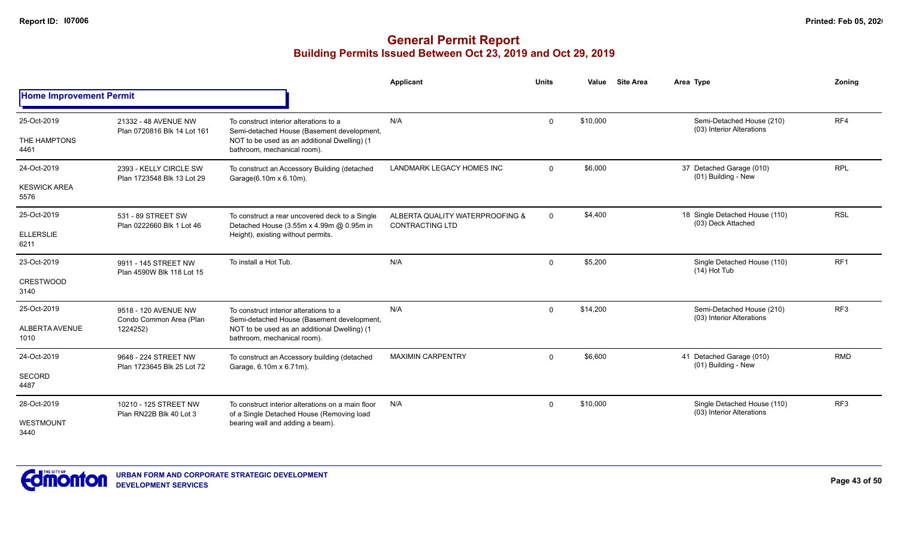# General Permit Report
## Building Permits Issued Between Oct 23, 2019 and Oct 29, 2019

**Home Improvement Permit**

| Date / Neighbourhood | Address / Legal | Description | Applicant | Units | Value | Site Area | Area | Type | Zoning |
|---|---|---|---|---|---|---|---|---|---|
| 25-Oct-2019 THE HAMPTONS 4461 | 21332 - 48 AVENUE NW Plan 0720816 Blk 14 Lot 161 | To construct interior alterations to a Semi-detached House (Basement development, NOT to be used as an additional Dwelling) (1 bathroom, mechanical room). | N/A | 0 | $10,000 | | | Semi-Detached House (210) (03) Interior Alterations | RF4 |
| 24-Oct-2019 KESWICK AREA 5576 | 2393 - KELLY CIRCLE SW Plan 1723548 Blk 13 Lot 29 | To construct an Accessory Building (detached Garage(6.10m x 6.10m). | LANDMARK LEGACY HOMES INC | 0 | $6,000 | | 37 | Detached Garage (010) (01) Building - New | RPL |
| 25-Oct-2019 ELLERSLIE 6211 | 531 - 89 STREET SW Plan 0222660 Blk 1 Lot 46 | To construct a rear uncovered deck to a Single Detached House (3.55m x 4.99m @ 0.95m in Height), existing without permits. | ALBERTA QUALITY WATERPROOFING & CONTRACTING LTD | 0 | $4,400 | | 18 | Single Detached House (110) (03) Deck Attached | RSL |
| 23-Oct-2019 CRESTWOOD 3140 | 9911 - 145 STREET NW Plan 4590W Blk 118 Lot 15 | To install a Hot Tub. | N/A | 0 | $5,200 | | | Single Detached House (110) (14) Hot Tub | RF1 |
| 25-Oct-2019 ALBERTA AVENUE 1010 | 9518 - 120 AVENUE NW Condo Common Area (Plan 1224252) | To construct interior alterations to a Semi-detached House (Basement development, NOT to be used as an additional Dwelling) (1 bathroom, mechanical room). | N/A | 0 | $14,200 | | | Semi-Detached House (210) (03) Interior Alterations | RF3 |
| 24-Oct-2019 SECORD 4487 | 9648 - 224 STREET NW Plan 1723645 Blk 25 Lot 72 | To construct an Accessory building (detached Garage, 6.10m x 6.71m). | MAXIMIN CARPENTRY | 0 | $6,600 | | 41 | Detached Garage (010) (01) Building - New | RMD |
| 28-Oct-2019 WESTMOUNT 3440 | 10210 - 125 STREET NW Plan RN22B Blk 40 Lot 3 | To construct interior alterations on a main floor of a Single Detached House (Removing load bearing wall and adding a beam). | N/A | 0 | $10,000 | | | Single Detached House (110) (03) Interior Alterations | RF3 |

URBAN FORM AND CORPORATE STRATEGIC DEVELOPMENT
DEVELOPMENT SERVICES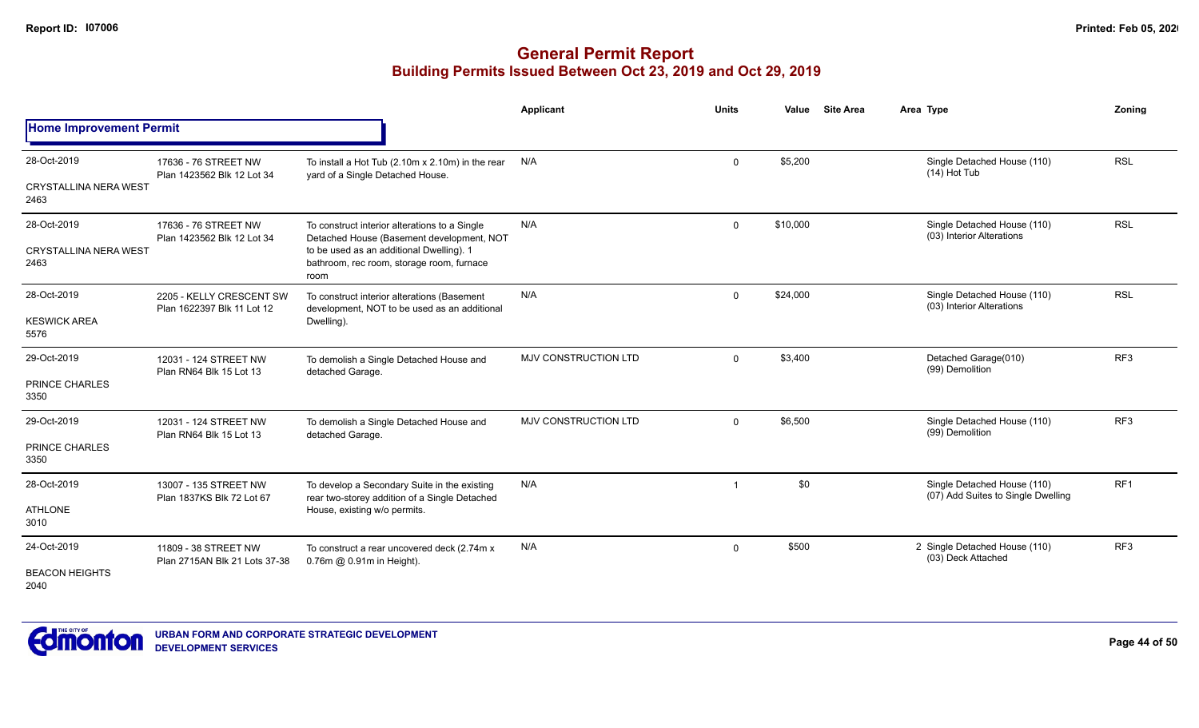# General Permit Report

## Building Permits Issued Between Oct 23, 2019 and Oct 29, 2019

| | | | Applicant | Units | Value | Site Area | Area Type | Zoning |
|---|---|---|---|---|---|---|---|---|
| **Home Improvement Permit** | | | | | | | | |
| 28-Oct-2019<br>CRYSTALLINA NERA WEST<br>2463 | 17636 - 76 STREET NW<br>Plan 1423562 Blk 12 Lot 34 | To install a Hot Tub (2.10m x 2.10m) in the rear yard of a Single Detached House. | N/A | 0 | $5,200 | | Single Detached House (110)<br>(14) Hot Tub | RSL |
| 28-Oct-2019<br>CRYSTALLINA NERA WEST<br>2463 | 17636 - 76 STREET NW<br>Plan 1423562 Blk 12 Lot 34 | To construct interior alterations to a Single Detached House (Basement development, NOT to be used as an additional Dwelling). 1 bathroom, rec room, storage room, furnace room | N/A | 0 | $10,000 | | Single Detached House (110)<br>(03) Interior Alterations | RSL |
| 28-Oct-2019<br>KESWICK AREA<br>5576 | 2205 - KELLY CRESCENT SW<br>Plan 1622397 Blk 11 Lot 12 | To construct interior alterations (Basement development, NOT to be used as an additional Dwelling). | N/A | 0 | $24,000 | | Single Detached House (110)<br>(03) Interior Alterations | RSL |
| 29-Oct-2019<br>PRINCE CHARLES<br>3350 | 12031 - 124 STREET NW<br>Plan RN64 Blk 15 Lot 13 | To demolish a Single Detached House and detached Garage. | MJV CONSTRUCTION LTD | 0 | $3,400 | | Detached Garage(010)<br>(99) Demolition | RF3 |
| 29-Oct-2019<br>PRINCE CHARLES<br>3350 | 12031 - 124 STREET NW<br>Plan RN64 Blk 15 Lot 13 | To demolish a Single Detached House and detached Garage. | MJV CONSTRUCTION LTD | 0 | $6,500 | | Single Detached House (110)<br>(99) Demolition | RF3 |
| 28-Oct-2019<br>ATHLONE<br>3010 | 13007 - 135 STREET NW<br>Plan 1837KS Blk 72 Lot 67 | To develop a Secondary Suite in the existing rear two-storey addition of a Single Detached House, existing w/o permits. | N/A | 1 | $0 | | Single Detached House (110)<br>(07) Add Suites to Single Dwelling | RF1 |
| 24-Oct-2019<br>BEACON HEIGHTS<br>2040 | 11809 - 38 STREET NW<br>Plan 2715AN Blk 21 Lots 37-38 | To construct a rear uncovered deck (2.74m x 0.76m @ 0.91m in Height). | N/A | 0 | $500 | | 2 Single Detached House (110)<br>(03) Deck Attached | RF3 |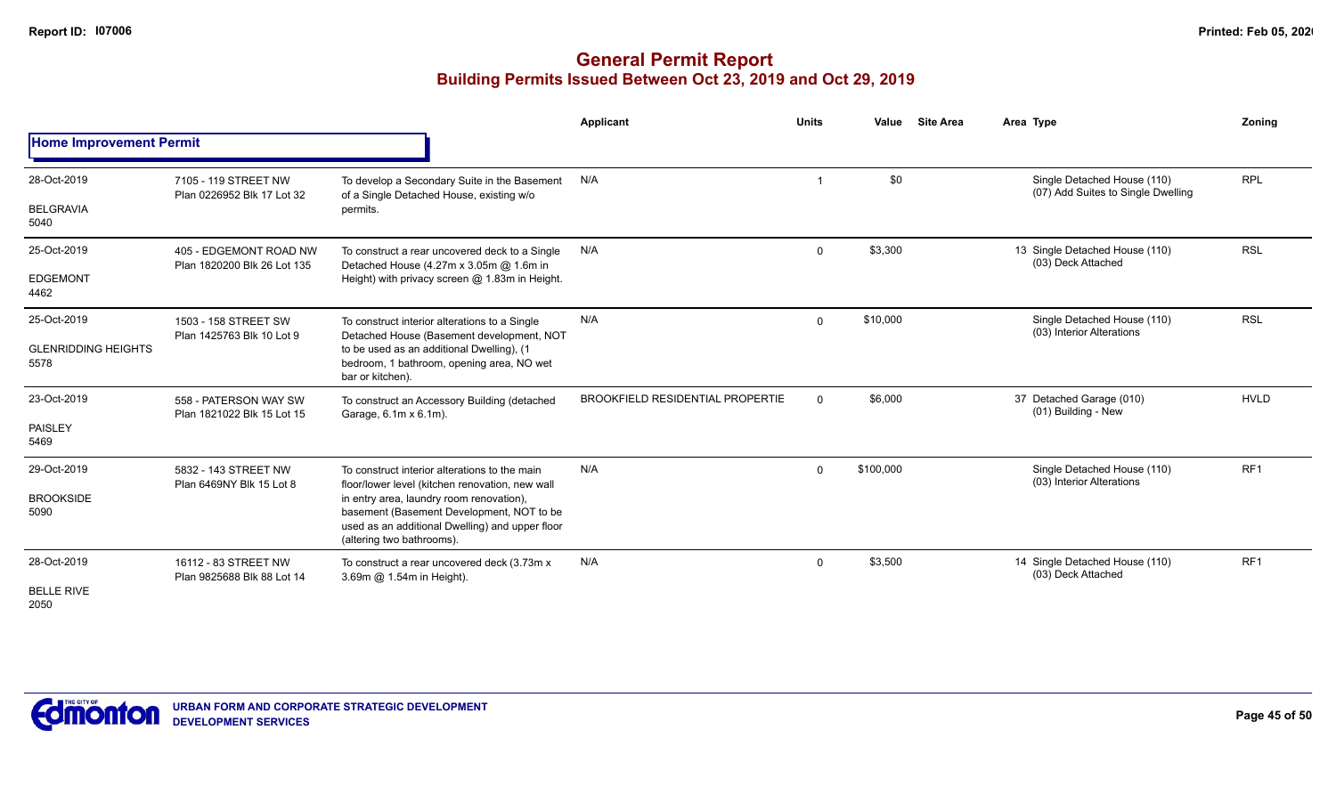# General Permit Report
## Building Permits Issued Between Oct 23, 2019 and Oct 29, 2019

### Home Improvement Permit

| | | | Applicant | Units | Value | Site Area | Area | Type | Zoning |
|---|---|---|---|---|---|---|---|---|---|
| 28-Oct-2019<br>BELGRAVIA<br>5040 | 7105 - 119 STREET NW<br>Plan 0226952 Blk 17 Lot 32 | To develop a Secondary Suite in the Basement of a Single Detached House, existing w/o permits. | N/A | 1 | $0 | | | Single Detached House (110)<br>(07) Add Suites to Single Dwelling | RPL |
| 25-Oct-2019<br>EDGEMONT<br>4462 | 405 - EDGEMONT ROAD NW<br>Plan 1820200 Blk 26 Lot 135 | To construct a rear uncovered deck to a Single Detached House (4.27m x 3.05m @ 1.6m in Height) with privacy screen @ 1.83m in Height. | N/A | 0 | $3,300 | | 13 | Single Detached House (110)<br>(03) Deck Attached | RSL |
| 25-Oct-2019<br>GLENRIDDING HEIGHTS<br>5578 | 1503 - 158 STREET SW<br>Plan 1425763 Blk 10 Lot 9 | To construct interior alterations to a Single Detached House (Basement development, NOT to be used as an additional Dwelling), (1 bedroom, 1 bathroom, opening area, NO wet bar or kitchen). | N/A | 0 | $10,000 | | | Single Detached House (110)<br>(03) Interior Alterations | RSL |
| 23-Oct-2019<br>PAISLEY<br>5469 | 558 - PATERSON WAY SW<br>Plan 1821022 Blk 15 Lot 15 | To construct an Accessory Building (detached Garage, 6.1m x 6.1m). | BROOKFIELD RESIDENTIAL PROPERTIE | 0 | $6,000 | | 37 | Detached Garage (010)<br>(01) Building - New | HVLD |
| 29-Oct-2019<br>BROOKSIDE<br>5090 | 5832 - 143 STREET NW<br>Plan 6469NY Blk 15 Lot 8 | To construct interior alterations to the main floor/lower level (kitchen renovation, new wall in entry area, laundry room renovation), basement (Basement Development, NOT to be used as an additional Dwelling) and upper floor (altering two bathrooms). | N/A | 0 | $100,000 | | | Single Detached House (110)<br>(03) Interior Alterations | RF1 |
| 28-Oct-2019<br>BELLE RIVE<br>2050 | 16112 - 83 STREET NW<br>Plan 9825688 Blk 88 Lot 14 | To construct a rear uncovered deck (3.73m x 3.69m @ 1.54m in Height). | N/A | 0 | $3,500 | | 14 | Single Detached House (110)<br>(03) Deck Attached | RF1 |

URBAN FORM AND CORPORATE STRATEGIC DEVELOPMENT
DEVELOPMENT SERVICES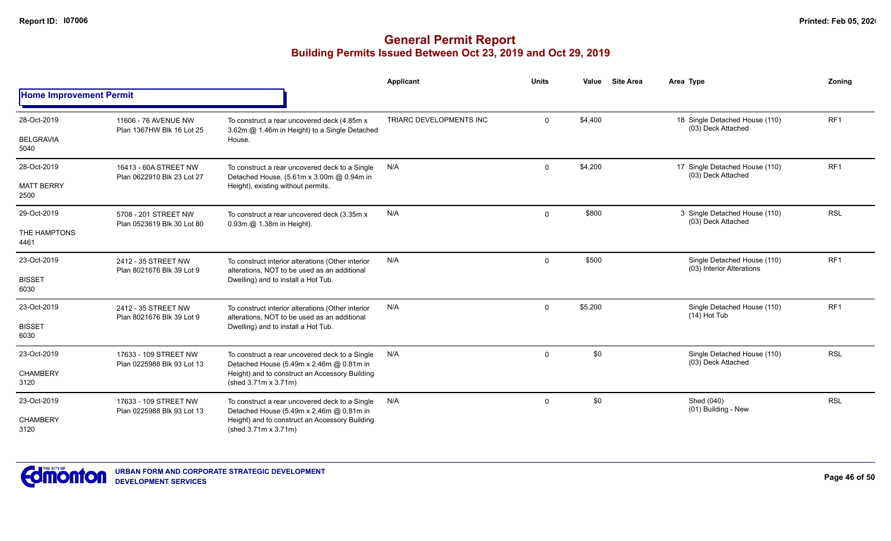# General Permit Report

## Building Permits Issued Between Oct 23, 2019 and Oct 29, 2019

### Home Improvement Permit

| Date / Neighbourhood | Address / Legal | Description | Applicant | Units | Value | Site Area | Area Type | Zoning |
|---|---|---|---|---|---|---|---|---|
| 28-Oct-2019<br>BELGRAVIA<br>5040 | 11606 - 76 AVENUE NW<br>Plan 1367HW Blk 16 Lot 25 | To construct a rear uncovered deck (4.85m x 3.62m @ 1.46m in Height) to a Single Detached House. | TRIARC DEVELOPMENTS INC | 0 | $4,400 | | 18 Single Detached House (110)<br>(03) Deck Attached | RF1 |
| 28-Oct-2019<br>MATT BERRY<br>2500 | 16413 - 60A STREET NW<br>Plan 0622910 Blk 23 Lot 27 | To construct a rear uncovered deck to a Single Detached House, (5.61m x 3.00m @ 0.94m in Height), existing without permits. | N/A | 0 | $4,200 | | 17 Single Detached House (110)<br>(03) Deck Attached | RF1 |
| 29-Oct-2019<br>THE HAMPTONS<br>4461 | 5708 - 201 STREET NW<br>Plan 0523619 Blk 30 Lot 80 | To construct a rear uncovered deck (3.35m x 0.93m @ 1.38m in Height). | N/A | 0 | $800 | | 3 Single Detached House (110)<br>(03) Deck Attached | RSL |
| 23-Oct-2019<br>BISSET<br>6030 | 2412 - 35 STREET NW<br>Plan 8021676 Blk 39 Lot 9 | To construct interior alterations (Other interior alterations, NOT to be used as an additional Dwelling) and to install a Hot Tub. | N/A | 0 | $500 | | Single Detached House (110)<br>(03) Interior Alterations | RF1 |
| 23-Oct-2019<br>BISSET<br>6030 | 2412 - 35 STREET NW<br>Plan 8021676 Blk 39 Lot 9 | To construct interior alterations (Other interior alterations, NOT to be used as an additional Dwelling) and to install a Hot Tub. | N/A | 0 | $5,200 | | Single Detached House (110)<br>(14) Hot Tub | RF1 |
| 23-Oct-2019<br>CHAMBERY<br>3120 | 17633 - 109 STREET NW<br>Plan 0225988 Blk 93 Lot 13 | To construct a rear uncovered deck to a Single Detached House (5.49m x 2.46m @ 0.81m in Height) and to construct an Accessory Building (shed 3.71m x 3.71m) | N/A | 0 | $0 | | Single Detached House (110)<br>(03) Deck Attached | RSL |
| 23-Oct-2019<br>CHAMBERY<br>3120 | 17633 - 109 STREET NW<br>Plan 0225988 Blk 93 Lot 13 | To construct a rear uncovered deck to a Single Detached House (5.49m x 2.46m @ 0.81m in Height) and to construct an Accessory Building (shed 3.71m x 3.71m) | N/A | 0 | $0 | | Shed (040)<br>(01) Building - New | RSL |

URBAN FORM AND CORPORATE STRATEGIC DEVELOPMENT
DEVELOPMENT SERVICES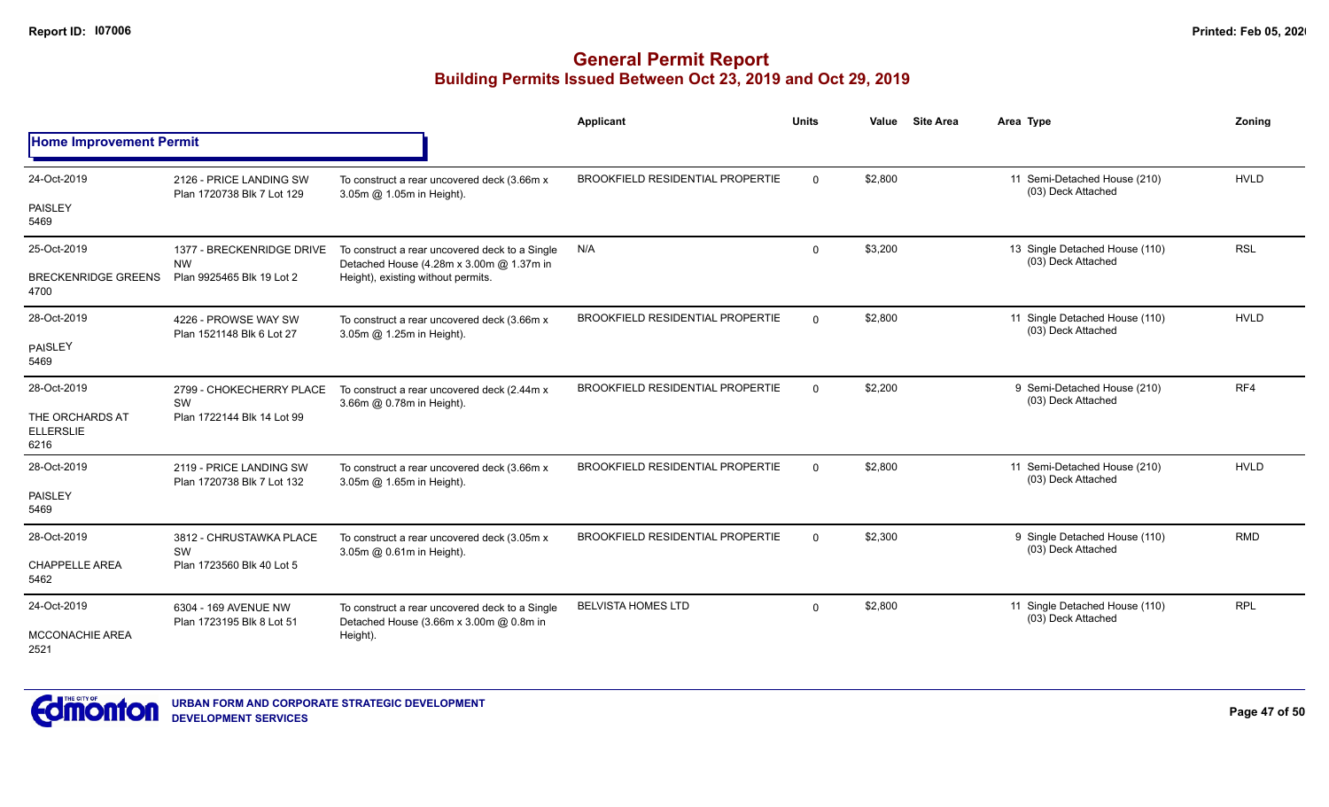# General Permit Report
## Building Permits Issued Between Oct 23, 2019 and Oct 29, 2019

| | | | Applicant | Units | Value | Site Area | Area | Type | Zoning |
|---|---|---|---|---|---|---|---|---|---|
| **Home Improvement Permit** | | | | | | | | | |
| 24-Oct-2019<br>PAISLEY<br>5469 | 2126 - PRICE LANDING SW<br>Plan 1720738 Blk 7 Lot 129 | To construct a rear uncovered deck (3.66m x 3.05m @ 1.05m in Height). | BROOKFIELD RESIDENTIAL PROPERTIE | 0 | $2,800 | | 11 | Semi-Detached House (210)<br>(03) Deck Attached | HVLD |
| 25-Oct-2019<br>BRECKENRIDGE GREENS<br>4700 | 1377 - BRECKENRIDGE DRIVE NW<br>Plan 9925465 Blk 19 Lot 2 | To construct a rear uncovered deck to a Single Detached House (4.28m x 3.00m @ 1.37m in Height), existing without permits. | N/A | 0 | $3,200 | | 13 | Single Detached House (110)<br>(03) Deck Attached | RSL |
| 28-Oct-2019<br>PAISLEY<br>5469 | 4226 - PROWSE WAY SW<br>Plan 1521148 Blk 6 Lot 27 | To construct a rear uncovered deck (3.66m x 3.05m @ 1.25m in Height). | BROOKFIELD RESIDENTIAL PROPERTIE | 0 | $2,800 | | 11 | Single Detached House (110)<br>(03) Deck Attached | HVLD |
| 28-Oct-2019<br>THE ORCHARDS AT ELLERSLIE<br>6216 | 2799 - CHOKECHERRY PLACE SW<br>Plan 1722144 Blk 14 Lot 99 | To construct a rear uncovered deck (2.44m x 3.66m @ 0.78m in Height). | BROOKFIELD RESIDENTIAL PROPERTIE | 0 | $2,200 | | 9 | Semi-Detached House (210)<br>(03) Deck Attached | RF4 |
| 28-Oct-2019<br>PAISLEY<br>5469 | 2119 - PRICE LANDING SW<br>Plan 1720738 Blk 7 Lot 132 | To construct a rear uncovered deck (3.66m x 3.05m @ 1.65m in Height). | BROOKFIELD RESIDENTIAL PROPERTIE | 0 | $2,800 | | 11 | Semi-Detached House (210)<br>(03) Deck Attached | HVLD |
| 28-Oct-2019<br>CHAPPELLE AREA<br>5462 | 3812 - CHRUSTAWKA PLACE SW<br>Plan 1723560 Blk 40 Lot 5 | To construct a rear uncovered deck (3.05m x 3.05m @ 0.61m in Height). | BROOKFIELD RESIDENTIAL PROPERTIE | 0 | $2,300 | | 9 | Single Detached House (110)<br>(03) Deck Attached | RMD |
| 24-Oct-2019<br>MCCONACHIE AREA<br>2521 | 6304 - 169 AVENUE NW<br>Plan 1723195 Blk 8 Lot 51 | To construct a rear uncovered deck to a Single Detached House (3.66m x 3.00m @ 0.8m in Height). | BELVISTA HOMES LTD | 0 | $2,800 | | 11 | Single Detached House (110)<br>(03) Deck Attached | RPL |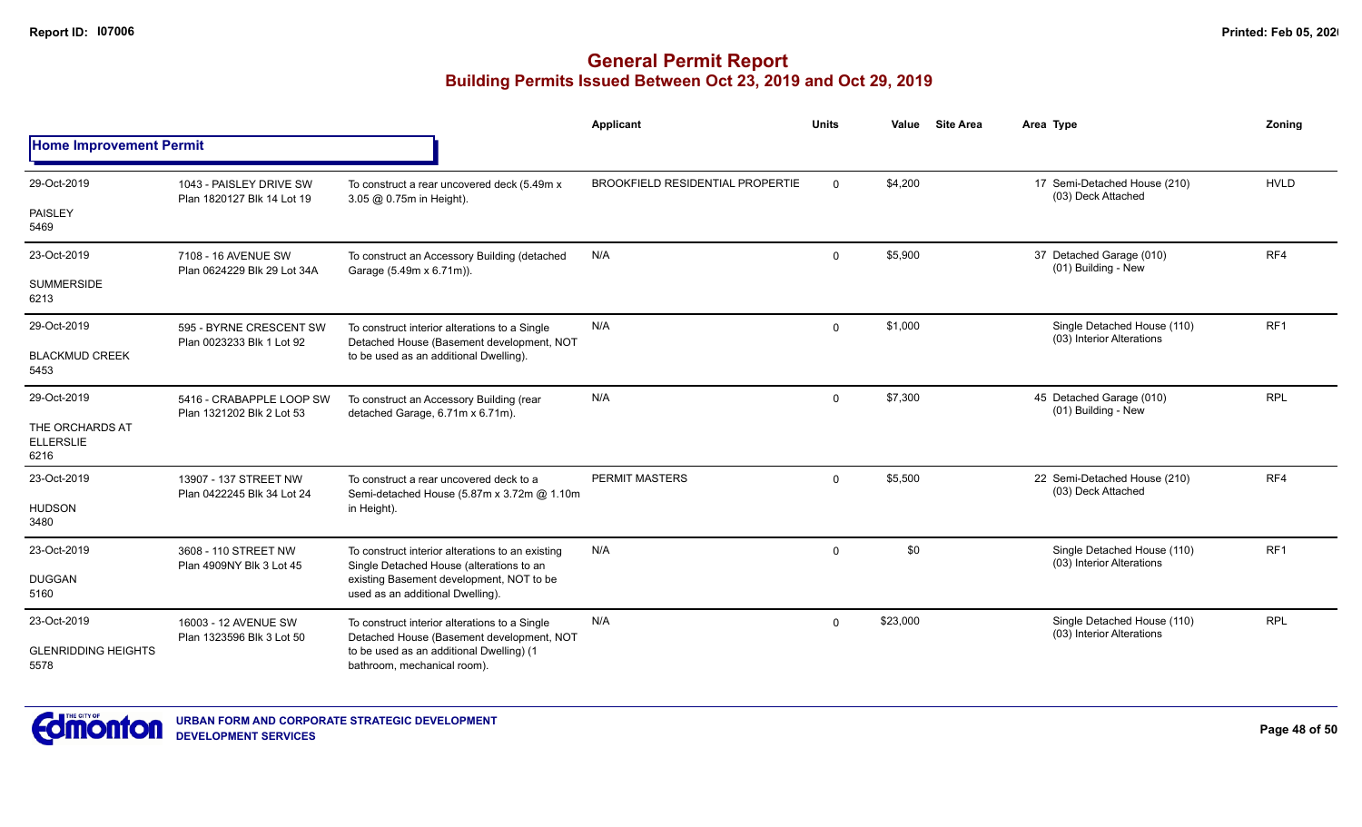# General Permit Report

## Building Permits Issued Between Oct 23, 2019 and Oct 29, 2019

| | | | Applicant | Units | Value | Site Area | Area Type | Zoning |
|---|---|---|---|---|---|---|---|---|
| **Home Improvement Permit** | | | | | | | | |
| 29-Oct-2019<br>PAISLEY<br>5469 | 1043 - PAISLEY DRIVE SW<br>Plan 1820127 Blk 14 Lot 19 | To construct a rear uncovered deck (5.49m x 3.05 @ 0.75m in Height). | BROOKFIELD RESIDENTIAL PROPERTIE | 0 | $4,200 | | 17 Semi-Detached House (210)<br>(03) Deck Attached | HVLD |
| 23-Oct-2019<br>SUMMERSIDE<br>6213 | 7108 - 16 AVENUE SW<br>Plan 0624229 Blk 29 Lot 34A | To construct an Accessory Building (detached Garage (5.49m x 6.71m)). | N/A | 0 | $5,900 | | 37 Detached Garage (010)<br>(01) Building - New | RF4 |
| 29-Oct-2019<br>BLACKMUD CREEK<br>5453 | 595 - BYRNE CRESCENT SW<br>Plan 0023233 Blk 1 Lot 92 | To construct interior alterations to a Single Detached House (Basement development, NOT to be used as an additional Dwelling). | N/A | 0 | $1,000 | | Single Detached House (110)<br>(03) Interior Alterations | RF1 |
| 29-Oct-2019<br>THE ORCHARDS AT ELLERSLIE<br>6216 | 5416 - CRABAPPLE LOOP SW<br>Plan 1321202 Blk 2 Lot 53 | To construct an Accessory Building (rear detached Garage, 6.71m x 6.71m). | N/A | 0 | $7,300 | | 45 Detached Garage (010)<br>(01) Building - New | RPL |
| 23-Oct-2019<br>HUDSON<br>3480 | 13907 - 137 STREET NW<br>Plan 0422245 Blk 34 Lot 24 | To construct a rear uncovered deck to a Semi-detached House (5.87m x 3.72m @ 1.10m in Height). | PERMIT MASTERS | 0 | $5,500 | | 22 Semi-Detached House (210)<br>(03) Deck Attached | RF4 |
| 23-Oct-2019<br>DUGGAN<br>5160 | 3608 - 110 STREET NW<br>Plan 4909NY Blk 3 Lot 45 | To construct interior alterations to an existing Single Detached House (alterations to an existing Basement development, NOT to be used as an additional Dwelling). | N/A | 0 | $0 | | Single Detached House (110)<br>(03) Interior Alterations | RF1 |
| 23-Oct-2019<br>GLENRIDDING HEIGHTS<br>5578 | 16003 - 12 AVENUE SW<br>Plan 1323596 Blk 3 Lot 50 | To construct interior alterations to a Single Detached House (Basement development, NOT to be used as an additional Dwelling) (1 bathroom, mechanical room). | N/A | 0 | $23,000 | | Single Detached House (110)<br>(03) Interior Alterations | RPL |

URBAN FORM AND CORPORATE STRATEGIC DEVELOPMENT
DEVELOPMENT SERVICES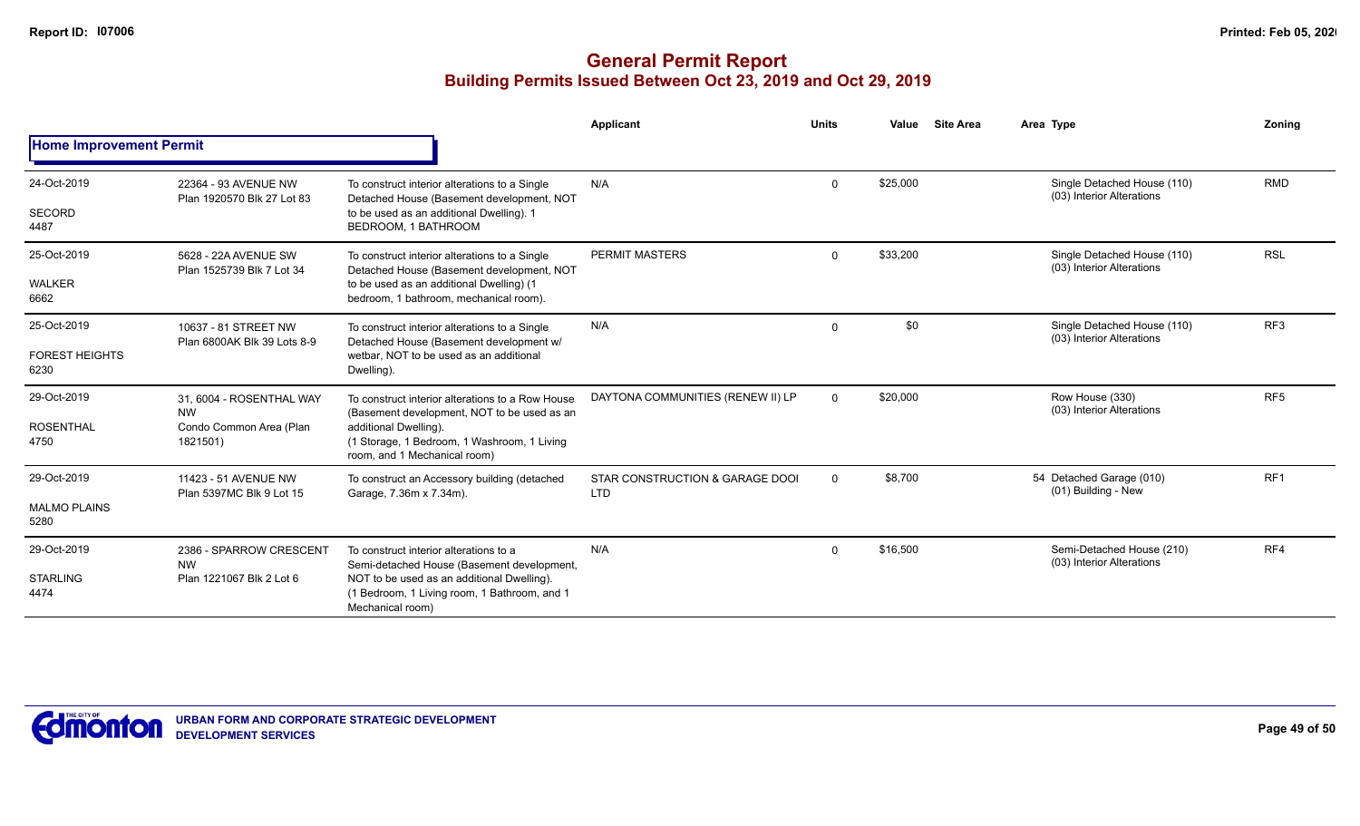# General Permit Report

## Building Permits Issued Between Oct 23, 2019 and Oct 29, 2019

**Home Improvement Permit**

| | | | Applicant | Units | Value | Site Area | Area Type | Zoning |
|---|---|---|---|---|---|---|---|---|
| 24-Oct-2019<br>SECORD<br>4487 | 22364 - 93 AVENUE NW<br>Plan 1920570 Blk 27 Lot 83 | To construct interior alterations to a Single Detached House (Basement development, NOT to be used as an additional Dwelling). 1 BEDROOM, 1 BATHROOM | N/A | 0 | $25,000 | | Single Detached House (110)<br>(03) Interior Alterations | RMD |
| 25-Oct-2019<br>WALKER<br>6662 | 5628 - 22A AVENUE SW<br>Plan 1525739 Blk 7 Lot 34 | To construct interior alterations to a Single Detached House (Basement development, NOT to be used as an additional Dwelling) (1 bedroom, 1 bathroom, mechanical room). | PERMIT MASTERS | 0 | $33,200 | | Single Detached House (110)<br>(03) Interior Alterations | RSL |
| 25-Oct-2019<br>FOREST HEIGHTS<br>6230 | 10637 - 81 STREET NW<br>Plan 6800AK Blk 39 Lots 8-9 | To construct interior alterations to a Single Detached House (Basement development w/ wetbar, NOT to be used as an additional Dwelling). | N/A | 0 | $0 | | Single Detached House (110)<br>(03) Interior Alterations | RF3 |
| 29-Oct-2019<br>ROSENTHAL<br>4750 | 31, 6004 - ROSENTHAL WAY NW<br>Condo Common Area (Plan 1821501) | To construct interior alterations to a Row House (Basement development, NOT to be used as an additional Dwelling).<br>(1 Storage, 1 Bedroom, 1 Washroom, 1 Living room, and 1 Mechanical room) | DAYTONA COMMUNITIES (RENEW II) LP | 0 | $20,000 | | Row House (330)<br>(03) Interior Alterations | RF5 |
| 29-Oct-2019<br>MALMO PLAINS<br>5280 | 11423 - 51 AVENUE NW<br>Plan 5397MC Blk 9 Lot 15 | To construct an Accessory building (detached Garage, 7.36m x 7.34m). | STAR CONSTRUCTION & GARAGE DOOI LTD | 0 | $8,700 | | 54 Detached Garage (010)<br>(01) Building - New | RF1 |
| 29-Oct-2019<br>STARLING<br>4474 | 2386 - SPARROW CRESCENT NW<br>Plan 1221067 Blk 2 Lot 6 | To construct interior alterations to a Semi-detached House (Basement development, NOT to be used as an additional Dwelling).<br>(1 Bedroom, 1 Living room, 1 Bathroom, and 1 Mechanical room) | N/A | 0 | $16,500 | | Semi-Detached House (210)<br>(03) Interior Alterations | RF4 |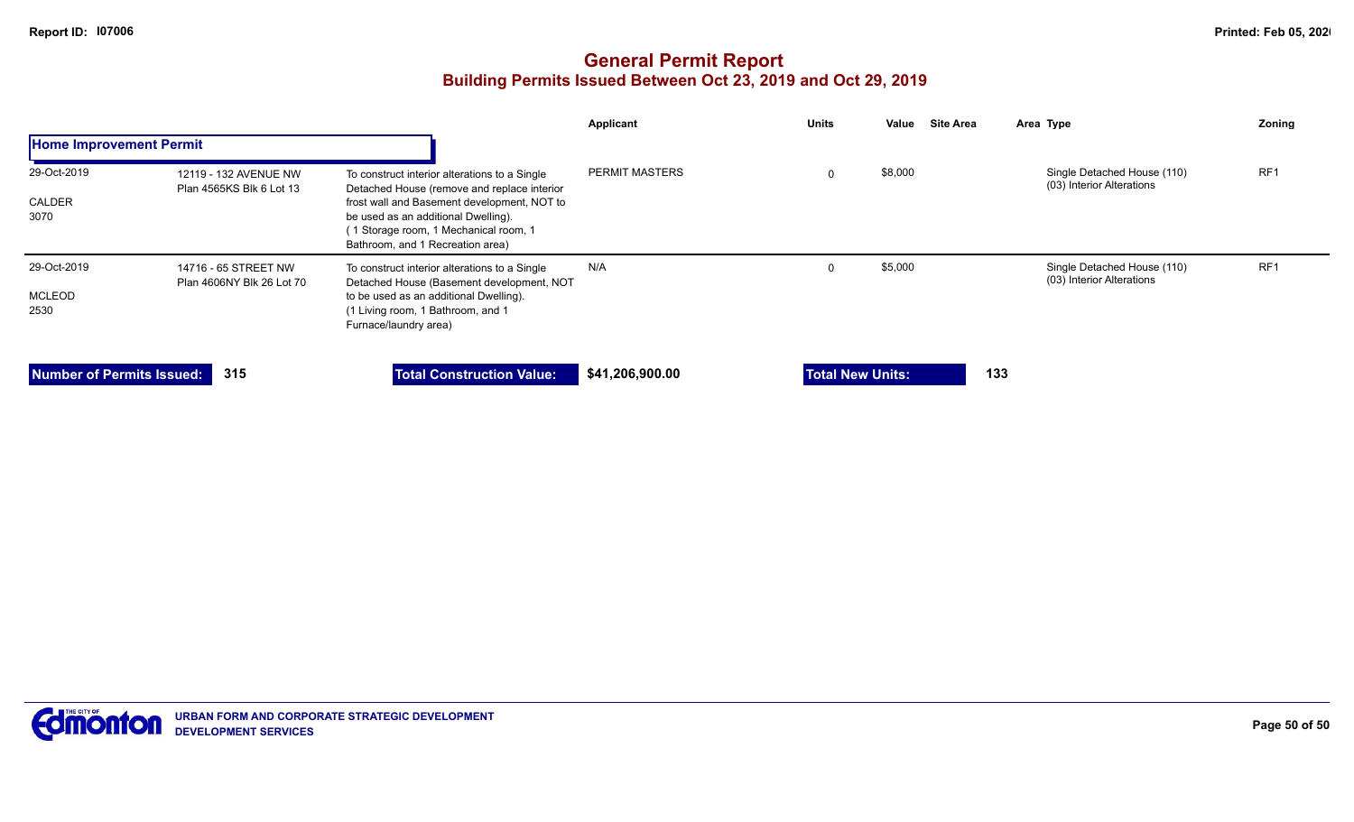# General Permit Report

## Building Permits Issued Between Oct 23, 2019 and Oct 29, 2019

| | | | Applicant | Units | Value | Site Area | Area Type | Zoning |
|---|---|---|---|---|---|---|---|---|
| **Home Improvement Permit** | | | | | | | | |
| 29-Oct-2019<br>CALDER<br>3070 | 12119 - 132 AVENUE NW<br>Plan 4565KS Blk 6 Lot 13 | To construct interior alterations to a Single Detached House (remove and replace interior frost wall and Basement development, NOT to be used as an additional Dwelling).<br>( 1 Storage room, 1 Mechanical room, 1 Bathroom, and 1 Recreation area) | PERMIT MASTERS | 0 | $8,000 | | Single Detached House (110)<br>(03) Interior Alterations | RF1 |
| 29-Oct-2019<br>MCLEOD<br>2530 | 14716 - 65 STREET NW<br>Plan 4606NY Blk 26 Lot 70 | To construct interior alterations to a Single Detached House (Basement development, NOT to be used as an additional Dwelling).<br>(1 Living room, 1 Bathroom, and 1 Furnace/laundry area) | N/A | 0 | $5,000 | | Single Detached House (110)<br>(03) Interior Alterations | RF1 |

**Number of Permits Issued:** 315 **Total Construction Value:** $41,206,900.00 **Total New Units:** 133

URBAN FORM AND CORPORATE STRATEGIC DEVELOPMENT
DEVELOPMENT SERVICES